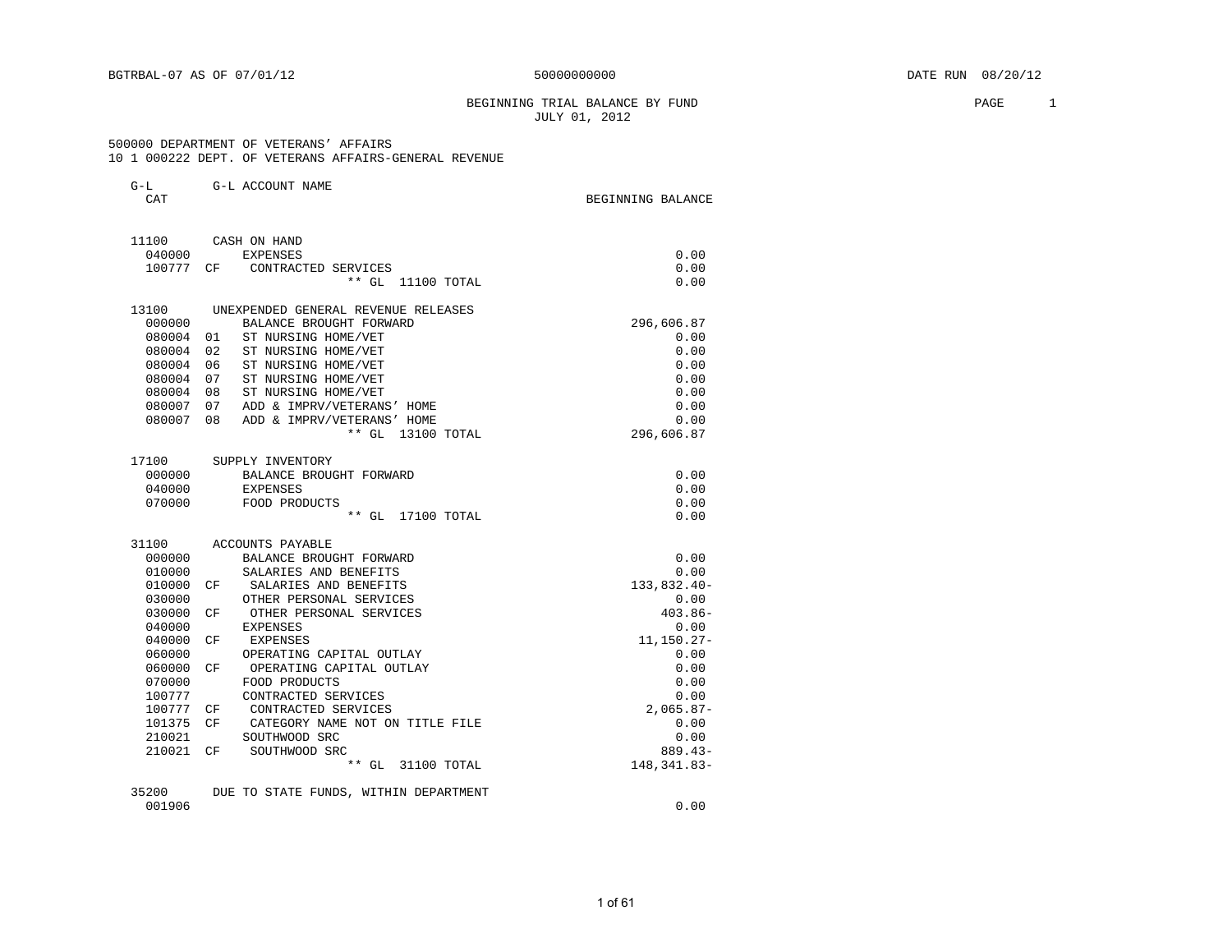BGTRBAL-07 AS OF 07/01/12 50000000000 DATE RUN 08/20/12

BEGINNING TRIAL BALANCE BY FUND
JULY 01, 2012

500000 DEPARTMENT OF VETERANS' AFFAIRS
10 1 000222 DEPT. OF VETERANS AFFAIRS-GENERAL REVENUE

| G-L CAT | | G-L ACCOUNT NAME | BEGINNING BALANCE |
|---|---|---|---|
| 11100 | | CASH ON HAND | |
| 040000 | | EXPENSES | 0.00 |
| 100777 | CF | CONTRACTED SERVICES | 0.00 |
| | | ** GL 11100 TOTAL | 0.00 |
| 13100 | | UNEXPENDED GENERAL REVENUE RELEASES | |
| 000000 | | BALANCE BROUGHT FORWARD | 296,606.87 |
| 080004 | 01 | ST NURSING HOME/VET | 0.00 |
| 080004 | 02 | ST NURSING HOME/VET | 0.00 |
| 080004 | 06 | ST NURSING HOME/VET | 0.00 |
| 080004 | 07 | ST NURSING HOME/VET | 0.00 |
| 080004 | 08 | ST NURSING HOME/VET | 0.00 |
| 080007 | 07 | ADD & IMPRV/VETERANS' HOME | 0.00 |
| 080007 | 08 | ADD & IMPRV/VETERANS' HOME | 0.00 |
| | | ** GL 13100 TOTAL | 296,606.87 |
| 17100 | | SUPPLY INVENTORY | |
| 000000 | | BALANCE BROUGHT FORWARD | 0.00 |
| 040000 | | EXPENSES | 0.00 |
| 070000 | | FOOD PRODUCTS | 0.00 |
| | | ** GL 17100 TOTAL | 0.00 |
| 31100 | | ACCOUNTS PAYABLE | |
| 000000 | | BALANCE BROUGHT FORWARD | 0.00 |
| 010000 | | SALARIES AND BENEFITS | 0.00 |
| 010000 | CF | SALARIES AND BENEFITS | 133,832.40- |
| 030000 | | OTHER PERSONAL SERVICES | 0.00 |
| 030000 | CF | OTHER PERSONAL SERVICES | 403.86- |
| 040000 | | EXPENSES | 0.00 |
| 040000 | CF | EXPENSES | 11,150.27- |
| 060000 | | OPERATING CAPITAL OUTLAY | 0.00 |
| 060000 | CF | OPERATING CAPITAL OUTLAY | 0.00 |
| 070000 | | FOOD PRODUCTS | 0.00 |
| 100777 | | CONTRACTED SERVICES | 0.00 |
| 100777 | CF | CONTRACTED SERVICES | 2,065.87- |
| 101375 | CF | CATEGORY NAME NOT ON TITLE FILE | 0.00 |
| 210021 | | SOUTHWOOD SRC | 0.00 |
| 210021 | CF | SOUTHWOOD SRC | 889.43- |
| | | ** GL 31100 TOTAL | 148,341.83- |
| 35200 | | DUE TO STATE FUNDS, WITHIN DEPARTMENT | |
| 001906 | | | 0.00 |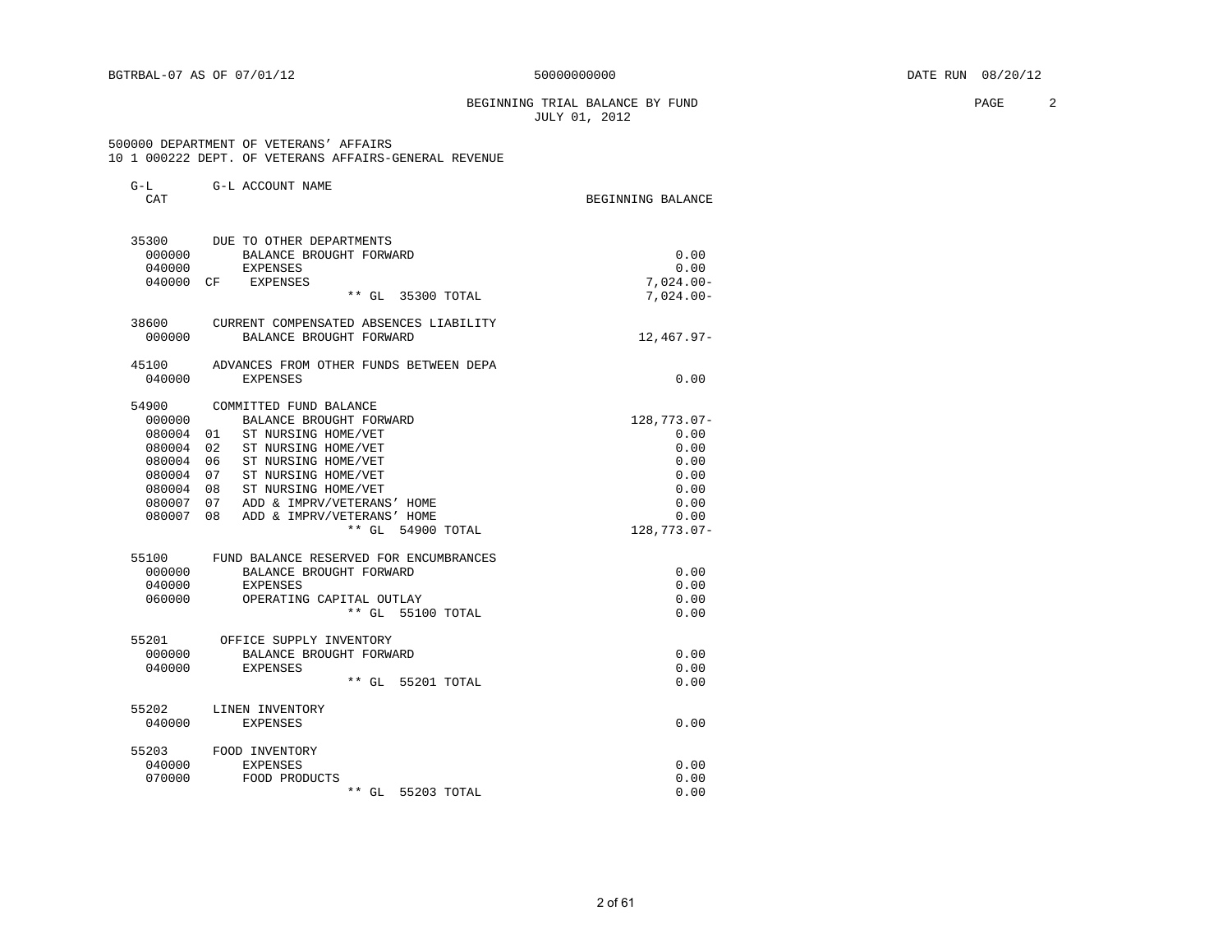BGTRBAL-07 AS OF 07/01/12 50000000000 DATE RUN 08/20/12

BEGINNING TRIAL BALANCE BY FUND
JULY 01, 2012

500000 DEPARTMENT OF VETERANS' AFFAIRS
10 1 000222 DEPT. OF VETERANS AFFAIRS-GENERAL REVENUE

| G-L CAT | | G-L ACCOUNT NAME | BEGINNING BALANCE |
|---|---|---|---|
| 35300 | | DUE TO OTHER DEPARTMENTS | |
| 000000 | | BALANCE BROUGHT FORWARD | 0.00 |
| 040000 | | EXPENSES | 0.00 |
| 040000 | CF | EXPENSES | 7,024.00- |
| | | ** GL 35300 TOTAL | 7,024.00- |
| 38600 | | CURRENT COMPENSATED ABSENCES LIABILITY | |
| 000000 | | BALANCE BROUGHT FORWARD | 12,467.97- |
| 45100 | | ADVANCES FROM OTHER FUNDS BETWEEN DEPA | |
| 040000 | | EXPENSES | 0.00 |
| 54900 | | COMMITTED FUND BALANCE | |
| 000000 | | BALANCE BROUGHT FORWARD | 128,773.07- |
| 080004 | 01 | ST NURSING HOME/VET | 0.00 |
| 080004 | 02 | ST NURSING HOME/VET | 0.00 |
| 080004 | 06 | ST NURSING HOME/VET | 0.00 |
| 080004 | 07 | ST NURSING HOME/VET | 0.00 |
| 080004 | 08 | ST NURSING HOME/VET | 0.00 |
| 080007 | 07 | ADD & IMPRV/VETERANS' HOME | 0.00 |
| 080007 | 08 | ADD & IMPRV/VETERANS' HOME | 0.00 |
| | | ** GL 54900 TOTAL | 128,773.07- |
| 55100 | | FUND BALANCE RESERVED FOR ENCUMBRANCES | |
| 000000 | | BALANCE BROUGHT FORWARD | 0.00 |
| 040000 | | EXPENSES | 0.00 |
| 060000 | | OPERATING CAPITAL OUTLAY | 0.00 |
| | | ** GL 55100 TOTAL | 0.00 |
| 55201 | | OFFICE SUPPLY INVENTORY | |
| 000000 | | BALANCE BROUGHT FORWARD | 0.00 |
| 040000 | | EXPENSES | 0.00 |
| | | ** GL 55201 TOTAL | 0.00 |
| 55202 | | LINEN INVENTORY | |
| 040000 | | EXPENSES | 0.00 |
| 55203 | | FOOD INVENTORY | |
| 040000 | | EXPENSES | 0.00 |
| 070000 | | FOOD PRODUCTS | 0.00 |
| | | ** GL 55203 TOTAL | 0.00 |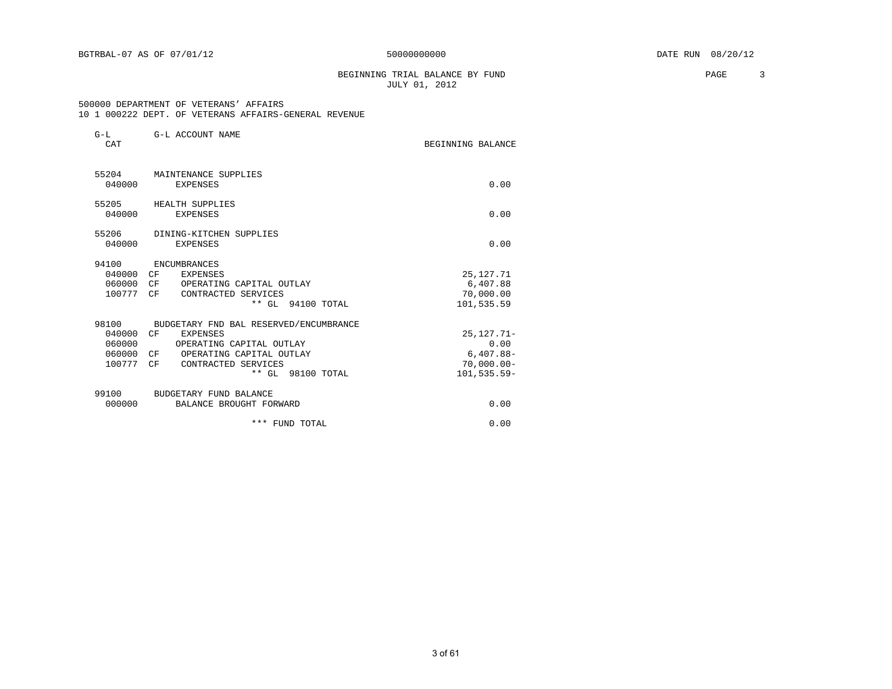BGTRBAL-07 AS OF 07/01/12 50000000000 DATE RUN 08/20/12

BEGINNING TRIAL BALANCE BY FUND
JULY 01, 2012

500000 DEPARTMENT OF VETERANS' AFFAIRS
10 1 000222 DEPT. OF VETERANS AFFAIRS-GENERAL REVENUE

| G-L CAT | | G-L ACCOUNT NAME | BEGINNING BALANCE |
|---|---|---|---|
| 55204 | | MAINTENANCE SUPPLIES | |
| 040000 | | EXPENSES | 0.00 |
| 55205 | | HEALTH SUPPLIES | |
| 040000 | | EXPENSES | 0.00 |
| 55206 | | DINING-KITCHEN SUPPLIES | |
| 040000 | | EXPENSES | 0.00 |
| 94100 | | ENCUMBRANCES | |
| 040000 | CF | EXPENSES | 25,127.71 |
| 060000 | CF | OPERATING CAPITAL OUTLAY | 6,407.88 |
| 100777 | CF | CONTRACTED SERVICES | 70,000.00 |
| | | ** GL 94100 TOTAL | 101,535.59 |
| 98100 | | BUDGETARY FND BAL RESERVED/ENCUMBRANCE | |
| 040000 | CF | EXPENSES | 25,127.71- |
| 060000 | | OPERATING CAPITAL OUTLAY | 0.00 |
| 060000 | CF | OPERATING CAPITAL OUTLAY | 6,407.88- |
| 100777 | CF | CONTRACTED SERVICES | 70,000.00- |
| | | ** GL 98100 TOTAL | 101,535.59- |
| 99100 | | BUDGETARY FUND BALANCE | |
| 000000 | | BALANCE BROUGHT FORWARD | 0.00 |
| | | *** FUND TOTAL | 0.00 |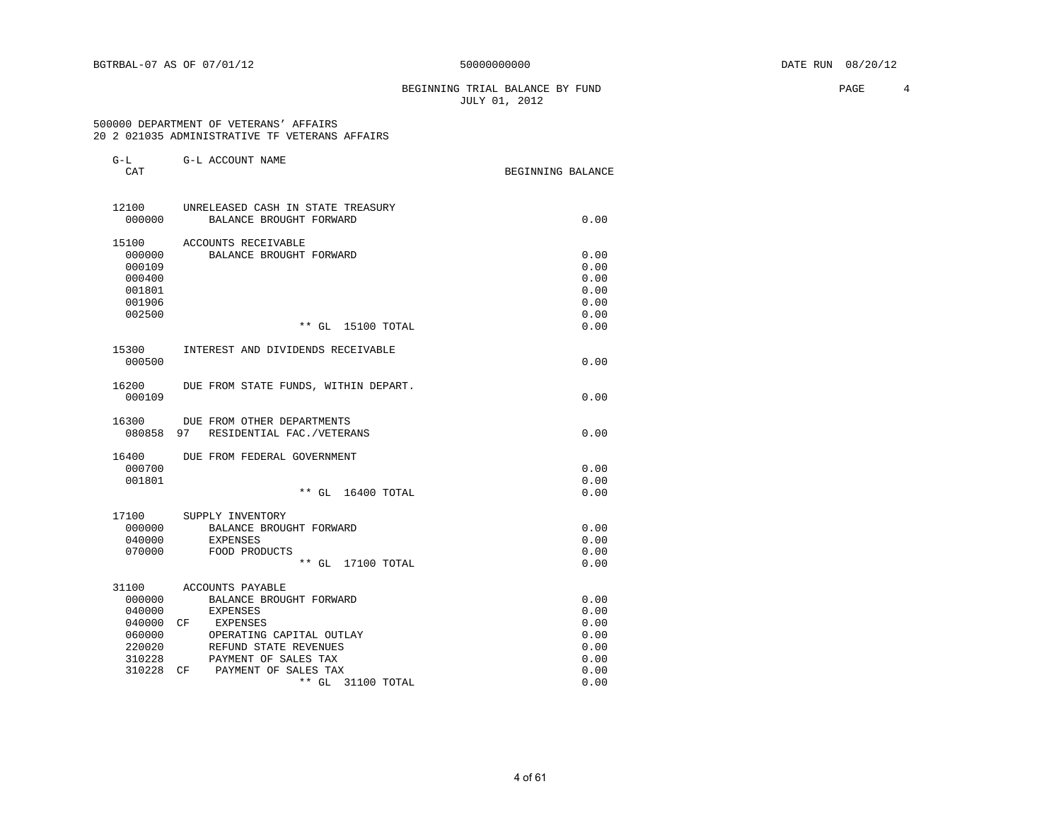BGTRBAL-07 AS OF 07/01/12 50000000000 DATE RUN 08/20/12

BEGINNING TRIAL BALANCE BY FUND
JULY 01, 2012

500000 DEPARTMENT OF VETERANS' AFFAIRS
20 2 021035 ADMINISTRATIVE TF VETERANS AFFAIRS

| G-L CAT | | G-L ACCOUNT NAME | BEGINNING BALANCE |
|---|---|---|---|
| 12100 | | UNRELEASED CASH IN STATE TREASURY | |
| 000000 | | BALANCE BROUGHT FORWARD | 0.00 |
| 15100 | | ACCOUNTS RECEIVABLE | |
| 000000 | | BALANCE BROUGHT FORWARD | 0.00 |
| 000109 | | | 0.00 |
| 000400 | | | 0.00 |
| 001801 | | | 0.00 |
| 001906 | | | 0.00 |
| 002500 | | | 0.00 |
| | | ** GL 15100 TOTAL | 0.00 |
| 15300 | | INTEREST AND DIVIDENDS RECEIVABLE | |
| 000500 | | | 0.00 |
| 16200 | | DUE FROM STATE FUNDS, WITHIN DEPART. | |
| 000109 | | | 0.00 |
| 16300 | | DUE FROM OTHER DEPARTMENTS | |
| 080858 | 97 | RESIDENTIAL FAC./VETERANS | 0.00 |
| 16400 | | DUE FROM FEDERAL GOVERNMENT | |
| 000700 | | | 0.00 |
| 001801 | | | 0.00 |
| | | ** GL 16400 TOTAL | 0.00 |
| 17100 | | SUPPLY INVENTORY | |
| 000000 | | BALANCE BROUGHT FORWARD | 0.00 |
| 040000 | | EXPENSES | 0.00 |
| 070000 | | FOOD PRODUCTS | 0.00 |
| | | ** GL 17100 TOTAL | 0.00 |
| 31100 | | ACCOUNTS PAYABLE | |
| 000000 | | BALANCE BROUGHT FORWARD | 0.00 |
| 040000 | | EXPENSES | 0.00 |
| 040000 | CF | EXPENSES | 0.00 |
| 060000 | | OPERATING CAPITAL OUTLAY | 0.00 |
| 220020 | | REFUND STATE REVENUES | 0.00 |
| 310228 | | PAYMENT OF SALES TAX | 0.00 |
| 310228 | CF | PAYMENT OF SALES TAX | 0.00 |
| | | ** GL 31100 TOTAL | 0.00 |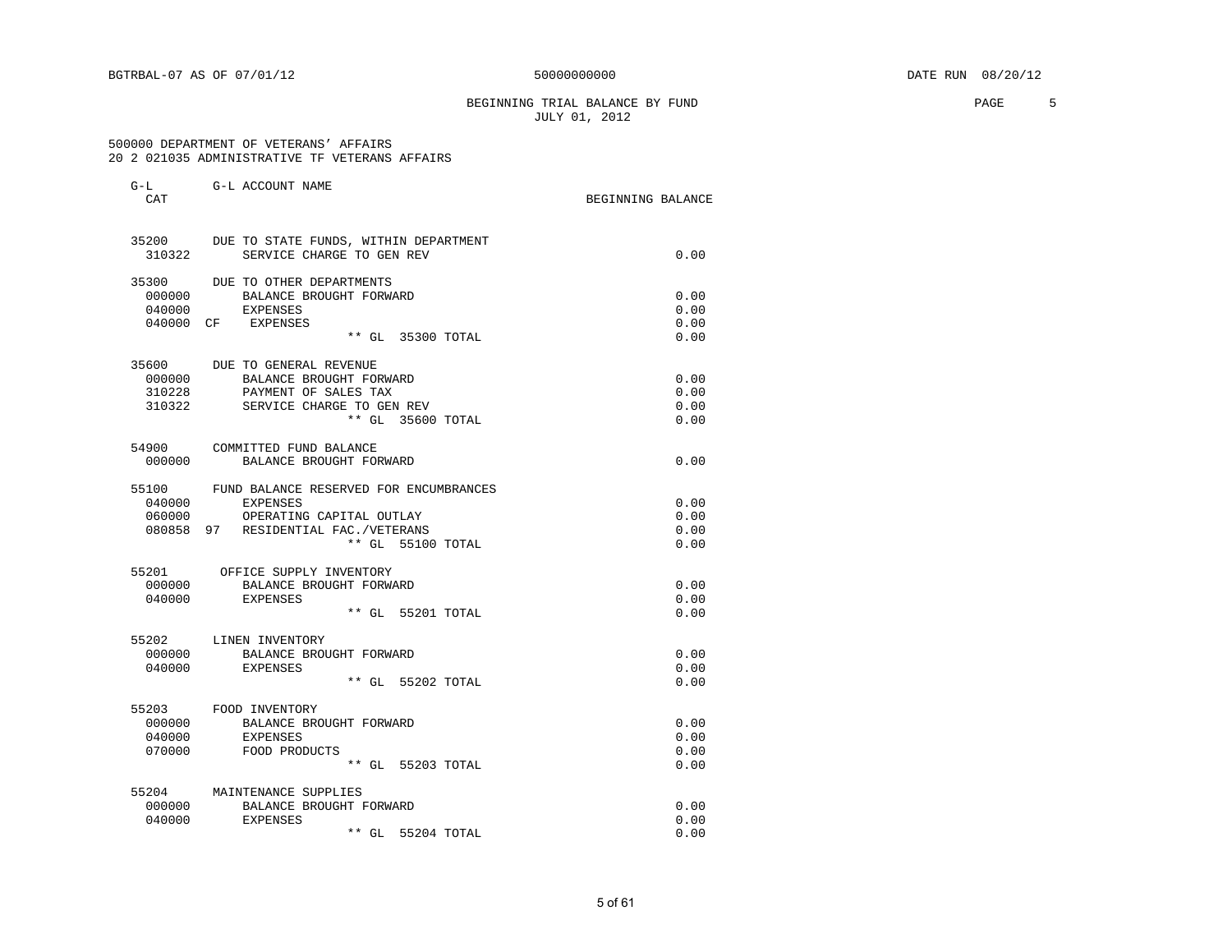BGTRBAL-07 AS OF 07/01/12 50000000000 DATE RUN 08/20/12

BEGINNING TRIAL BALANCE BY FUND
JULY 01, 2012

500000 DEPARTMENT OF VETERANS' AFFAIRS
20 2 021035 ADMINISTRATIVE TF VETERANS AFFAIRS

| G-L CAT | | G-L ACCOUNT NAME | BEGINNING BALANCE |
|---|---|---|---|
| 35200 | | DUE TO STATE FUNDS, WITHIN DEPARTMENT | |
| 310322 | | SERVICE CHARGE TO GEN REV | 0.00 |
| 35300 | | DUE TO OTHER DEPARTMENTS | |
| 000000 | | BALANCE BROUGHT FORWARD | 0.00 |
| 040000 | | EXPENSES | 0.00 |
| 040000 | CF | EXPENSES | 0.00 |
| | | ** GL 35300 TOTAL | 0.00 |
| 35600 | | DUE TO GENERAL REVENUE | |
| 000000 | | BALANCE BROUGHT FORWARD | 0.00 |
| 310228 | | PAYMENT OF SALES TAX | 0.00 |
| 310322 | | SERVICE CHARGE TO GEN REV | 0.00 |
| | | ** GL 35600 TOTAL | 0.00 |
| 54900 | | COMMITTED FUND BALANCE | |
| 000000 | | BALANCE BROUGHT FORWARD | 0.00 |
| 55100 | | FUND BALANCE RESERVED FOR ENCUMBRANCES | |
| 040000 | | EXPENSES | 0.00 |
| 060000 | | OPERATING CAPITAL OUTLAY | 0.00 |
| 080858 | 97 | RESIDENTIAL FAC./VETERANS | 0.00 |
| | | ** GL 55100 TOTAL | 0.00 |
| 55201 | | OFFICE SUPPLY INVENTORY | |
| 000000 | | BALANCE BROUGHT FORWARD | 0.00 |
| 040000 | | EXPENSES | 0.00 |
| | | ** GL 55201 TOTAL | 0.00 |
| 55202 | | LINEN INVENTORY | |
| 000000 | | BALANCE BROUGHT FORWARD | 0.00 |
| 040000 | | EXPENSES | 0.00 |
| | | ** GL 55202 TOTAL | 0.00 |
| 55203 | | FOOD INVENTORY | |
| 000000 | | BALANCE BROUGHT FORWARD | 0.00 |
| 040000 | | EXPENSES | 0.00 |
| 070000 | | FOOD PRODUCTS | 0.00 |
| | | ** GL 55203 TOTAL | 0.00 |
| 55204 | | MAINTENANCE SUPPLIES | |
| 000000 | | BALANCE BROUGHT FORWARD | 0.00 |
| 040000 | | EXPENSES | 0.00 |
| | | ** GL 55204 TOTAL | 0.00 |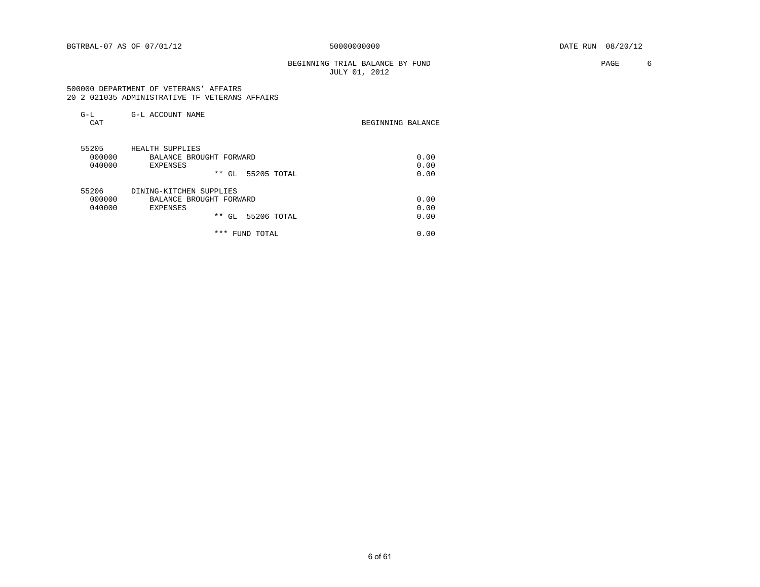BGTRBAL-07 AS OF 07/01/12 50000000000 DATE RUN 08/20/12

BEGINNING TRIAL BALANCE BY FUND
JULY 01, 2012

500000 DEPARTMENT OF VETERANS' AFFAIRS
20 2 021035 ADMINISTRATIVE TF VETERANS AFFAIRS

| G-L CAT | G-L ACCOUNT NAME | BEGINNING BALANCE |
|---|---|---|
| 55205 | HEALTH SUPPLIES | |
| 000000 | BALANCE BROUGHT FORWARD | 0.00 |
| 040000 | EXPENSES | 0.00 |
| | ** GL 55205 TOTAL | 0.00 |
| 55206 | DINING-KITCHEN SUPPLIES | |
| 000000 | BALANCE BROUGHT FORWARD | 0.00 |
| 040000 | EXPENSES | 0.00 |
| | ** GL 55206 TOTAL | 0.00 |
| | *** FUND TOTAL | 0.00 |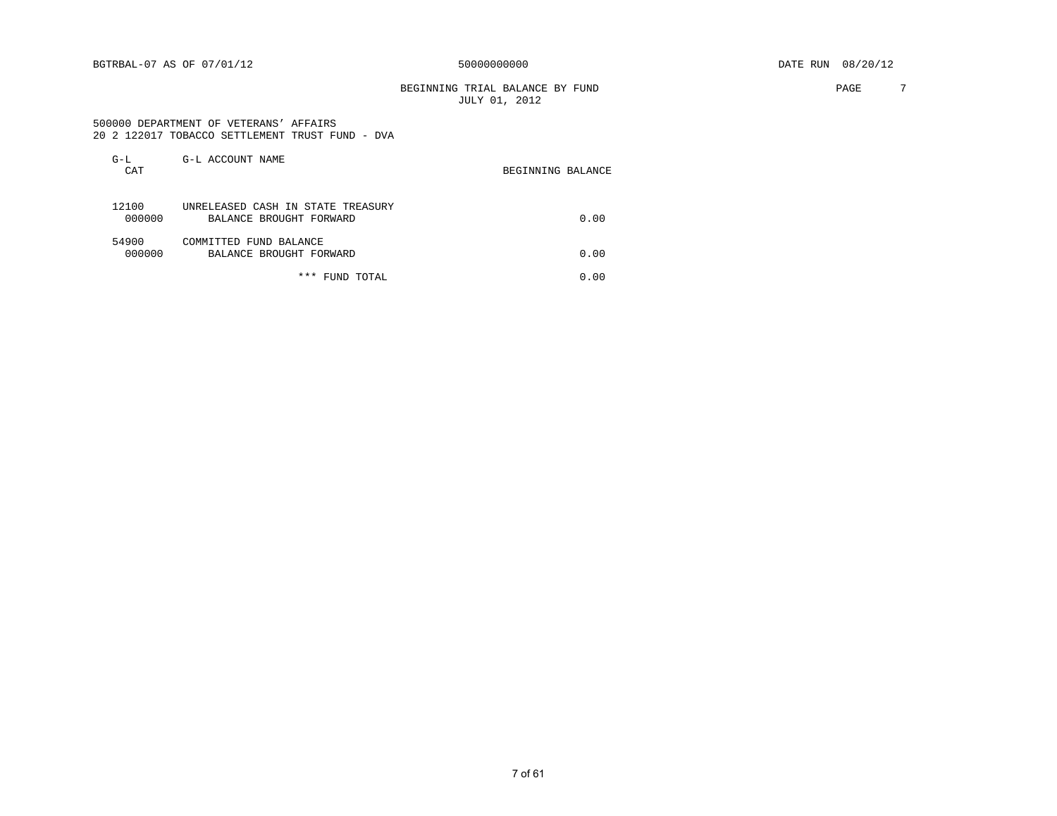BGTRBAL-07 AS OF 07/01/12 50000000000 DATE RUN 08/20/12

BEGINNING TRIAL BALANCE BY FUND
JULY 01, 2012

500000 DEPARTMENT OF VETERANS' AFFAIRS
20 2 122017 TOBACCO SETTLEMENT TRUST FUND - DVA

| G-L CAT | G-L ACCOUNT NAME | BEGINNING BALANCE |
|---|---|---|
| 12100 | UNRELEASED CASH IN STATE TREASURY | |
| 000000 | BALANCE BROUGHT FORWARD | 0.00 |
| 54900 | COMMITTED FUND BALANCE | |
| 000000 | BALANCE BROUGHT FORWARD | 0.00 |
| | *** FUND TOTAL | 0.00 |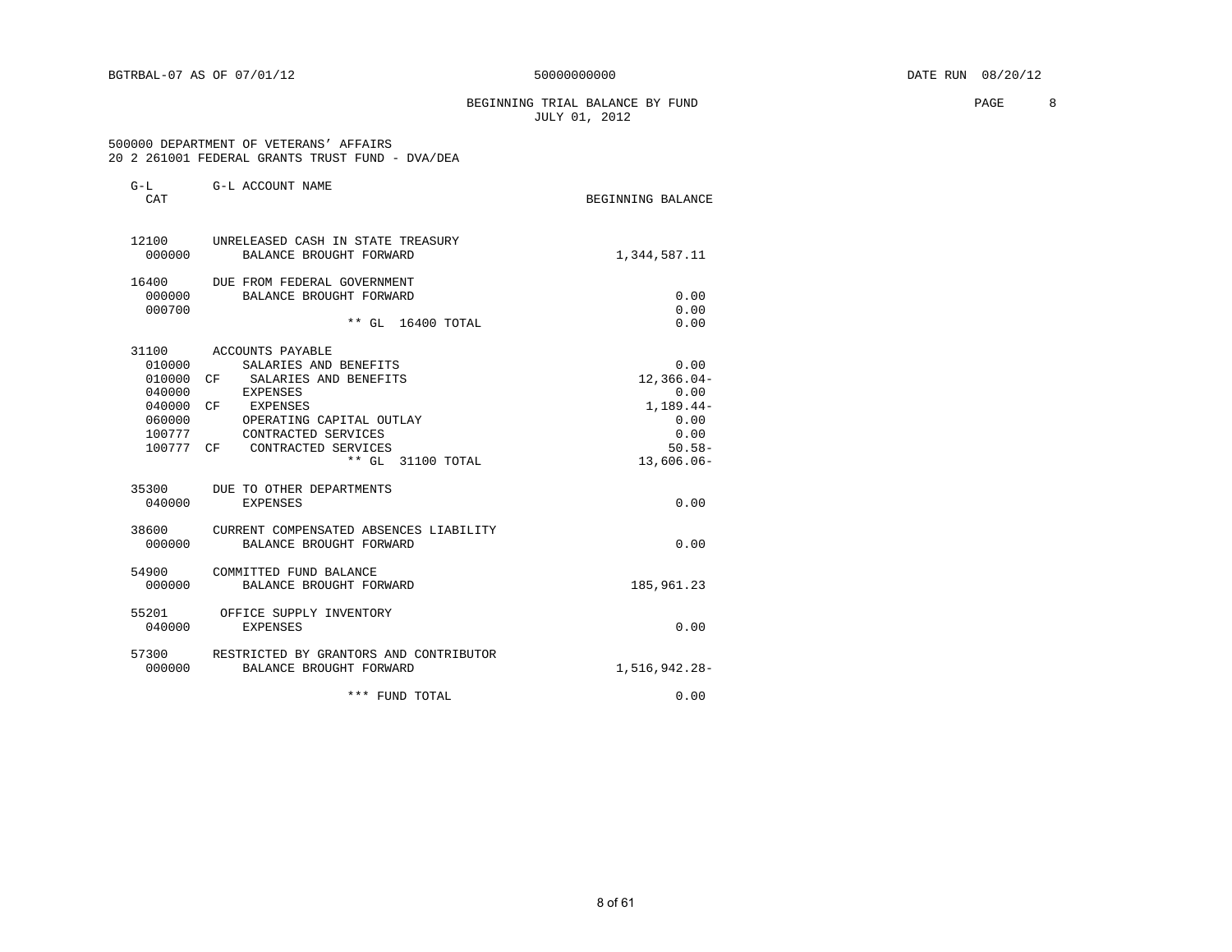BGTRBAL-07 AS OF 07/01/12 &nbsp;&nbsp;&nbsp;&nbsp; 50000000000 &nbsp;&nbsp;&nbsp;&nbsp; DATE RUN 08/20/12

BEGINNING TRIAL BALANCE BY FUND
JULY 01, 2012

500000 DEPARTMENT OF VETERANS' AFFAIRS
20 2 261001 FEDERAL GRANTS TRUST FUND - DVA/DEA

| G-L CAT | | G-L ACCOUNT NAME | BEGINNING BALANCE |
|---|---|---|---|
| 12100 | | UNRELEASED CASH IN STATE TREASURY | |
| 000000 | | BALANCE BROUGHT FORWARD | 1,344,587.11 |
| 16400 | | DUE FROM FEDERAL GOVERNMENT | |
| 000000 | | BALANCE BROUGHT FORWARD | 0.00 |
| 000700 | | | 0.00 |
| | | ** GL 16400 TOTAL | 0.00 |
| 31100 | | ACCOUNTS PAYABLE | |
| 010000 | | SALARIES AND BENEFITS | 0.00 |
| 010000 | CF | SALARIES AND BENEFITS | 12,366.04- |
| 040000 | | EXPENSES | 0.00 |
| 040000 | CF | EXPENSES | 1,189.44- |
| 060000 | | OPERATING CAPITAL OUTLAY | 0.00 |
| 100777 | | CONTRACTED SERVICES | 0.00 |
| 100777 | CF | CONTRACTED SERVICES | 50.58- |
| | | ** GL 31100 TOTAL | 13,606.06- |
| 35300 | | DUE TO OTHER DEPARTMENTS | |
| 040000 | | EXPENSES | 0.00 |
| 38600 | | CURRENT COMPENSATED ABSENCES LIABILITY | |
| 000000 | | BALANCE BROUGHT FORWARD | 0.00 |
| 54900 | | COMMITTED FUND BALANCE | |
| 000000 | | BALANCE BROUGHT FORWARD | 185,961.23 |
| 55201 | | OFFICE SUPPLY INVENTORY | |
| 040000 | | EXPENSES | 0.00 |
| 57300 | | RESTRICTED BY GRANTORS AND CONTRIBUTOR | |
| 000000 | | BALANCE BROUGHT FORWARD | 1,516,942.28- |
| | | *** FUND TOTAL | 0.00 |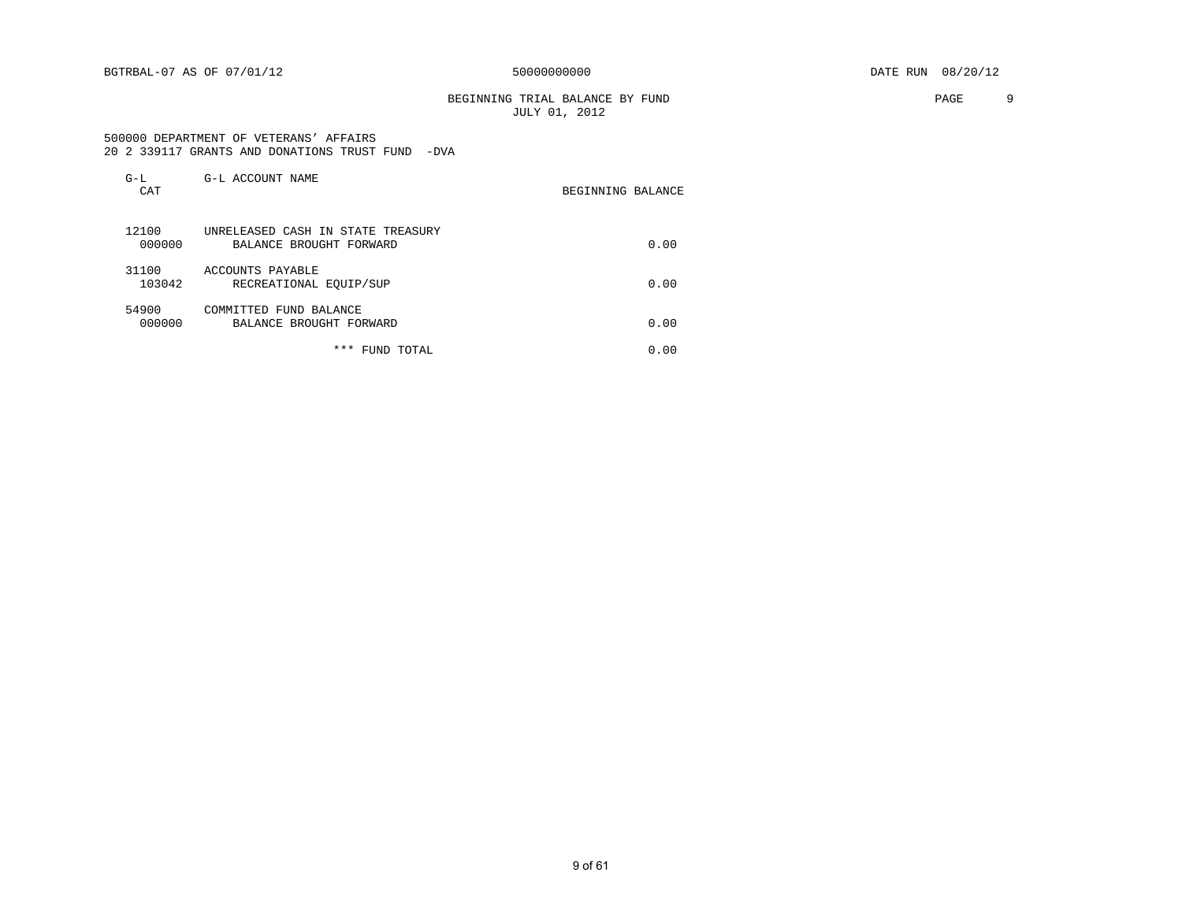BGTRBAL-07 AS OF 07/01/12 50000000000 DATE RUN 08/20/12

BEGINNING TRIAL BALANCE BY FUND
JULY 01, 2012

500000 DEPARTMENT OF VETERANS' AFFAIRS
20 2 339117 GRANTS AND DONATIONS TRUST FUND -DVA

| G-L CAT | G-L ACCOUNT NAME | BEGINNING BALANCE |
|---|---|---|
| 12100 | UNRELEASED CASH IN STATE TREASURY | |
| 000000 | BALANCE BROUGHT FORWARD | 0.00 |
| 31100 | ACCOUNTS PAYABLE | |
| 103042 | RECREATIONAL EQUIP/SUP | 0.00 |
| 54900 | COMMITTED FUND BALANCE | |
| 000000 | BALANCE BROUGHT FORWARD | 0.00 |
| | *** FUND TOTAL | 0.00 |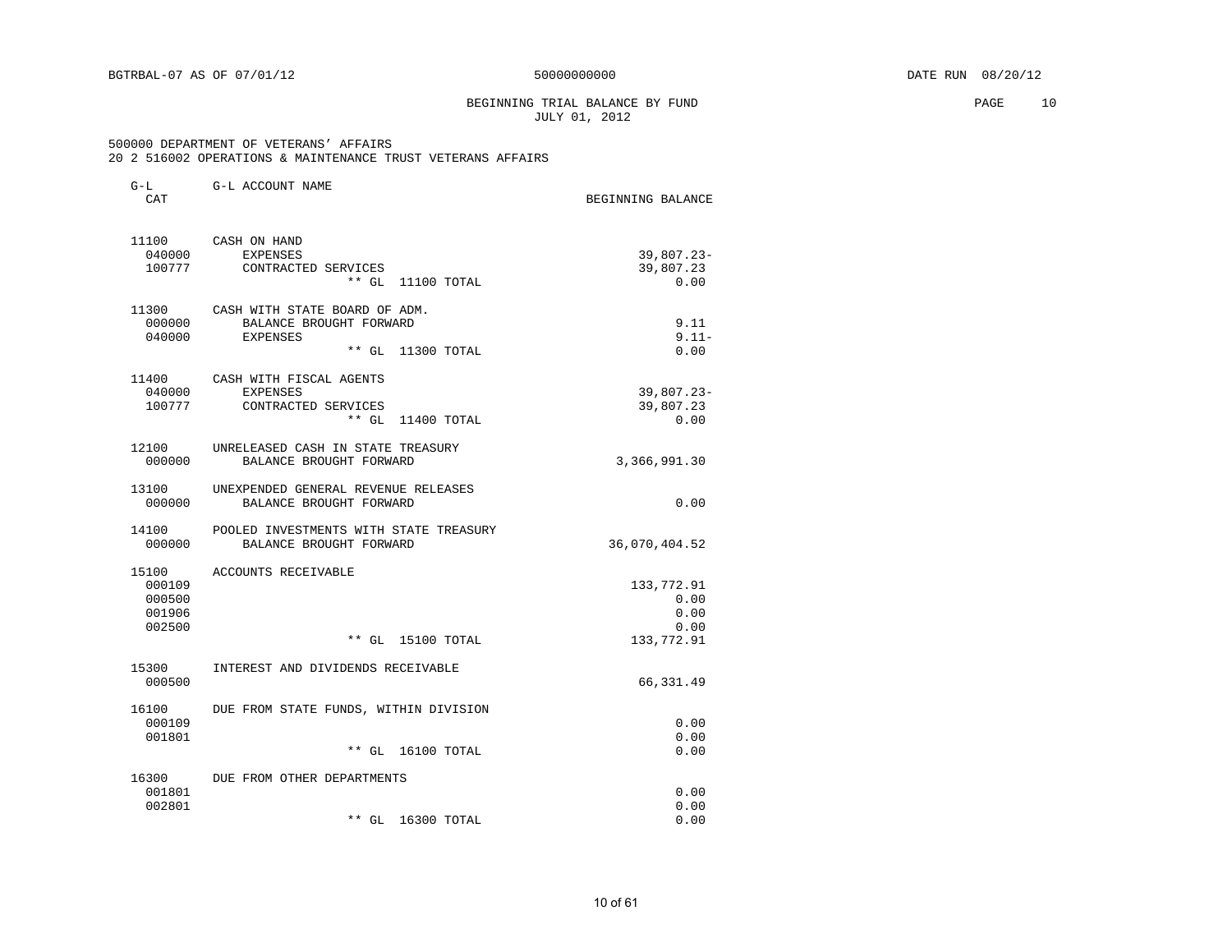BGTRBAL-07 AS OF 07/01/12 50000000000 DATE RUN 08/20/12

BEGINNING TRIAL BALANCE BY FUND
JULY 01, 2012

500000 DEPARTMENT OF VETERANS' AFFAIRS
20 2 516002 OPERATIONS & MAINTENANCE TRUST VETERANS AFFAIRS

| G-L CAT | G-L ACCOUNT NAME | BEGINNING BALANCE |
|---|---|---|
| 11100 | CASH ON HAND | |
| 040000 | EXPENSES | 39,807.23- |
| 100777 | CONTRACTED SERVICES | 39,807.23 |
| | ** GL 11100 TOTAL | 0.00 |
| 11300 | CASH WITH STATE BOARD OF ADM. | |
| 000000 | BALANCE BROUGHT FORWARD | 9.11 |
| 040000 | EXPENSES | 9.11- |
| | ** GL 11300 TOTAL | 0.00 |
| 11400 | CASH WITH FISCAL AGENTS | |
| 040000 | EXPENSES | 39,807.23- |
| 100777 | CONTRACTED SERVICES | 39,807.23 |
| | ** GL 11400 TOTAL | 0.00 |
| 12100 | UNRELEASED CASH IN STATE TREASURY | |
| 000000 | BALANCE BROUGHT FORWARD | 3,366,991.30 |
| 13100 | UNEXPENDED GENERAL REVENUE RELEASES | |
| 000000 | BALANCE BROUGHT FORWARD | 0.00 |
| 14100 | POOLED INVESTMENTS WITH STATE TREASURY | |
| 000000 | BALANCE BROUGHT FORWARD | 36,070,404.52 |
| 15100 | ACCOUNTS RECEIVABLE | |
| 000109 | | 133,772.91 |
| 000500 | | 0.00 |
| 001906 | | 0.00 |
| 002500 | | 0.00 |
| | ** GL 15100 TOTAL | 133,772.91 |
| 15300 | INTEREST AND DIVIDENDS RECEIVABLE | |
| 000500 | | 66,331.49 |
| 16100 | DUE FROM STATE FUNDS, WITHIN DIVISION | |
| 000109 | | 0.00 |
| 001801 | | 0.00 |
| | ** GL 16100 TOTAL | 0.00 |
| 16300 | DUE FROM OTHER DEPARTMENTS | |
| 001801 | | 0.00 |
| 002801 | | 0.00 |
| | ** GL 16300 TOTAL | 0.00 |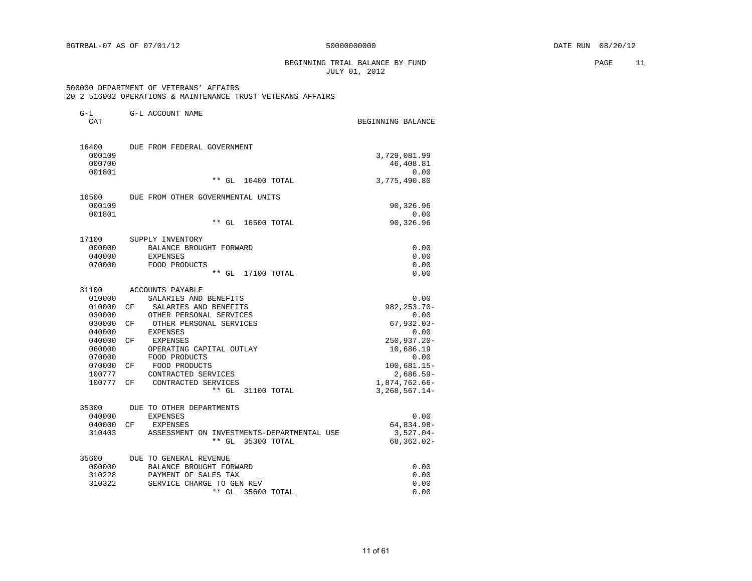BGTRBAL-07 AS OF 07/01/12 50000000000 DATE RUN 08/20/12

## BEGINNING TRIAL BALANCE BY FUND
JULY 01, 2012

500000 DEPARTMENT OF VETERANS' AFFAIRS
20 2 516002 OPERATIONS & MAINTENANCE TRUST VETERANS AFFAIRS

| G-L CAT | | G-L ACCOUNT NAME | BEGINNING BALANCE |
|---|---|---|---|
| 16400 | | DUE FROM FEDERAL GOVERNMENT | |
| 000109 | | | 3,729,081.99 |
| 000700 | | | 46,408.81 |
| 001801 | | | 0.00 |
| | | ** GL 16400 TOTAL | 3,775,490.80 |
| 16500 | | DUE FROM OTHER GOVERNMENTAL UNITS | |
| 000109 | | | 90,326.96 |
| 001801 | | | 0.00 |
| | | ** GL 16500 TOTAL | 90,326.96 |
| 17100 | | SUPPLY INVENTORY | |
| 000000 | | BALANCE BROUGHT FORWARD | 0.00 |
| 040000 | | EXPENSES | 0.00 |
| 070000 | | FOOD PRODUCTS | 0.00 |
| | | ** GL 17100 TOTAL | 0.00 |
| 31100 | | ACCOUNTS PAYABLE | |
| 010000 | | SALARIES AND BENEFITS | 0.00 |
| 010000 | CF | SALARIES AND BENEFITS | 982,253.70- |
| 030000 | | OTHER PERSONAL SERVICES | 0.00 |
| 030000 | CF | OTHER PERSONAL SERVICES | 67,932.03- |
| 040000 | | EXPENSES | 0.00 |
| 040000 | CF | EXPENSES | 250,937.20- |
| 060000 | | OPERATING CAPITAL OUTLAY | 10,686.19 |
| 070000 | | FOOD PRODUCTS | 0.00 |
| 070000 | CF | FOOD PRODUCTS | 100,681.15- |
| 100777 | | CONTRACTED SERVICES | 2,686.59- |
| 100777 | CF | CONTRACTED SERVICES | 1,874,762.66- |
| | | ** GL 31100 TOTAL | 3,268,567.14- |
| 35300 | | DUE TO OTHER DEPARTMENTS | |
| 040000 | | EXPENSES | 0.00 |
| 040000 | CF | EXPENSES | 64,834.98- |
| 310403 | | ASSESSMENT ON INVESTMENTS-DEPARTMENTAL USE | 3,527.04- |
| | | ** GL 35300 TOTAL | 68,362.02- |
| 35600 | | DUE TO GENERAL REVENUE | |
| 000000 | | BALANCE BROUGHT FORWARD | 0.00 |
| 310228 | | PAYMENT OF SALES TAX | 0.00 |
| 310322 | | SERVICE CHARGE TO GEN REV | 0.00 |
| | | ** GL 35600 TOTAL | 0.00 |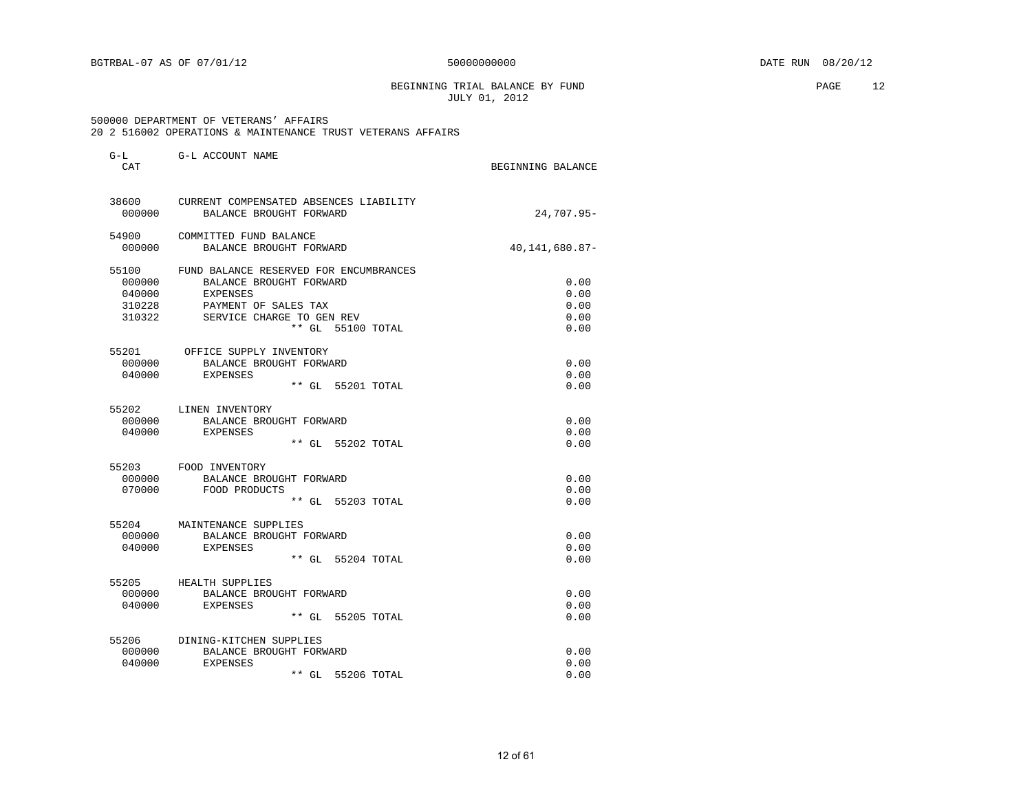BGTRBAL-07 AS OF 07/01/12 50000000000 DATE RUN 08/20/12

BEGINNING TRIAL BALANCE BY FUND
JULY 01, 2012

500000 DEPARTMENT OF VETERANS' AFFAIRS
20 2 516002 OPERATIONS & MAINTENANCE TRUST VETERANS AFFAIRS

| G-L CAT | G-L ACCOUNT NAME | BEGINNING BALANCE |
|---|---|---|
| 38600 | CURRENT COMPENSATED ABSENCES LIABILITY | |
| 000000 | BALANCE BROUGHT FORWARD | 24,707.95- |
| 54900 | COMMITTED FUND BALANCE | |
| 000000 | BALANCE BROUGHT FORWARD | 40,141,680.87- |
| 55100 | FUND BALANCE RESERVED FOR ENCUMBRANCES | |
| 000000 | BALANCE BROUGHT FORWARD | 0.00 |
| 040000 | EXPENSES | 0.00 |
| 310228 | PAYMENT OF SALES TAX | 0.00 |
| 310322 | SERVICE CHARGE TO GEN REV | 0.00 |
| | ** GL 55100 TOTAL | 0.00 |
| 55201 | OFFICE SUPPLY INVENTORY | |
| 000000 | BALANCE BROUGHT FORWARD | 0.00 |
| 040000 | EXPENSES | 0.00 |
| | ** GL 55201 TOTAL | 0.00 |
| 55202 | LINEN INVENTORY | |
| 000000 | BALANCE BROUGHT FORWARD | 0.00 |
| 040000 | EXPENSES | 0.00 |
| | ** GL 55202 TOTAL | 0.00 |
| 55203 | FOOD INVENTORY | |
| 000000 | BALANCE BROUGHT FORWARD | 0.00 |
| 070000 | FOOD PRODUCTS | 0.00 |
| | ** GL 55203 TOTAL | 0.00 |
| 55204 | MAINTENANCE SUPPLIES | |
| 000000 | BALANCE BROUGHT FORWARD | 0.00 |
| 040000 | EXPENSES | 0.00 |
| | ** GL 55204 TOTAL | 0.00 |
| 55205 | HEALTH SUPPLIES | |
| 000000 | BALANCE BROUGHT FORWARD | 0.00 |
| 040000 | EXPENSES | 0.00 |
| | ** GL 55205 TOTAL | 0.00 |
| 55206 | DINING-KITCHEN SUPPLIES | |
| 000000 | BALANCE BROUGHT FORWARD | 0.00 |
| 040000 | EXPENSES | 0.00 |
| | ** GL 55206 TOTAL | 0.00 |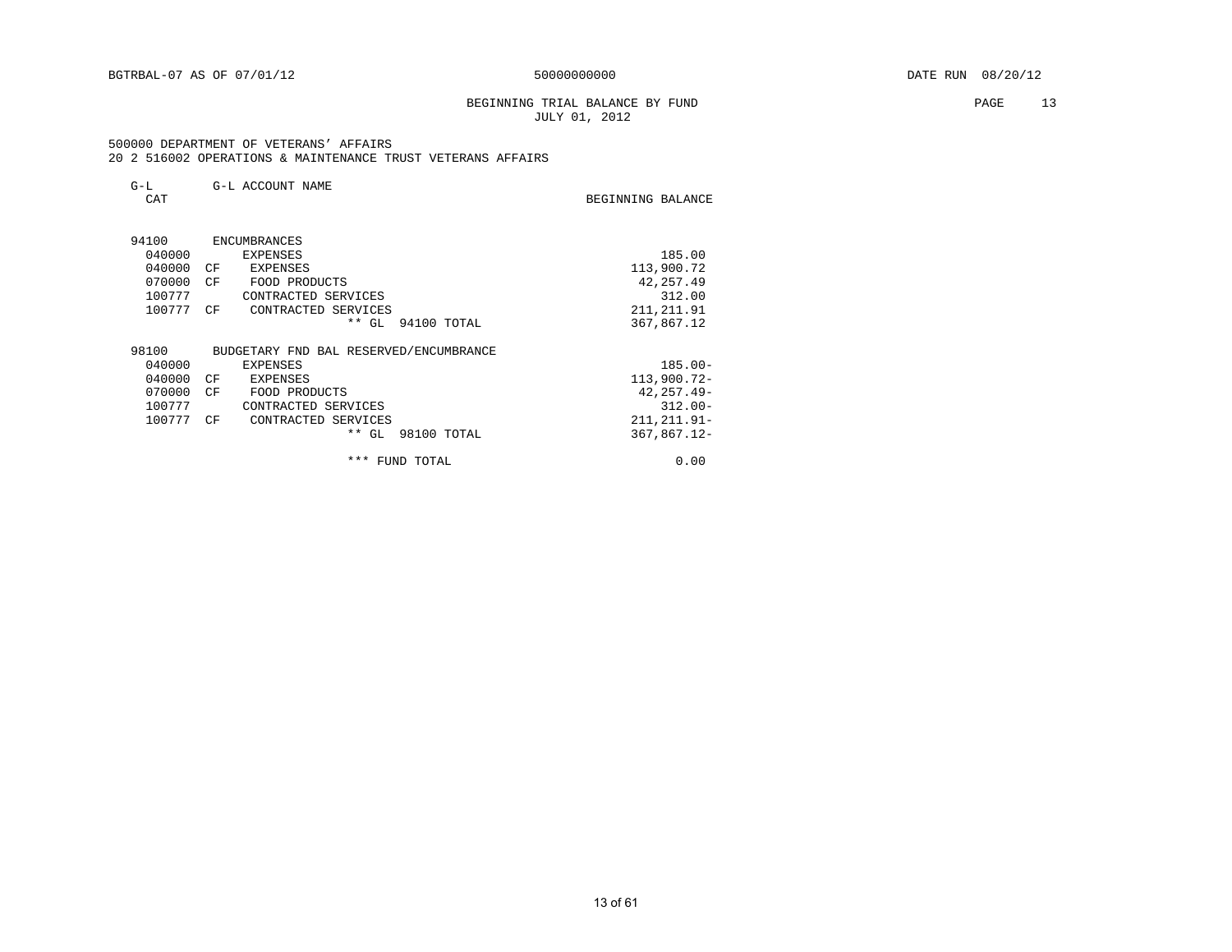BGTRBAL-07 AS OF 07/01/12 50000000000 DATE RUN 08/20/12

BEGINNING TRIAL BALANCE BY FUND
JULY 01, 2012

500000 DEPARTMENT OF VETERANS' AFFAIRS
20 2 516002 OPERATIONS & MAINTENANCE TRUST VETERANS AFFAIRS

| G-L CAT | | G-L ACCOUNT NAME | BEGINNING BALANCE |
|---|---|---|---|
| 94100 | | ENCUMBRANCES | |
| 040000 | | EXPENSES | 185.00 |
| 040000 | CF | EXPENSES | 113,900.72 |
| 070000 | CF | FOOD PRODUCTS | 42,257.49 |
| 100777 | | CONTRACTED SERVICES | 312.00 |
| 100777 | CF | CONTRACTED SERVICES | 211,211.91 |
| | | ** GL 94100 TOTAL | 367,867.12 |
| 98100 | | BUDGETARY FND BAL RESERVED/ENCUMBRANCE | |
| 040000 | | EXPENSES | 185.00- |
| 040000 | CF | EXPENSES | 113,900.72- |
| 070000 | CF | FOOD PRODUCTS | 42,257.49- |
| 100777 | | CONTRACTED SERVICES | 312.00- |
| 100777 | CF | CONTRACTED SERVICES | 211,211.91- |
| | | ** GL 98100 TOTAL | 367,867.12- |
| | | *** FUND TOTAL | 0.00 |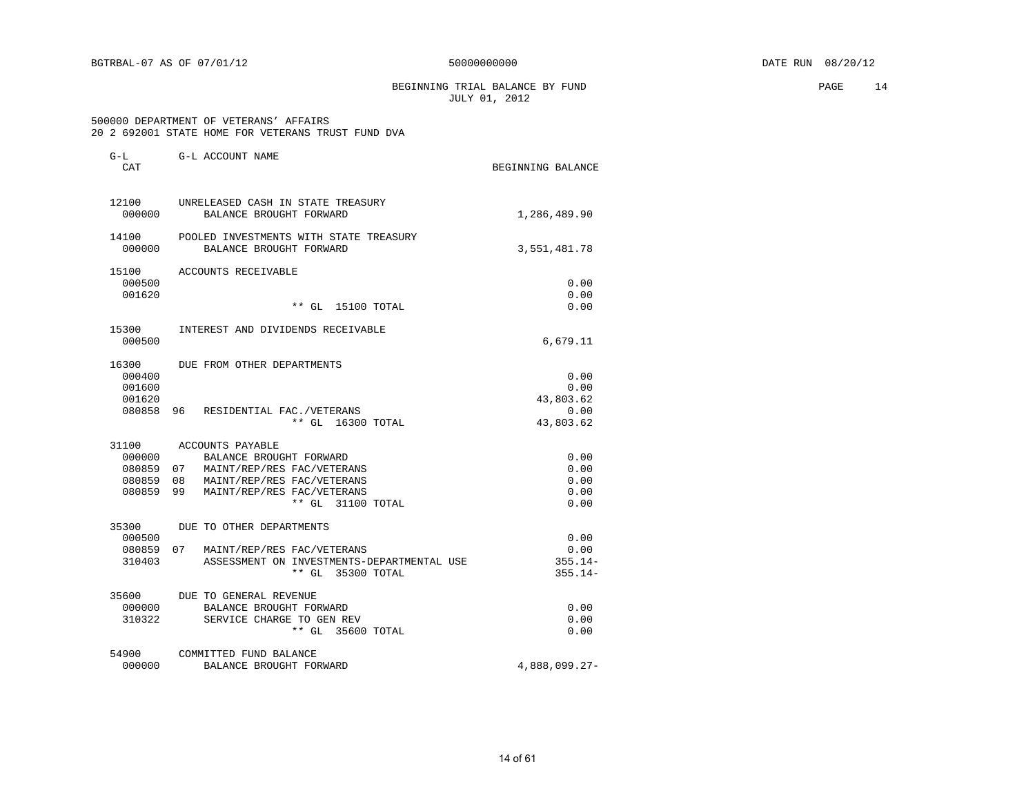BGTRBAL-07 AS OF 07/01/12 — 50000000000 — DATE RUN 08/20/12

BEGINNING TRIAL BALANCE BY FUND
JULY 01, 2012

500000 DEPARTMENT OF VETERANS' AFFAIRS
20 2 692001 STATE HOME FOR VETERANS TRUST FUND DVA

| G-L CAT | | G-L ACCOUNT NAME | BEGINNING BALANCE |
|---|---|---|---|
| 12100 | | UNRELEASED CASH IN STATE TREASURY | |
| 000000 | | BALANCE BROUGHT FORWARD | 1,286,489.90 |
| 14100 | | POOLED INVESTMENTS WITH STATE TREASURY | |
| 000000 | | BALANCE BROUGHT FORWARD | 3,551,481.78 |
| 15100 | | ACCOUNTS RECEIVABLE | |
| 000500 | | | 0.00 |
| 001620 | | | 0.00 |
| | | ** GL 15100 TOTAL | 0.00 |
| 15300 | | INTEREST AND DIVIDENDS RECEIVABLE | |
| 000500 | | | 6,679.11 |
| 16300 | | DUE FROM OTHER DEPARTMENTS | |
| 000400 | | | 0.00 |
| 001600 | | | 0.00 |
| 001620 | | | 43,803.62 |
| 080858 | 96 | RESIDENTIAL FAC./VETERANS | 0.00 |
| | | ** GL 16300 TOTAL | 43,803.62 |
| 31100 | | ACCOUNTS PAYABLE | |
| 000000 | | BALANCE BROUGHT FORWARD | 0.00 |
| 080859 | 07 | MAINT/REP/RES FAC/VETERANS | 0.00 |
| 080859 | 08 | MAINT/REP/RES FAC/VETERANS | 0.00 |
| 080859 | 99 | MAINT/REP/RES FAC/VETERANS | 0.00 |
| | | ** GL 31100 TOTAL | 0.00 |
| 35300 | | DUE TO OTHER DEPARTMENTS | |
| 000500 | | | 0.00 |
| 080859 | 07 | MAINT/REP/RES FAC/VETERANS | 0.00 |
| 310403 | | ASSESSMENT ON INVESTMENTS-DEPARTMENTAL USE | 355.14- |
| | | ** GL 35300 TOTAL | 355.14- |
| 35600 | | DUE TO GENERAL REVENUE | |
| 000000 | | BALANCE BROUGHT FORWARD | 0.00 |
| 310322 | | SERVICE CHARGE TO GEN REV | 0.00 |
| | | ** GL 35600 TOTAL | 0.00 |
| 54900 | | COMMITTED FUND BALANCE | |
| 000000 | | BALANCE BROUGHT FORWARD | 4,888,099.27- |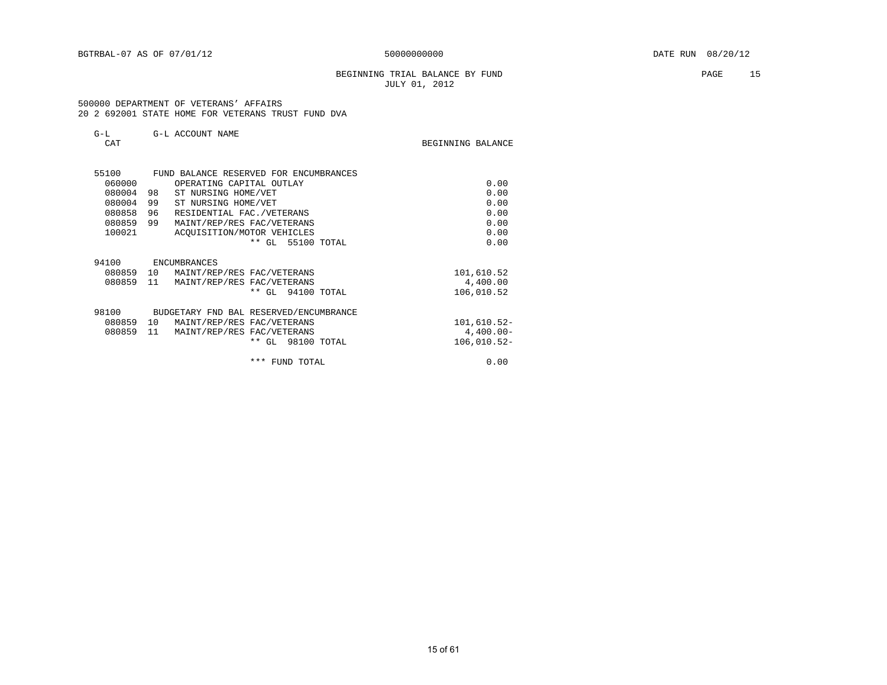BGTRBAL-07 AS OF 07/01/12 50000000000 DATE RUN 08/20/12

BEGINNING TRIAL BALANCE BY FUND
JULY 01, 2012

500000 DEPARTMENT OF VETERANS' AFFAIRS
20 2 692001 STATE HOME FOR VETERANS TRUST FUND DVA

| G-L CAT | | G-L ACCOUNT NAME | BEGINNING BALANCE |
|---|---|---|---|
| 55100 | | FUND BALANCE RESERVED FOR ENCUMBRANCES | |
| 060000 | | OPERATING CAPITAL OUTLAY | 0.00 |
| 080004 | 98 | ST NURSING HOME/VET | 0.00 |
| 080004 | 99 | ST NURSING HOME/VET | 0.00 |
| 080858 | 96 | RESIDENTIAL FAC./VETERANS | 0.00 |
| 080859 | 99 | MAINT/REP/RES FAC/VETERANS | 0.00 |
| 100021 | | ACQUISITION/MOTOR VEHICLES | 0.00 |
| | | ** GL 55100 TOTAL | 0.00 |
| 94100 | | ENCUMBRANCES | |
| 080859 | 10 | MAINT/REP/RES FAC/VETERANS | 101,610.52 |
| 080859 | 11 | MAINT/REP/RES FAC/VETERANS | 4,400.00 |
| | | ** GL 94100 TOTAL | 106,010.52 |
| 98100 | | BUDGETARY FND BAL RESERVED/ENCUMBRANCE | |
| 080859 | 10 | MAINT/REP/RES FAC/VETERANS | 101,610.52- |
| 080859 | 11 | MAINT/REP/RES FAC/VETERANS | 4,400.00- |
| | | ** GL 98100 TOTAL | 106,010.52- |
| | | *** FUND TOTAL | 0.00 |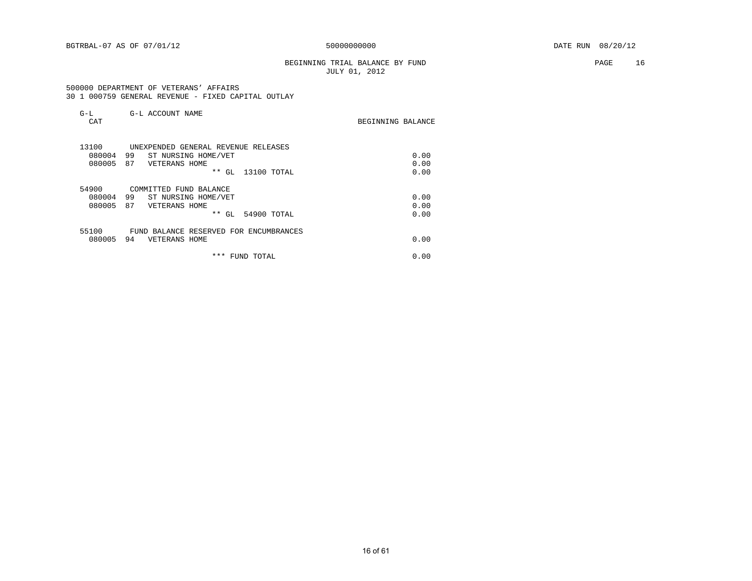BGTRBAL-07 AS OF 07/01/12 50000000000 DATE RUN 08/20/12

BEGINNING TRIAL BALANCE BY FUND
JULY 01, 2012

500000 DEPARTMENT OF VETERANS' AFFAIRS
30 1 000759 GENERAL REVENUE - FIXED CAPITAL OUTLAY

| G-L CAT | G-L ACCOUNT NAME | BEGINNING BALANCE |
|---|---|---|
| 13100 | UNEXPENDED GENERAL REVENUE RELEASES | |
| 080004 99 | ST NURSING HOME/VET | 0.00 |
| 080005 87 | VETERANS HOME | 0.00 |
| | ** GL 13100 TOTAL | 0.00 |
| 54900 | COMMITTED FUND BALANCE | |
| 080004 99 | ST NURSING HOME/VET | 0.00 |
| 080005 87 | VETERANS HOME | 0.00 |
| | ** GL 54900 TOTAL | 0.00 |
| 55100 | FUND BALANCE RESERVED FOR ENCUMBRANCES | |
| 080005 94 | VETERANS HOME | 0.00 |
| | *** FUND TOTAL | 0.00 |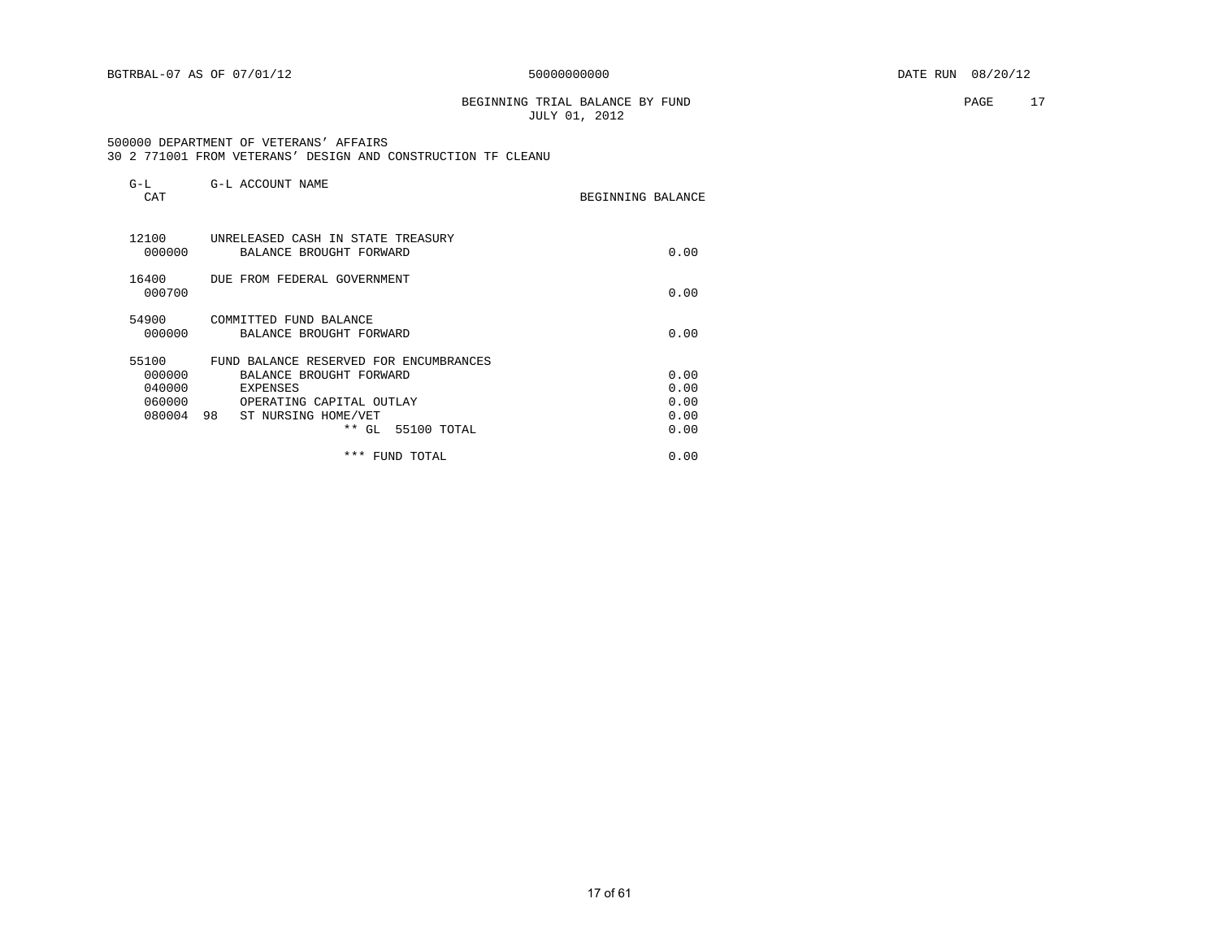BGTRBAL-07 AS OF 07/01/12 50000000000 DATE RUN 08/20/12

BEGINNING TRIAL BALANCE BY FUND
JULY 01, 2012

500000 DEPARTMENT OF VETERANS' AFFAIRS
30 2 771001 FROM VETERANS' DESIGN AND CONSTRUCTION TF CLEANU

| G-L CAT | G-L ACCOUNT NAME | BEGINNING BALANCE |
|---|---|---|
| 12100 | UNRELEASED CASH IN STATE TREASURY | |
| 000000 | BALANCE BROUGHT FORWARD | 0.00 |
| 16400 | DUE FROM FEDERAL GOVERNMENT | |
| 000700 | | 0.00 |
| 54900 | COMMITTED FUND BALANCE | |
| 000000 | BALANCE BROUGHT FORWARD | 0.00 |
| 55100 | FUND BALANCE RESERVED FOR ENCUMBRANCES | |
| 000000 | BALANCE BROUGHT FORWARD | 0.00 |
| 040000 | EXPENSES | 0.00 |
| 060000 | OPERATING CAPITAL OUTLAY | 0.00 |
| 080004 98 | ST NURSING HOME/VET | 0.00 |
| | ** GL 55100 TOTAL | 0.00 |
| | *** FUND TOTAL | 0.00 |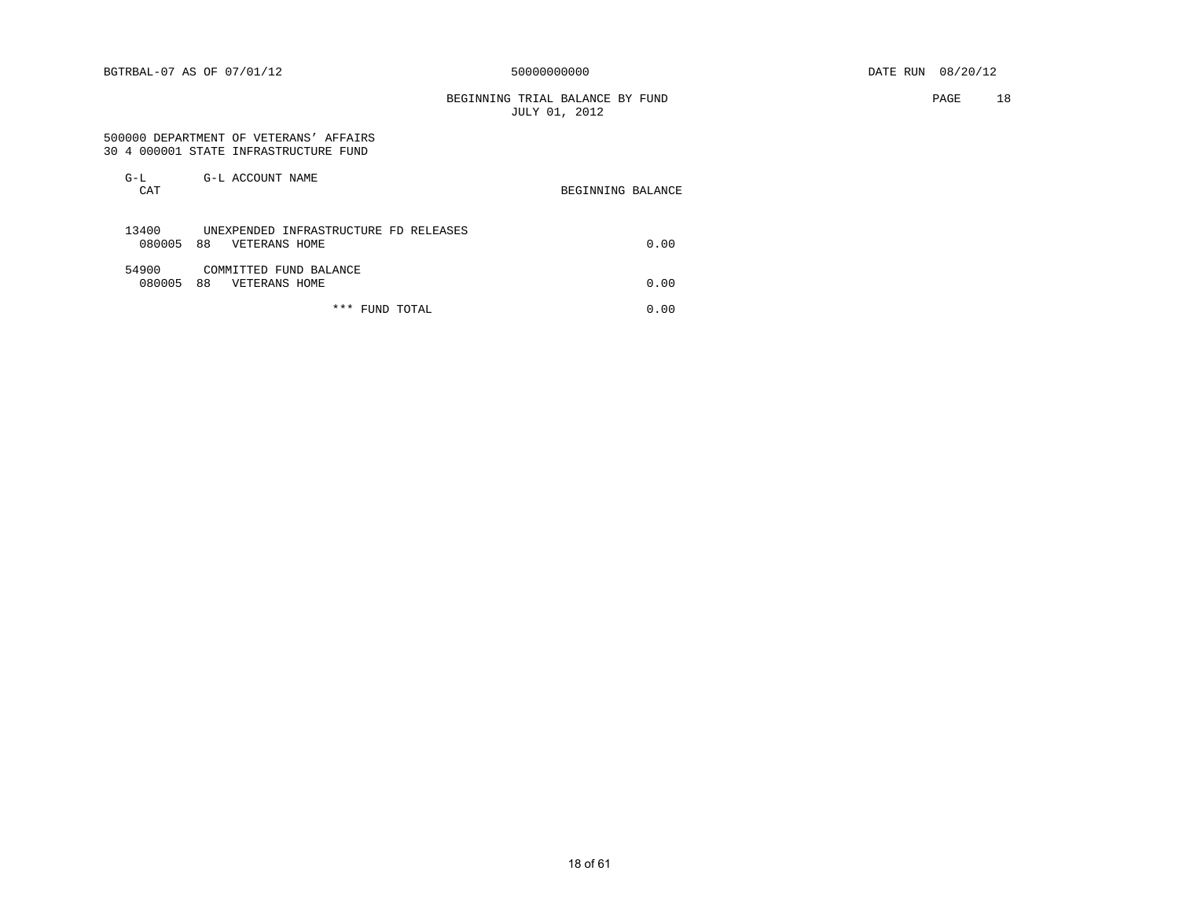BGTRBAL-07 AS OF 07/01/12 50000000000 DATE RUN 08/20/12

BEGINNING TRIAL BALANCE BY FUND
JULY 01, 2012

500000 DEPARTMENT OF VETERANS' AFFAIRS
30 4 000001 STATE INFRASTRUCTURE FUND

| G-L CAT | | G-L ACCOUNT NAME | BEGINNING BALANCE |
|---|---|---|---|
| 13400 | | UNEXPENDED INFRASTRUCTURE FD RELEASES | |
| 080005 | 88 | VETERANS HOME | 0.00 |
| 54900 | | COMMITTED FUND BALANCE | |
| 080005 | 88 | VETERANS HOME | 0.00 |
| | | *** FUND TOTAL | 0.00 |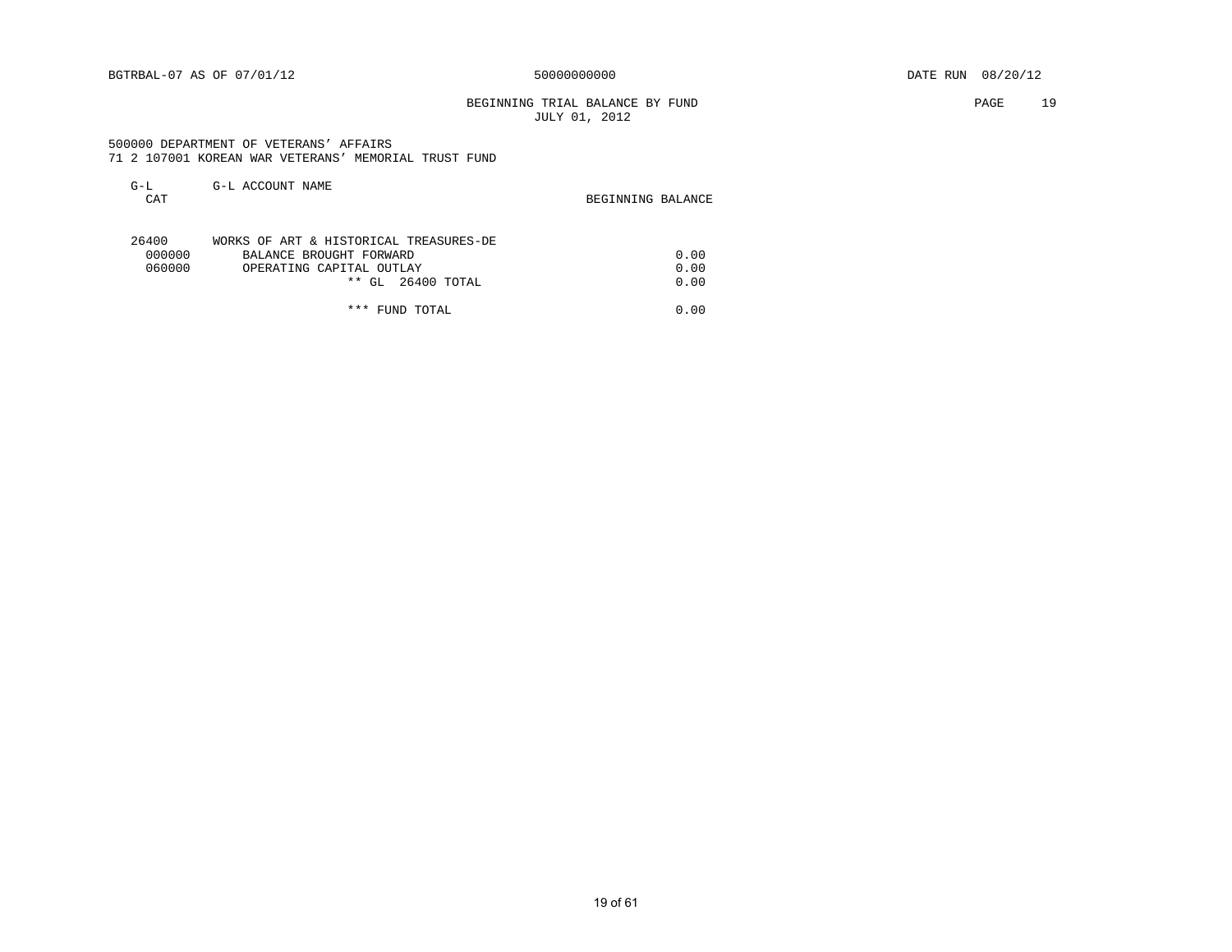BGTRBAL-07 AS OF 07/01/12 50000000000 DATE RUN 08/20/12

BEGINNING TRIAL BALANCE BY FUND
JULY 01, 2012

500000 DEPARTMENT OF VETERANS' AFFAIRS
71 2 107001 KOREAN WAR VETERANS' MEMORIAL TRUST FUND

| G-L CAT | G-L ACCOUNT NAME | BEGINNING BALANCE |
|---|---|---|
| 26400 | WORKS OF ART & HISTORICAL TREASURES-DE | |
| 000000 | BALANCE BROUGHT FORWARD | 0.00 |
| 060000 | OPERATING CAPITAL OUTLAY | 0.00 |
| | ** GL 26400 TOTAL | 0.00 |
| | *** FUND TOTAL | 0.00 |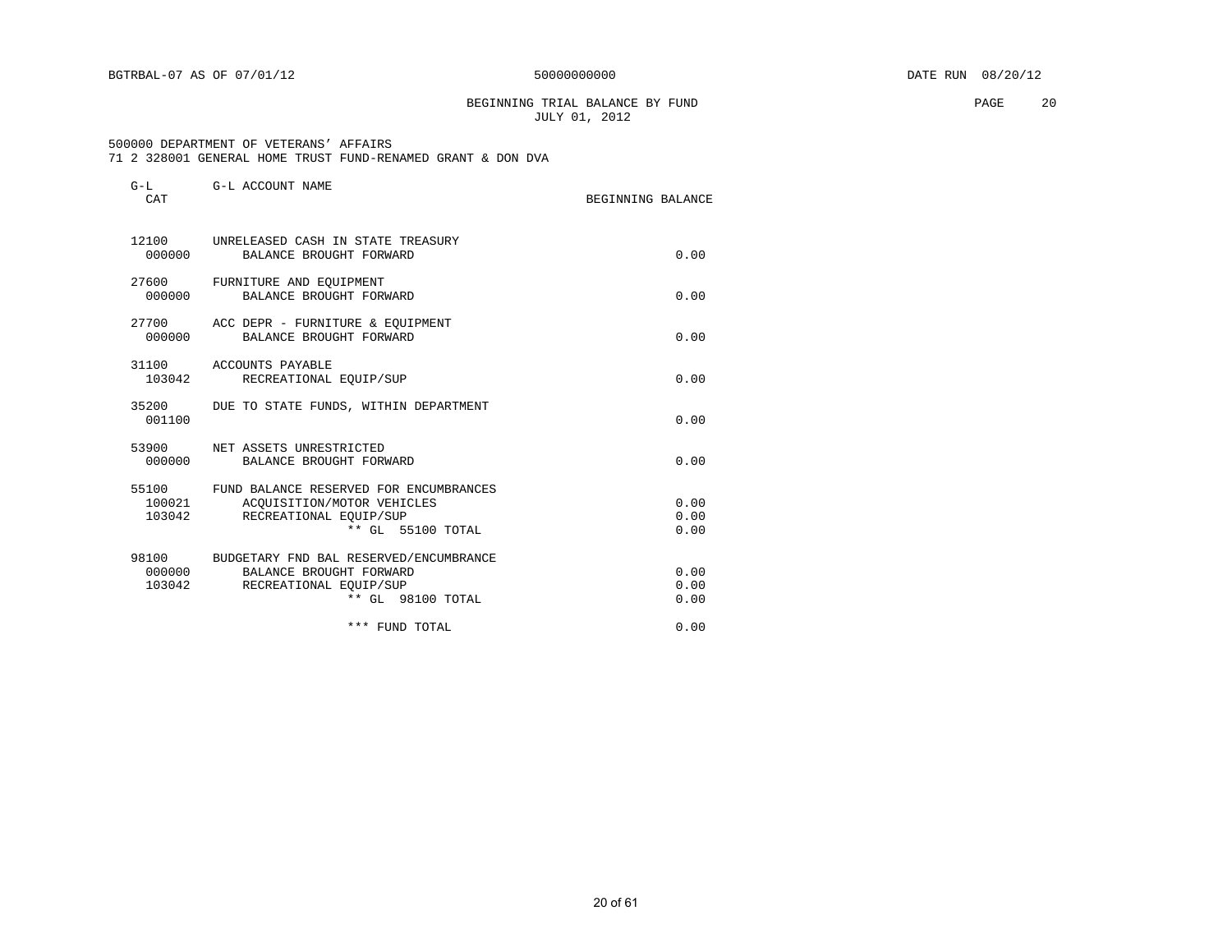BGTRBAL-07 AS OF 07/01/12 50000000000 DATE RUN 08/20/12

BEGINNING TRIAL BALANCE BY FUND
JULY 01, 2012

500000 DEPARTMENT OF VETERANS' AFFAIRS
71 2 328001 GENERAL HOME TRUST FUND-RENAMED GRANT & DON DVA

| G-L CAT | G-L ACCOUNT NAME | BEGINNING BALANCE |
|---|---|---|
| 12100 | UNRELEASED CASH IN STATE TREASURY | |
| 000000 | BALANCE BROUGHT FORWARD | 0.00 |
| 27600 | FURNITURE AND EQUIPMENT | |
| 000000 | BALANCE BROUGHT FORWARD | 0.00 |
| 27700 | ACC DEPR - FURNITURE & EQUIPMENT | |
| 000000 | BALANCE BROUGHT FORWARD | 0.00 |
| 31100 | ACCOUNTS PAYABLE | |
| 103042 | RECREATIONAL EQUIP/SUP | 0.00 |
| 35200 | DUE TO STATE FUNDS, WITHIN DEPARTMENT | |
| 001100 | | 0.00 |
| 53900 | NET ASSETS UNRESTRICTED | |
| 000000 | BALANCE BROUGHT FORWARD | 0.00 |
| 55100 | FUND BALANCE RESERVED FOR ENCUMBRANCES | |
| 100021 | ACQUISITION/MOTOR VEHICLES | 0.00 |
| 103042 | RECREATIONAL EQUIP/SUP | 0.00 |
| | ** GL 55100 TOTAL | 0.00 |
| 98100 | BUDGETARY FND BAL RESERVED/ENCUMBRANCE | |
| 000000 | BALANCE BROUGHT FORWARD | 0.00 |
| 103042 | RECREATIONAL EQUIP/SUP | 0.00 |
| | ** GL 98100 TOTAL | 0.00 |
| | *** FUND TOTAL | 0.00 |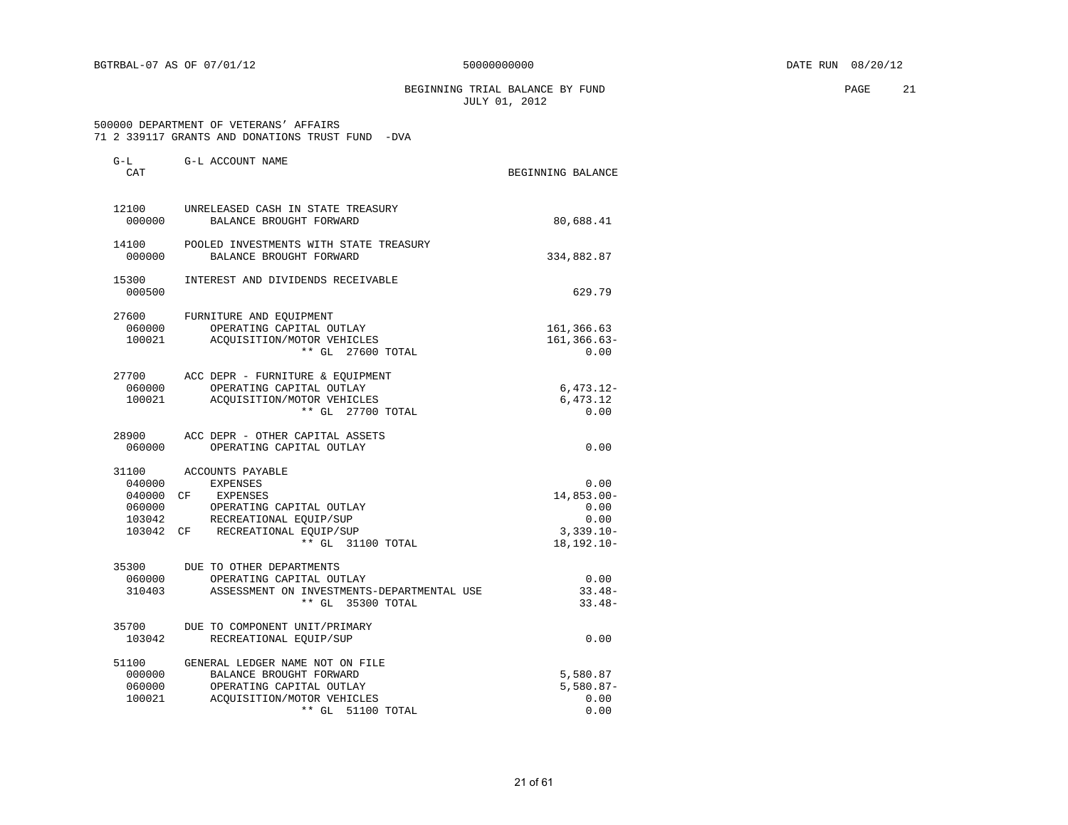BGTRBAL-07 AS OF 07/01/12 50000000000 DATE RUN 08/20/12

BEGINNING TRIAL BALANCE BY FUND
JULY 01, 2012

500000 DEPARTMENT OF VETERANS' AFFAIRS
71 2 339117 GRANTS AND DONATIONS TRUST FUND -DVA

| G-L CAT | | G-L ACCOUNT NAME | BEGINNING BALANCE |
|---|---|---|---|
| 12100 | | UNRELEASED CASH IN STATE TREASURY | |
| 000000 | | BALANCE BROUGHT FORWARD | 80,688.41 |
| 14100 | | POOLED INVESTMENTS WITH STATE TREASURY | |
| 000000 | | BALANCE BROUGHT FORWARD | 334,882.87 |
| 15300 | | INTEREST AND DIVIDENDS RECEIVABLE | |
| 000500 | | | 629.79 |
| 27600 | | FURNITURE AND EQUIPMENT | |
| 060000 | | OPERATING CAPITAL OUTLAY | 161,366.63 |
| 100021 | | ACQUISITION/MOTOR VEHICLES | 161,366.63- |
| | | ** GL 27600 TOTAL | 0.00 |
| 27700 | | ACC DEPR - FURNITURE & EQUIPMENT | |
| 060000 | | OPERATING CAPITAL OUTLAY | 6,473.12- |
| 100021 | | ACQUISITION/MOTOR VEHICLES | 6,473.12 |
| | | ** GL 27700 TOTAL | 0.00 |
| 28900 | | ACC DEPR - OTHER CAPITAL ASSETS | |
| 060000 | | OPERATING CAPITAL OUTLAY | 0.00 |
| 31100 | | ACCOUNTS PAYABLE | |
| 040000 | | EXPENSES | 0.00 |
| 040000 | CF | EXPENSES | 14,853.00- |
| 060000 | | OPERATING CAPITAL OUTLAY | 0.00 |
| 103042 | | RECREATIONAL EQUIP/SUP | 0.00 |
| 103042 | CF | RECREATIONAL EQUIP/SUP | 3,339.10- |
| | | ** GL 31100 TOTAL | 18,192.10- |
| 35300 | | DUE TO OTHER DEPARTMENTS | |
| 060000 | | OPERATING CAPITAL OUTLAY | 0.00 |
| 310403 | | ASSESSMENT ON INVESTMENTS-DEPARTMENTAL USE | 33.48- |
| | | ** GL 35300 TOTAL | 33.48- |
| 35700 | | DUE TO COMPONENT UNIT/PRIMARY | |
| 103042 | | RECREATIONAL EQUIP/SUP | 0.00 |
| 51100 | | GENERAL LEDGER NAME NOT ON FILE | |
| 000000 | | BALANCE BROUGHT FORWARD | 5,580.87 |
| 060000 | | OPERATING CAPITAL OUTLAY | 5,580.87- |
| 100021 | | ACQUISITION/MOTOR VEHICLES | 0.00 |
| | | ** GL 51100 TOTAL | 0.00 |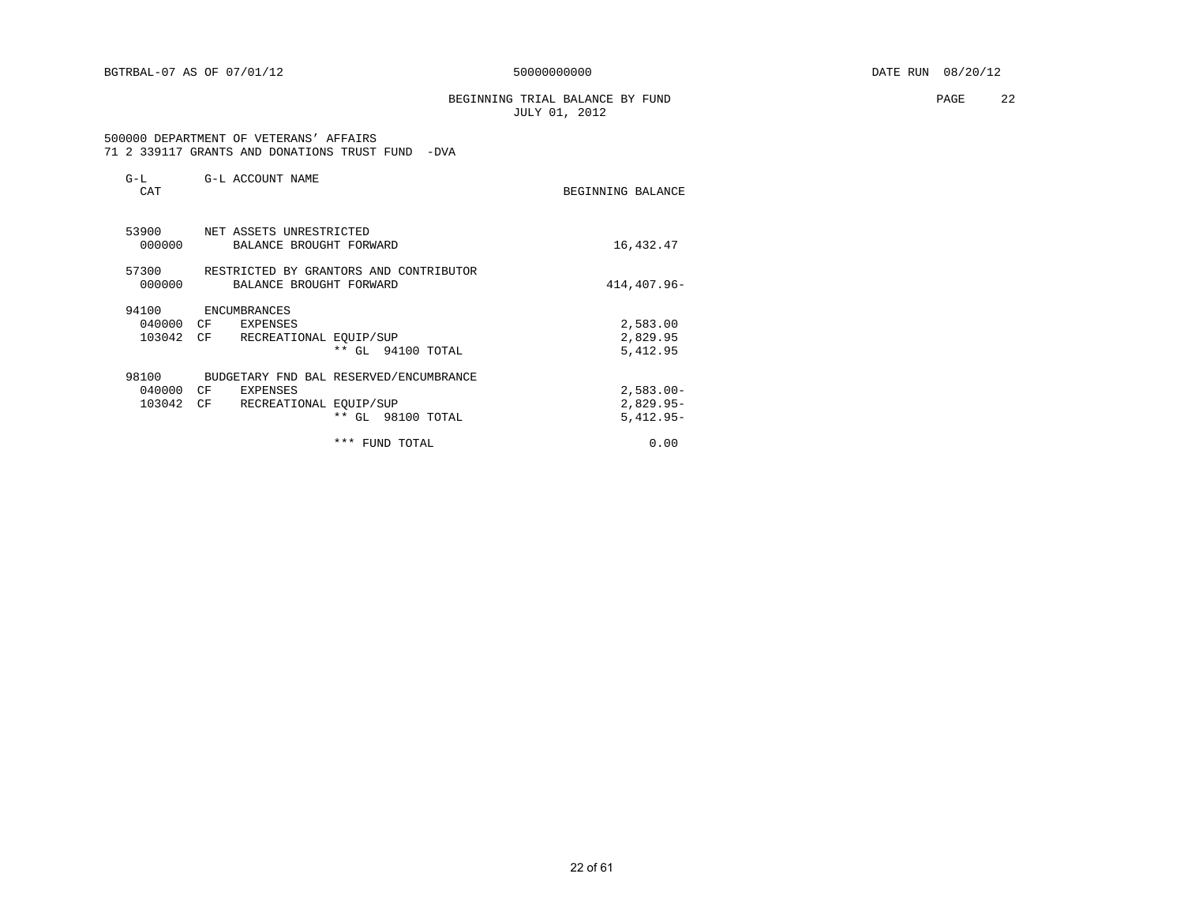BGTRBAL-07 AS OF 07/01/12 50000000000 DATE RUN 08/20/12

BEGINNING TRIAL BALANCE BY FUND
JULY 01, 2012

500000 DEPARTMENT OF VETERANS' AFFAIRS
71 2 339117 GRANTS AND DONATIONS TRUST FUND -DVA

| G-L CAT | | G-L ACCOUNT NAME | BEGINNING BALANCE |
|---|---|---|---|
| 53900 | | NET ASSETS UNRESTRICTED | |
| 000000 | | BALANCE BROUGHT FORWARD | 16,432.47 |
| 57300 | | RESTRICTED BY GRANTORS AND CONTRIBUTOR | |
| 000000 | | BALANCE BROUGHT FORWARD | 414,407.96- |
| 94100 | | ENCUMBRANCES | |
| 040000 | CF | EXPENSES | 2,583.00 |
| 103042 | CF | RECREATIONAL EQUIP/SUP | 2,829.95 |
| | | ** GL 94100 TOTAL | 5,412.95 |
| 98100 | | BUDGETARY FND BAL RESERVED/ENCUMBRANCE | |
| 040000 | CF | EXPENSES | 2,583.00- |
| 103042 | CF | RECREATIONAL EQUIP/SUP | 2,829.95- |
| | | ** GL 98100 TOTAL | 5,412.95- |
| | | *** FUND TOTAL | 0.00 |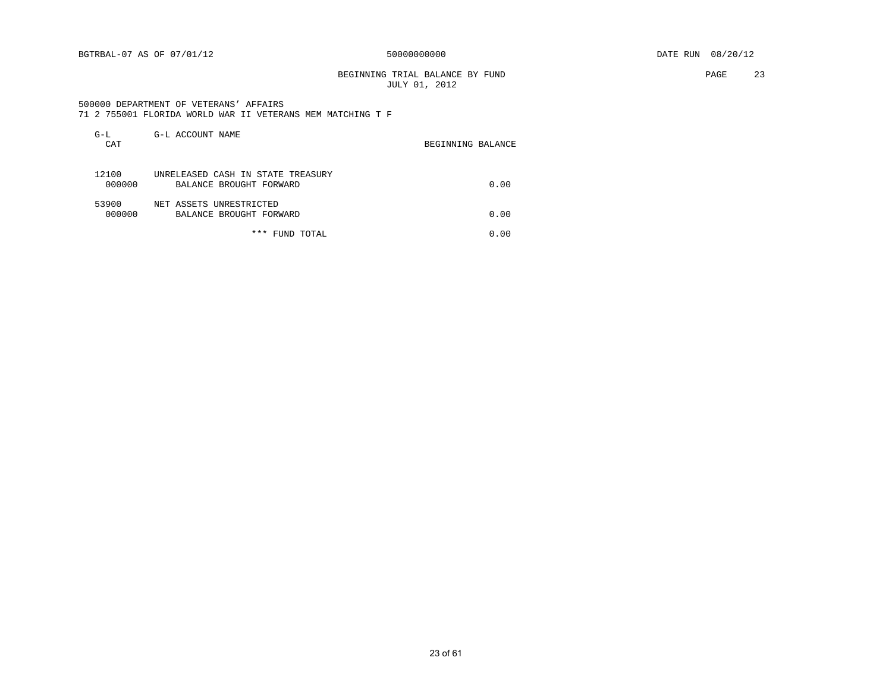BGTRBAL-07 AS OF 07/01/12 50000000000 DATE RUN 08/20/12

BEGINNING TRIAL BALANCE BY FUND
JULY 01, 2012

500000 DEPARTMENT OF VETERANS' AFFAIRS
71 2 755001 FLORIDA WORLD WAR II VETERANS MEM MATCHING T F

| G-L CAT | G-L ACCOUNT NAME | BEGINNING BALANCE |
|---|---|---|
| 12100 | UNRELEASED CASH IN STATE TREASURY | |
| 000000 | BALANCE BROUGHT FORWARD | 0.00 |
| 53900 | NET ASSETS UNRESTRICTED | |
| 000000 | BALANCE BROUGHT FORWARD | 0.00 |
| | *** FUND TOTAL | 0.00 |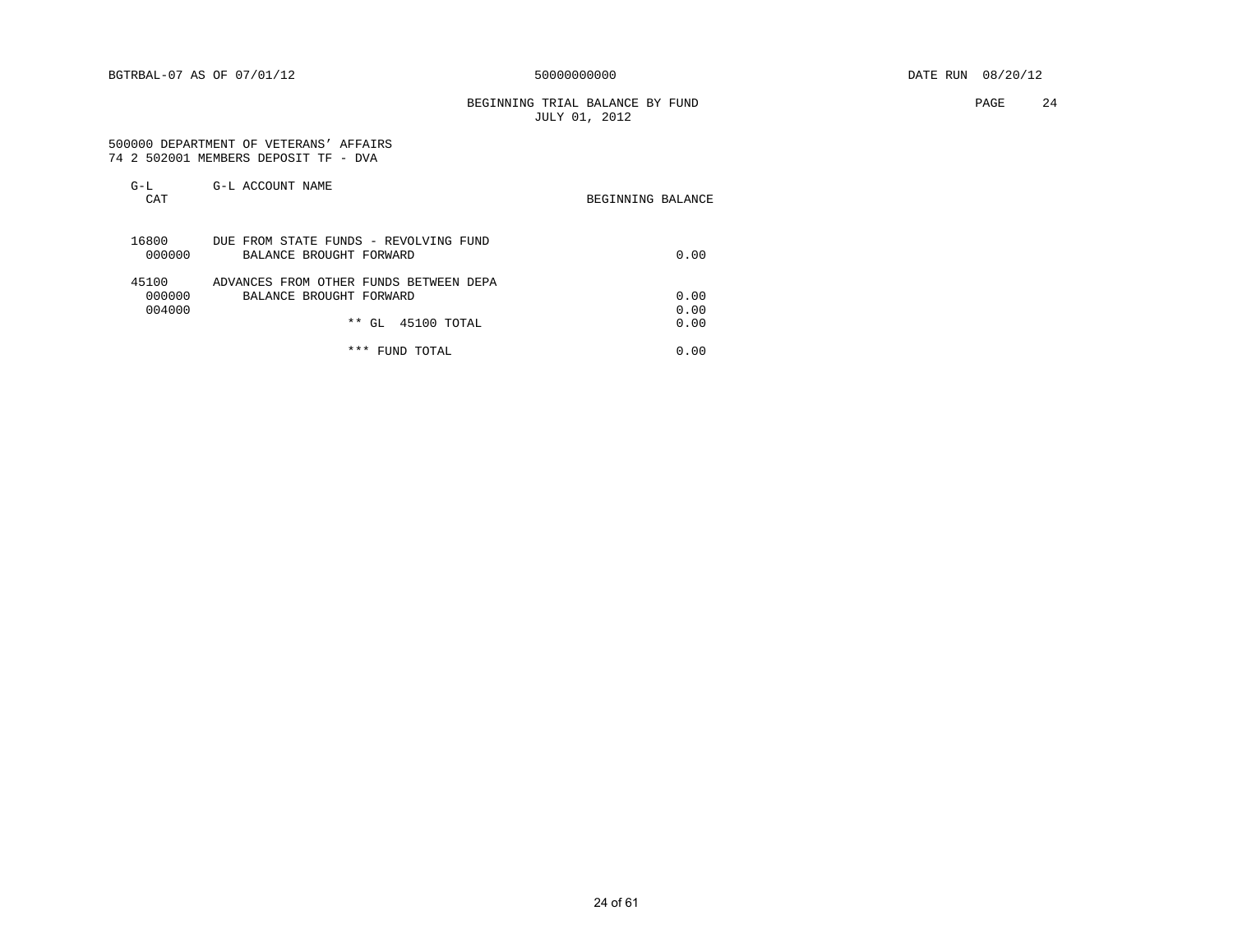BGTRBAL-07 AS OF 07/01/12 &nbsp;&nbsp;&nbsp;&nbsp; 50000000000 &nbsp;&nbsp;&nbsp;&nbsp; DATE RUN 08/20/12

BEGINNING TRIAL BALANCE BY FUND
JULY 01, 2012

500000 DEPARTMENT OF VETERANS' AFFAIRS
74 2 502001 MEMBERS DEPOSIT TF - DVA

| G-L CAT | G-L ACCOUNT NAME | BEGINNING BALANCE |
|---|---|---|
| 16800 | DUE FROM STATE FUNDS - REVOLVING FUND | |
| 000000 | BALANCE BROUGHT FORWARD | 0.00 |
| 45100 | ADVANCES FROM OTHER FUNDS BETWEEN DEPA | |
| 000000 | BALANCE BROUGHT FORWARD | 0.00 |
| 004000 | | 0.00 |
| | ** GL 45100 TOTAL | 0.00 |
| | *** FUND TOTAL | 0.00 |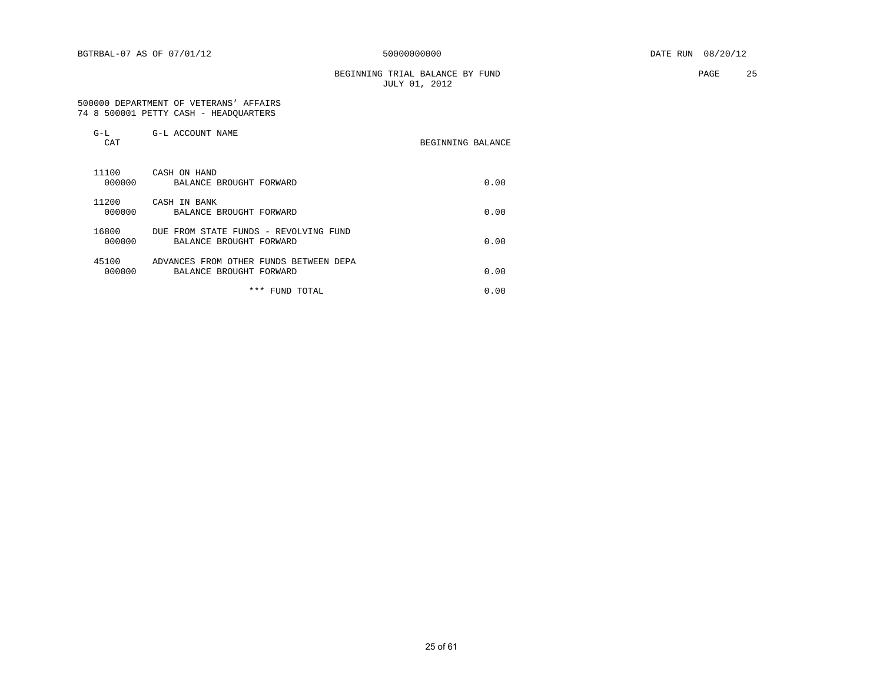BGTRBAL-07 AS OF 07/01/12 50000000000 DATE RUN 08/20/12

BEGINNING TRIAL BALANCE BY FUND
JULY 01, 2012

500000 DEPARTMENT OF VETERANS' AFFAIRS
74 8 500001 PETTY CASH - HEADQUARTERS

| G-L CAT | G-L ACCOUNT NAME | BEGINNING BALANCE |
|---|---|---|
| 11100 | CASH ON HAND | |
| 000000 | BALANCE BROUGHT FORWARD | 0.00 |
| 11200 | CASH IN BANK | |
| 000000 | BALANCE BROUGHT FORWARD | 0.00 |
| 16800 | DUE FROM STATE FUNDS - REVOLVING FUND | |
| 000000 | BALANCE BROUGHT FORWARD | 0.00 |
| 45100 | ADVANCES FROM OTHER FUNDS BETWEEN DEPA | |
| 000000 | BALANCE BROUGHT FORWARD | 0.00 |
| | *** FUND TOTAL | 0.00 |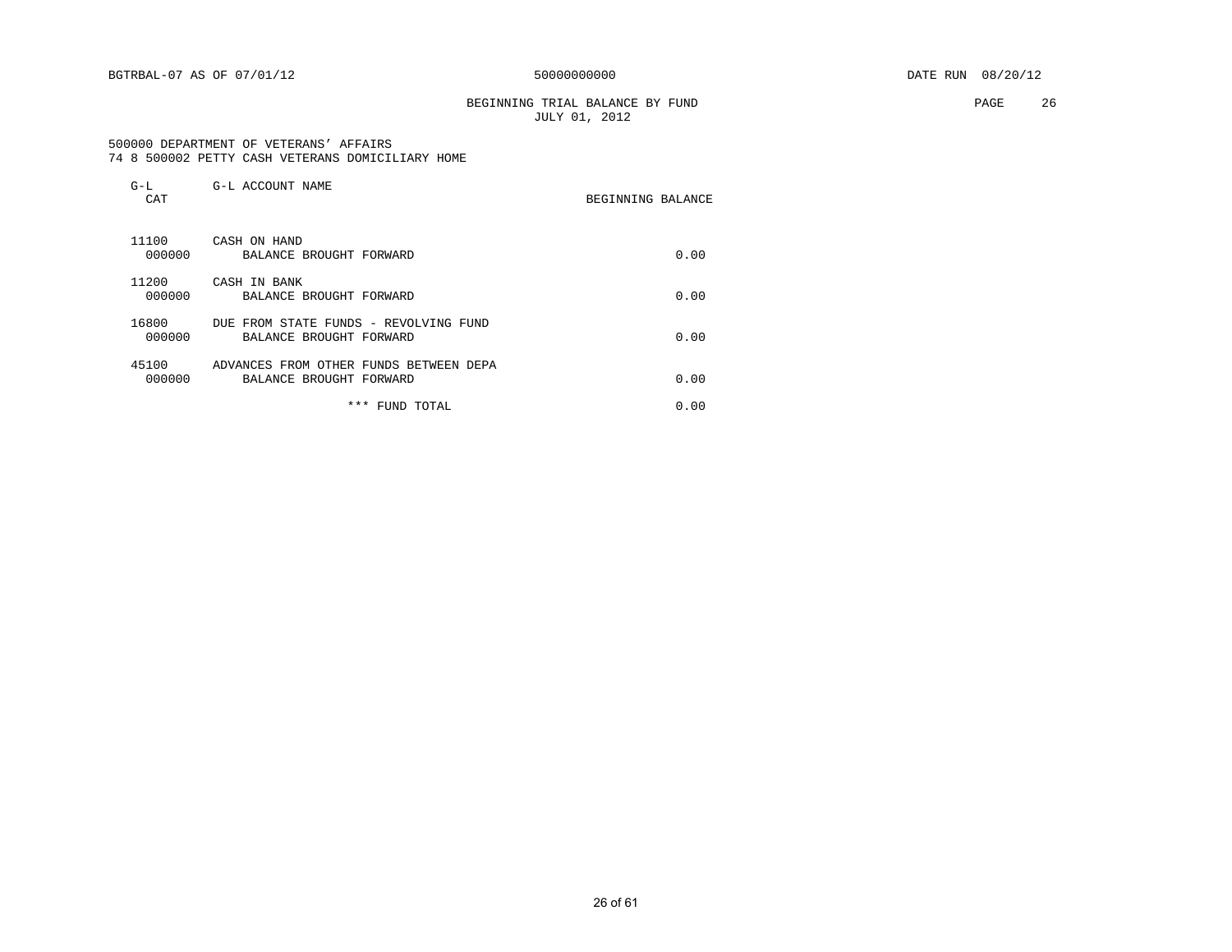BGTRBAL-07 AS OF 07/01/12 50000000000 DATE RUN 08/20/12

BEGINNING TRIAL BALANCE BY FUND
JULY 01, 2012

500000 DEPARTMENT OF VETERANS' AFFAIRS
74 8 500002 PETTY CASH VETERANS DOMICILIARY HOME

| G-L CAT | G-L ACCOUNT NAME | BEGINNING BALANCE |
|---|---|---|
| 11100 | CASH ON HAND | |
| 000000 | BALANCE BROUGHT FORWARD | 0.00 |
| 11200 | CASH IN BANK | |
| 000000 | BALANCE BROUGHT FORWARD | 0.00 |
| 16800 | DUE FROM STATE FUNDS - REVOLVING FUND | |
| 000000 | BALANCE BROUGHT FORWARD | 0.00 |
| 45100 | ADVANCES FROM OTHER FUNDS BETWEEN DEPA | |
| 000000 | BALANCE BROUGHT FORWARD | 0.00 |
| | *** FUND TOTAL | 0.00 |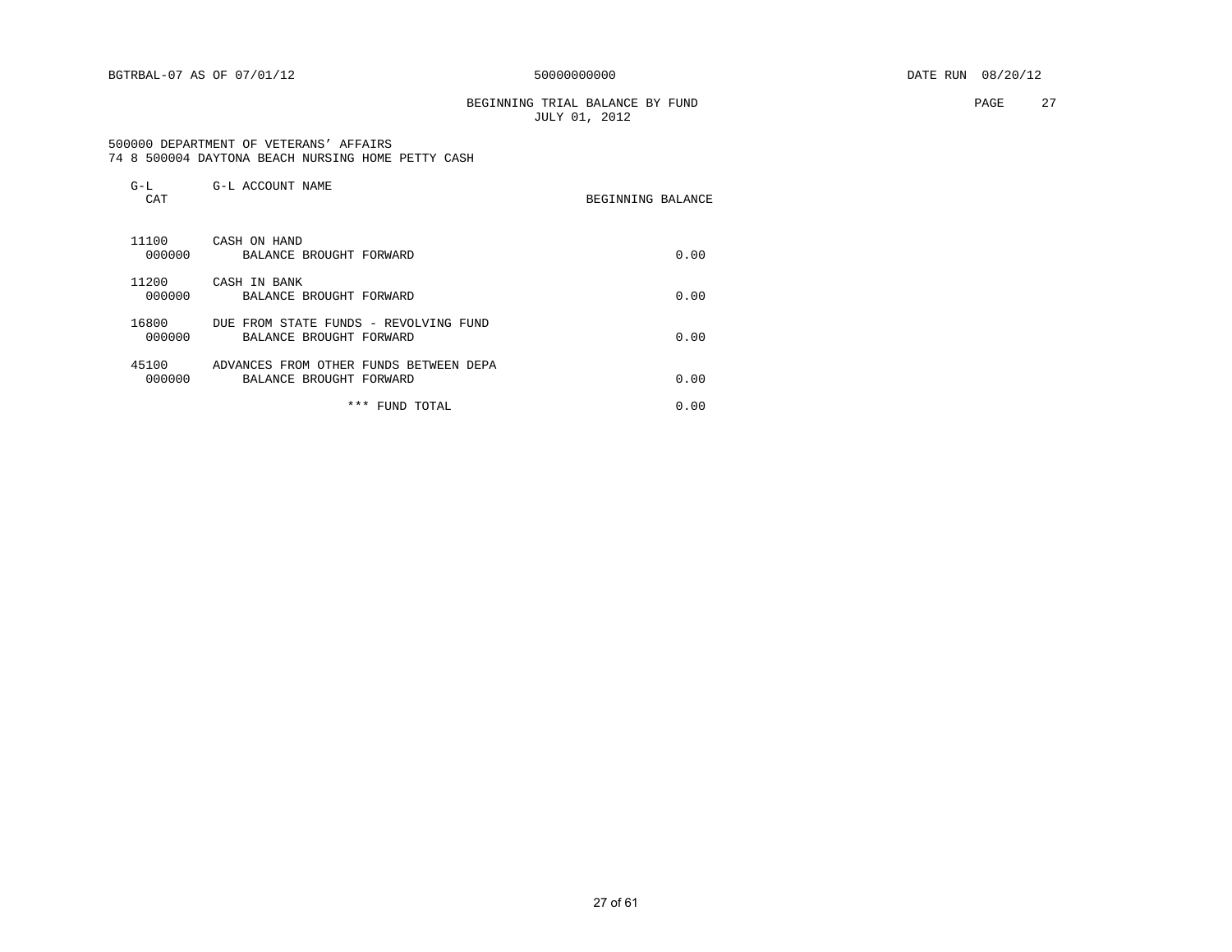BGTRBAL-07 AS OF 07/01/12 50000000000 DATE RUN 08/20/12

BEGINNING TRIAL BALANCE BY FUND
JULY 01, 2012

500000 DEPARTMENT OF VETERANS' AFFAIRS
74 8 500004 DAYTONA BEACH NURSING HOME PETTY CASH

| G-L CAT | G-L ACCOUNT NAME | BEGINNING BALANCE |
|---|---|---|
| 11100 | CASH ON HAND | |
| 000000 | BALANCE BROUGHT FORWARD | 0.00 |
| 11200 | CASH IN BANK | |
| 000000 | BALANCE BROUGHT FORWARD | 0.00 |
| 16800 | DUE FROM STATE FUNDS - REVOLVING FUND | |
| 000000 | BALANCE BROUGHT FORWARD | 0.00 |
| 45100 | ADVANCES FROM OTHER FUNDS BETWEEN DEPA | |
| 000000 | BALANCE BROUGHT FORWARD | 0.00 |
| | *** FUND TOTAL | 0.00 |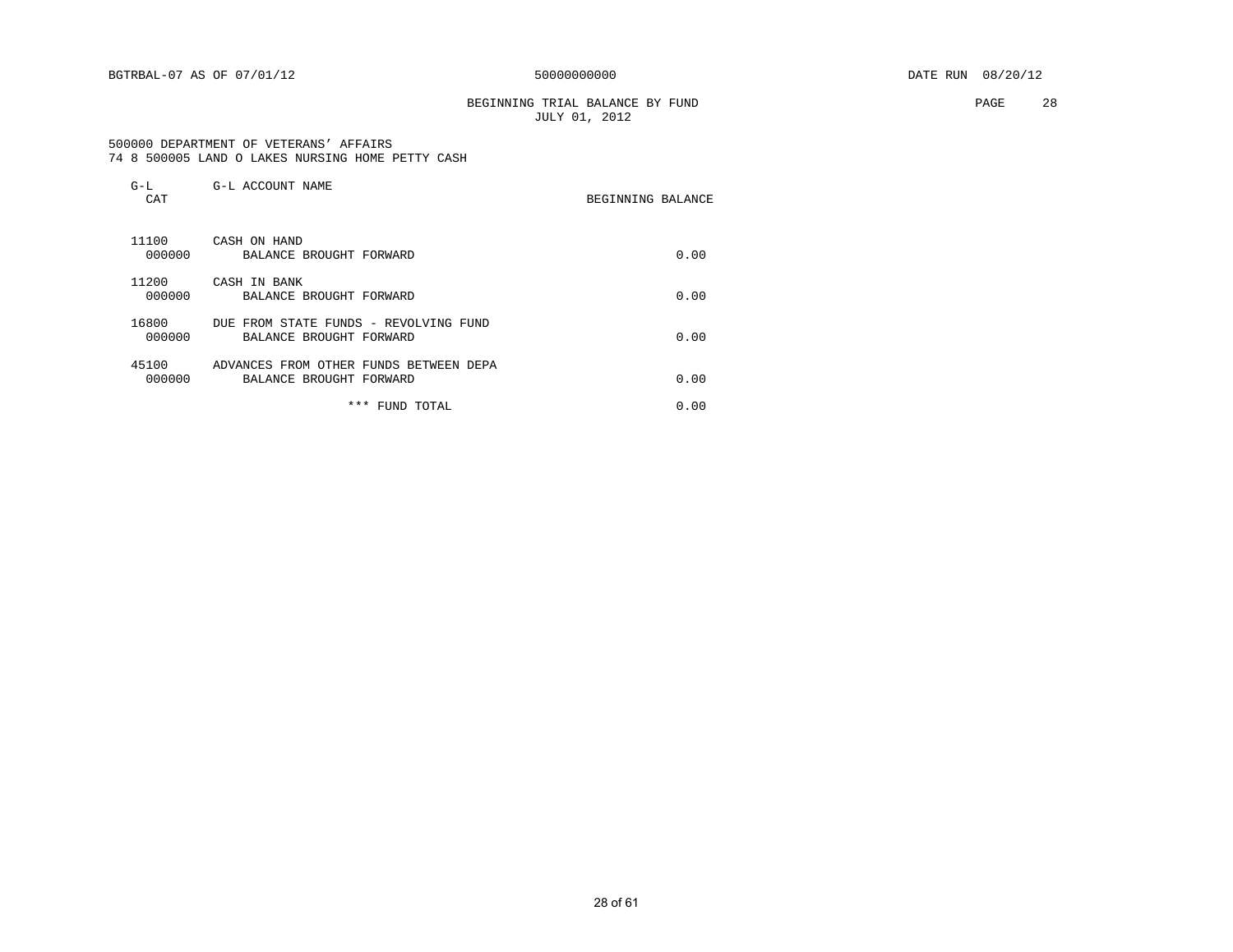BGTRBAL-07 AS OF 07/01/12 50000000000 DATE RUN 08/20/12

BEGINNING TRIAL BALANCE BY FUND
JULY 01, 2012

500000 DEPARTMENT OF VETERANS' AFFAIRS
74 8 500005 LAND O LAKES NURSING HOME PETTY CASH

| G-L CAT | G-L ACCOUNT NAME | BEGINNING BALANCE |
|---|---|---|
| 11100 | CASH ON HAND | |
| 000000 | BALANCE BROUGHT FORWARD | 0.00 |
| 11200 | CASH IN BANK | |
| 000000 | BALANCE BROUGHT FORWARD | 0.00 |
| 16800 | DUE FROM STATE FUNDS - REVOLVING FUND | |
| 000000 | BALANCE BROUGHT FORWARD | 0.00 |
| 45100 | ADVANCES FROM OTHER FUNDS BETWEEN DEPA | |
| 000000 | BALANCE BROUGHT FORWARD | 0.00 |
| | *** FUND TOTAL | 0.00 |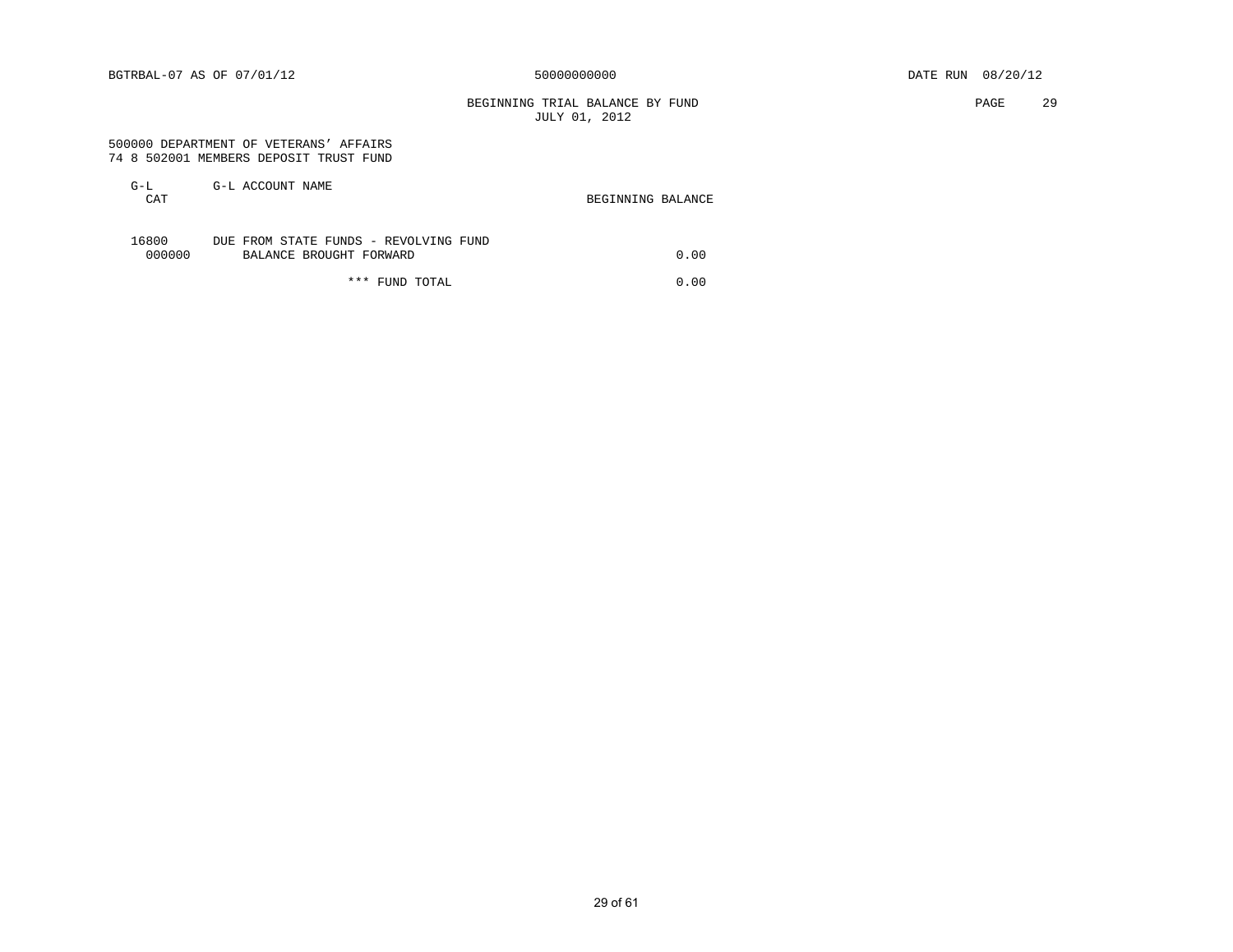BGTRBAL-07 AS OF 07/01/12 50000000000 DATE RUN 08/20/12

BEGINNING TRIAL BALANCE BY FUND
JULY 01, 2012

500000 DEPARTMENT OF VETERANS' AFFAIRS
74 8 502001 MEMBERS DEPOSIT TRUST FUND

| G-L CAT | G-L ACCOUNT NAME | BEGINNING BALANCE |
|---|---|---|
| 16800 | DUE FROM STATE FUNDS - REVOLVING FUND | |
| 000000 | BALANCE BROUGHT FORWARD | 0.00 |
| | *** FUND TOTAL | 0.00 |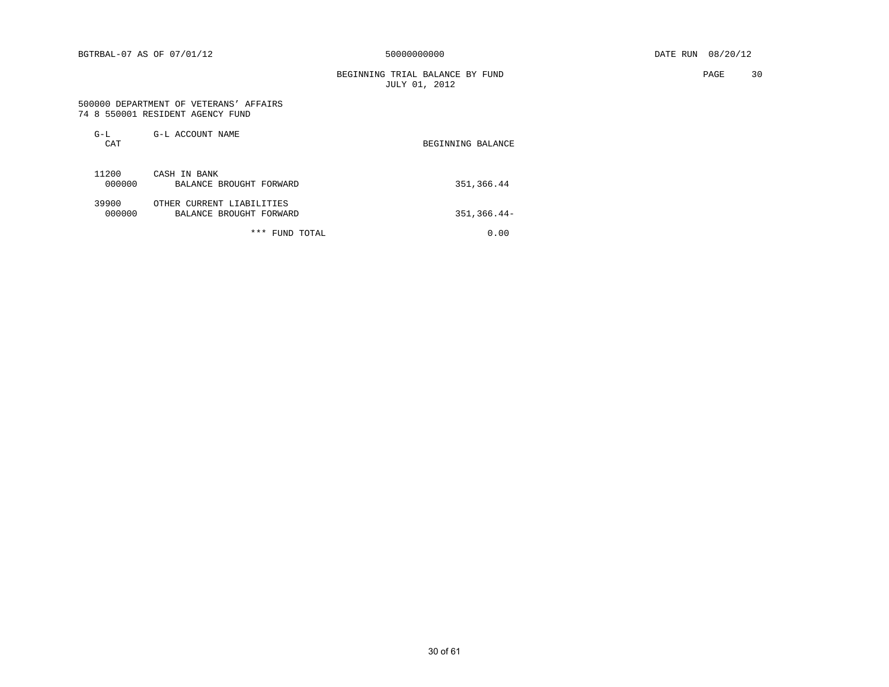BGTRBAL-07 AS OF 07/01/12 50000000000 DATE RUN 08/20/12

BEGINNING TRIAL BALANCE BY FUND
JULY 01, 2012

500000 DEPARTMENT OF VETERANS' AFFAIRS
74 8 550001 RESIDENT AGENCY FUND

| G-L CAT | G-L ACCOUNT NAME | BEGINNING BALANCE |
|---|---|---|
| 11200 | CASH IN BANK | |
| 000000 | BALANCE BROUGHT FORWARD | 351,366.44 |
| 39900 | OTHER CURRENT LIABILITIES | |
| 000000 | BALANCE BROUGHT FORWARD | 351,366.44- |
| | *** FUND TOTAL | 0.00 |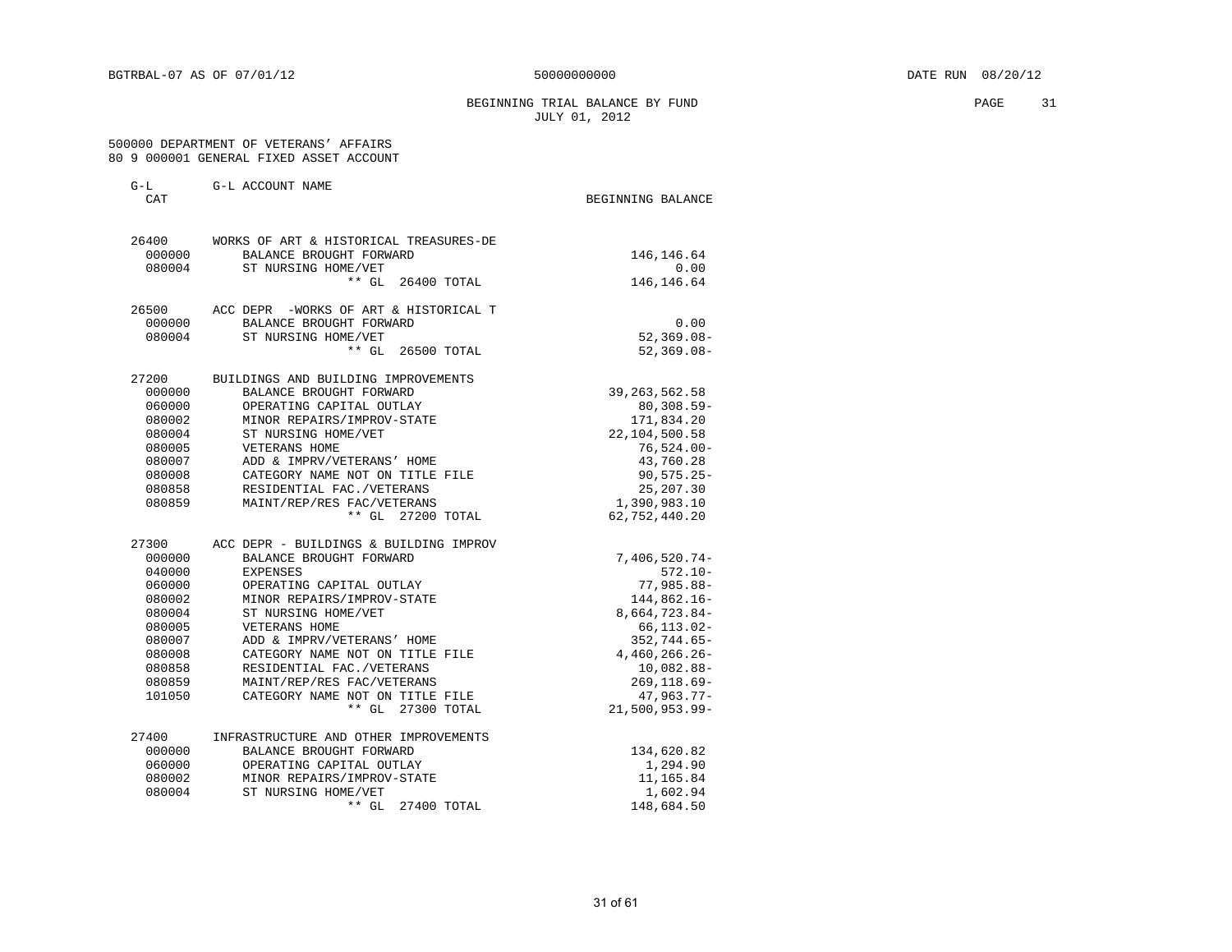BGTRBAL-07 AS OF 07/01/12 50000000000 DATE RUN 08/20/12

BEGINNING TRIAL BALANCE BY FUND
JULY 01, 2012

500000 DEPARTMENT OF VETERANS' AFFAIRS
80 9 000001 GENERAL FIXED ASSET ACCOUNT

| G-L CAT | G-L ACCOUNT NAME | BEGINNING BALANCE |
|---|---|---|
| 26400 | WORKS OF ART & HISTORICAL TREASURES-DE | |
| 000000 | BALANCE BROUGHT FORWARD | 146,146.64 |
| 080004 | ST NURSING HOME/VET | 0.00 |
| | ** GL 26400 TOTAL | 146,146.64 |
| 26500 | ACC DEPR -WORKS OF ART & HISTORICAL T | |
| 000000 | BALANCE BROUGHT FORWARD | 0.00 |
| 080004 | ST NURSING HOME/VET | 52,369.08- |
| | ** GL 26500 TOTAL | 52,369.08- |
| 27200 | BUILDINGS AND BUILDING IMPROVEMENTS | |
| 000000 | BALANCE BROUGHT FORWARD | 39,263,562.58 |
| 060000 | OPERATING CAPITAL OUTLAY | 80,308.59- |
| 080002 | MINOR REPAIRS/IMPROV-STATE | 171,834.20 |
| 080004 | ST NURSING HOME/VET | 22,104,500.58 |
| 080005 | VETERANS HOME | 76,524.00- |
| 080007 | ADD & IMPRV/VETERANS' HOME | 43,760.28 |
| 080008 | CATEGORY NAME NOT ON TITLE FILE | 90,575.25- |
| 080858 | RESIDENTIAL FAC./VETERANS | 25,207.30 |
| 080859 | MAINT/REP/RES FAC/VETERANS | 1,390,983.10 |
| | ** GL 27200 TOTAL | 62,752,440.20 |
| 27300 | ACC DEPR - BUILDINGS & BUILDING IMPROV | |
| 000000 | BALANCE BROUGHT FORWARD | 7,406,520.74- |
| 040000 | EXPENSES | 572.10- |
| 060000 | OPERATING CAPITAL OUTLAY | 77,985.88- |
| 080002 | MINOR REPAIRS/IMPROV-STATE | 144,862.16- |
| 080004 | ST NURSING HOME/VET | 8,664,723.84- |
| 080005 | VETERANS HOME | 66,113.02- |
| 080007 | ADD & IMPRV/VETERANS' HOME | 352,744.65- |
| 080008 | CATEGORY NAME NOT ON TITLE FILE | 4,460,266.26- |
| 080858 | RESIDENTIAL FAC./VETERANS | 10,082.88- |
| 080859 | MAINT/REP/RES FAC/VETERANS | 269,118.69- |
| 101050 | CATEGORY NAME NOT ON TITLE FILE | 47,963.77- |
| | ** GL 27300 TOTAL | 21,500,953.99- |
| 27400 | INFRASTRUCTURE AND OTHER IMPROVEMENTS | |
| 000000 | BALANCE BROUGHT FORWARD | 134,620.82 |
| 060000 | OPERATING CAPITAL OUTLAY | 1,294.90 |
| 080002 | MINOR REPAIRS/IMPROV-STATE | 11,165.84 |
| 080004 | ST NURSING HOME/VET | 1,602.94 |
| | ** GL 27400 TOTAL | 148,684.50 |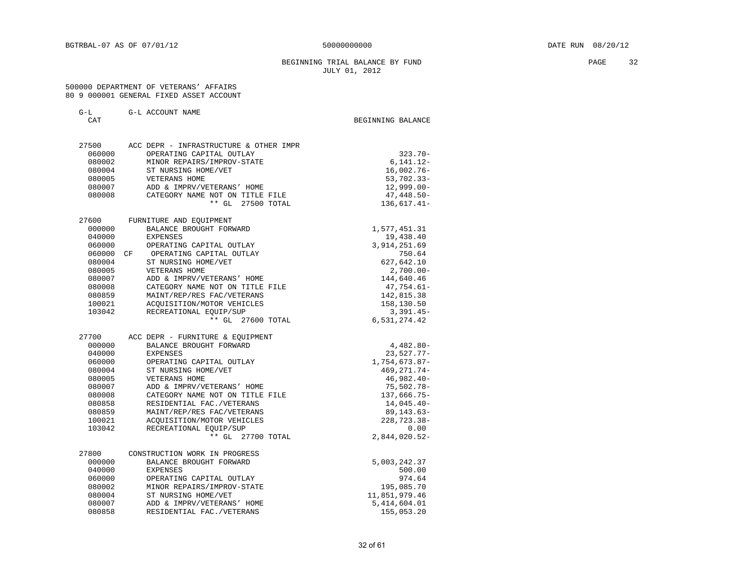BEGINNING TRIAL BALANCE BY FUND
JULY 01, 2012

500000 DEPARTMENT OF VETERANS' AFFAIRS
80 9 000001 GENERAL FIXED ASSET ACCOUNT

| G-L CAT | G-L ACCOUNT NAME | BEGINNING BALANCE |
|---|---|---|
| 27500 | ACC DEPR - INFRASTRUCTURE & OTHER IMPR | |
| 060000 | OPERATING CAPITAL OUTLAY | 323.70- |
| 080002 | MINOR REPAIRS/IMPROV-STATE | 6,141.12- |
| 080004 | ST NURSING HOME/VET | 16,002.76- |
| 080005 | VETERANS HOME | 53,702.33- |
| 080007 | ADD & IMPRV/VETERANS' HOME | 12,999.00- |
| 080008 | CATEGORY NAME NOT ON TITLE FILE | 47,448.50- |
| | ** GL 27500 TOTAL | 136,617.41- |
| 27600 | FURNITURE AND EQUIPMENT | |
| 000000 | BALANCE BROUGHT FORWARD | 1,577,451.31 |
| 040000 | EXPENSES | 19,438.40 |
| 060000 | OPERATING CAPITAL OUTLAY | 3,914,251.69 |
| 060000 CF | OPERATING CAPITAL OUTLAY | 750.64 |
| 080004 | ST NURSING HOME/VET | 627,642.10 |
| 080005 | VETERANS HOME | 2,700.00- |
| 080007 | ADD & IMPRV/VETERANS' HOME | 144,640.46 |
| 080008 | CATEGORY NAME NOT ON TITLE FILE | 47,754.61- |
| 080859 | MAINT/REP/RES FAC/VETERANS | 142,815.38 |
| 100021 | ACQUISITION/MOTOR VEHICLES | 158,130.50 |
| 103042 | RECREATIONAL EQUIP/SUP | 3,391.45- |
| | ** GL 27600 TOTAL | 6,531,274.42 |
| 27700 | ACC DEPR - FURNITURE & EQUIPMENT | |
| 000000 | BALANCE BROUGHT FORWARD | 4,482.80- |
| 040000 | EXPENSES | 23,527.77- |
| 060000 | OPERATING CAPITAL OUTLAY | 1,754,673.87- |
| 080004 | ST NURSING HOME/VET | 469,271.74- |
| 080005 | VETERANS HOME | 46,982.40- |
| 080007 | ADD & IMPRV/VETERANS' HOME | 75,502.78- |
| 080008 | CATEGORY NAME NOT ON TITLE FILE | 137,666.75- |
| 080858 | RESIDENTIAL FAC./VETERANS | 14,045.40- |
| 080859 | MAINT/REP/RES FAC/VETERANS | 89,143.63- |
| 100021 | ACQUISITION/MOTOR VEHICLES | 228,723.38- |
| 103042 | RECREATIONAL EQUIP/SUP | 0.00 |
| | ** GL 27700 TOTAL | 2,844,020.52- |
| 27800 | CONSTRUCTION WORK IN PROGRESS | |
| 000000 | BALANCE BROUGHT FORWARD | 5,003,242.37 |
| 040000 | EXPENSES | 500.00 |
| 060000 | OPERATING CAPITAL OUTLAY | 974.64 |
| 080002 | MINOR REPAIRS/IMPROV-STATE | 195,085.70 |
| 080004 | ST NURSING HOME/VET | 11,851,979.46 |
| 080007 | ADD & IMPRV/VETERANS' HOME | 5,414,604.01 |
| 080858 | RESIDENTIAL FAC./VETERANS | 155,053.20 |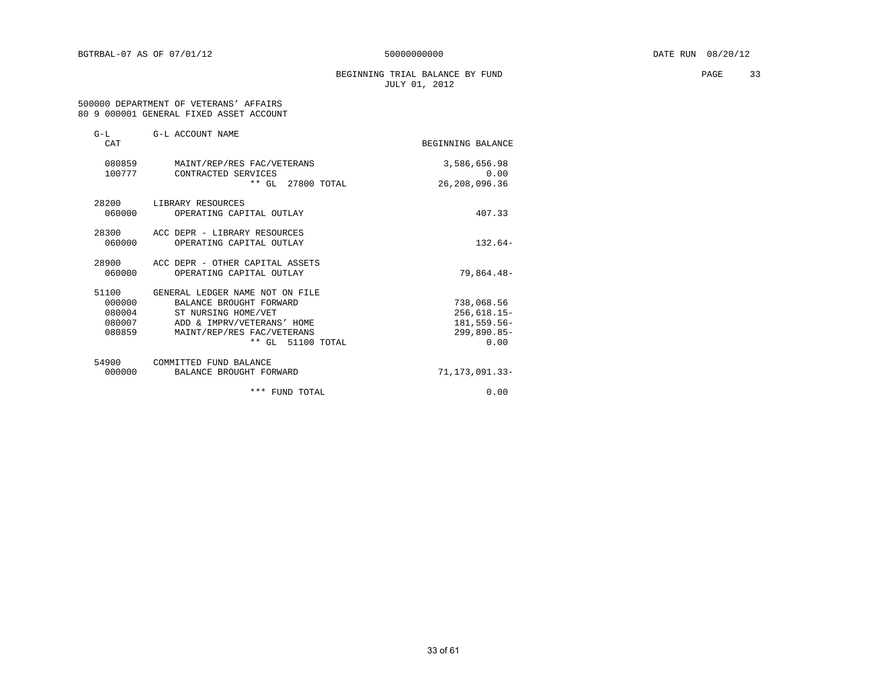BGTRBAL-07 AS OF 07/01/12 &nbsp;&nbsp;&nbsp; 50000000000 &nbsp;&nbsp;&nbsp; DATE RUN 08/20/12

BEGINNING TRIAL BALANCE BY FUND
JULY 01, 2012

500000 DEPARTMENT OF VETERANS' AFFAIRS
80 9 000001 GENERAL FIXED ASSET ACCOUNT

| G-L CAT | G-L ACCOUNT NAME | BEGINNING BALANCE |
|---|---|---|
| 080859 | MAINT/REP/RES FAC/VETERANS | 3,586,656.98 |
| 100777 | CONTRACTED SERVICES | 0.00 |
| | ** GL 27800 TOTAL | 26,208,096.36 |
| 28200 | LIBRARY RESOURCES | |
| 060000 | OPERATING CAPITAL OUTLAY | 407.33 |
| 28300 | ACC DEPR - LIBRARY RESOURCES | |
| 060000 | OPERATING CAPITAL OUTLAY | 132.64- |
| 28900 | ACC DEPR - OTHER CAPITAL ASSETS | |
| 060000 | OPERATING CAPITAL OUTLAY | 79,864.48- |
| 51100 | GENERAL LEDGER NAME NOT ON FILE | |
| 000000 | BALANCE BROUGHT FORWARD | 738,068.56 |
| 080004 | ST NURSING HOME/VET | 256,618.15- |
| 080007 | ADD & IMPRV/VETERANS' HOME | 181,559.56- |
| 080859 | MAINT/REP/RES FAC/VETERANS | 299,890.85- |
| | ** GL 51100 TOTAL | 0.00 |
| 54900 | COMMITTED FUND BALANCE | |
| 000000 | BALANCE BROUGHT FORWARD | 71,173,091.33- |
| | *** FUND TOTAL | 0.00 |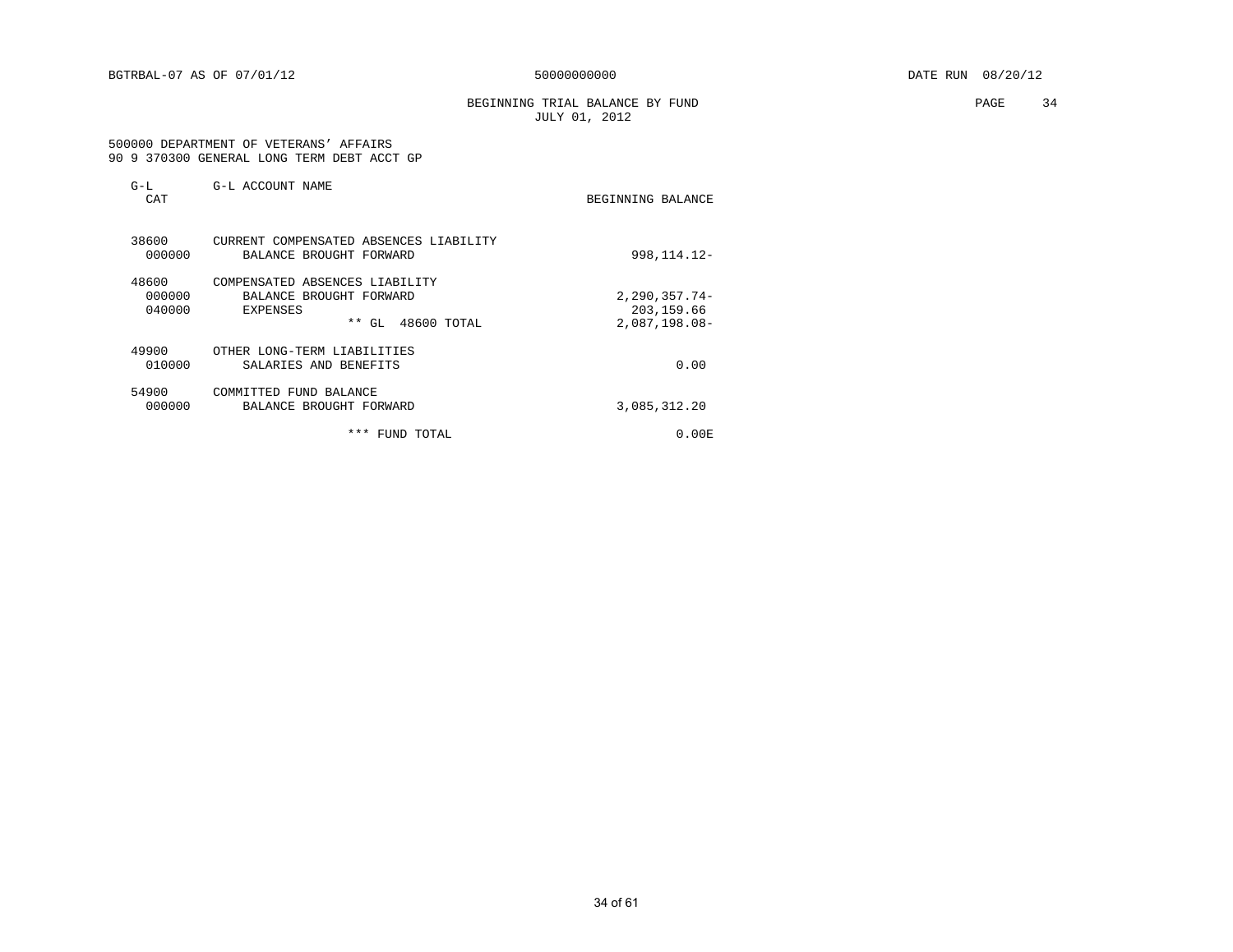BGTRBAL-07 AS OF 07/01/12 50000000000 DATE RUN 08/20/12

BEGINNING TRIAL BALANCE BY FUND
JULY 01, 2012

500000 DEPARTMENT OF VETERANS' AFFAIRS
90 9 370300 GENERAL LONG TERM DEBT ACCT GP

| G-L CAT | G-L ACCOUNT NAME | BEGINNING BALANCE |
|---|---|---|
| 38600 | CURRENT COMPENSATED ABSENCES LIABILITY | |
| 000000 | BALANCE BROUGHT FORWARD | 998,114.12- |
| 48600 | COMPENSATED ABSENCES LIABILITY | |
| 000000 | BALANCE BROUGHT FORWARD | 2,290,357.74- |
| 040000 | EXPENSES | 203,159.66 |
| | ** GL 48600 TOTAL | 2,087,198.08- |
| 49900 | OTHER LONG-TERM LIABILITIES | |
| 010000 | SALARIES AND BENEFITS | 0.00 |
| 54900 | COMMITTED FUND BALANCE | |
| 000000 | BALANCE BROUGHT FORWARD | 3,085,312.20 |
| | *** FUND TOTAL | 0.00E |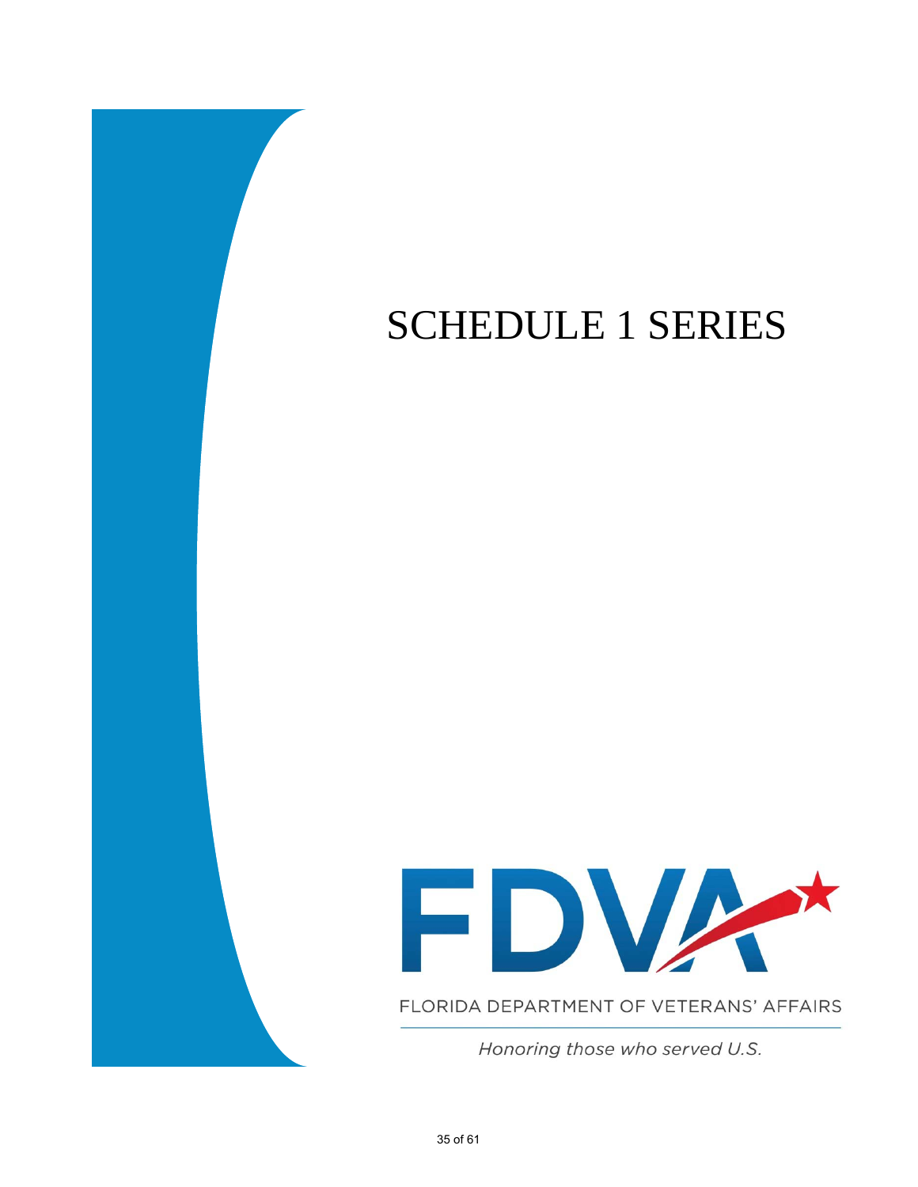# SCHEDULE 1 SERIES

FLORIDA DEPARTMENT OF VETERANS' AFFAIRS

*Honoring those who served U.S.*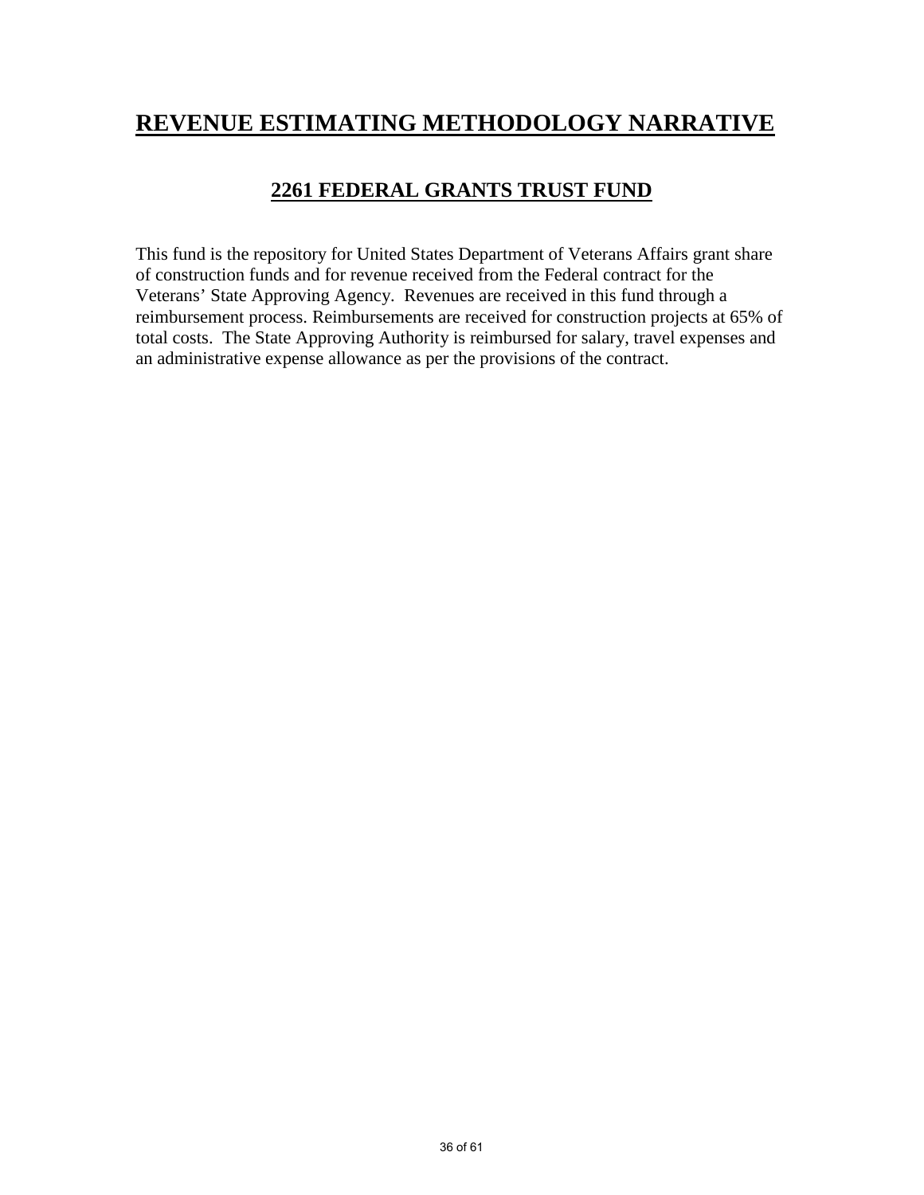# REVENUE ESTIMATING METHODOLOGY NARRATIVE

## 2261 FEDERAL GRANTS TRUST FUND

This fund is the repository for United States Department of Veterans Affairs grant share of construction funds and for revenue received from the Federal contract for the Veterans' State Approving Agency. Revenues are received in this fund through a reimbursement process. Reimbursements are received for construction projects at 65% of total costs. The State Approving Authority is reimbursed for salary, travel expenses and an administrative expense allowance as per the provisions of the contract.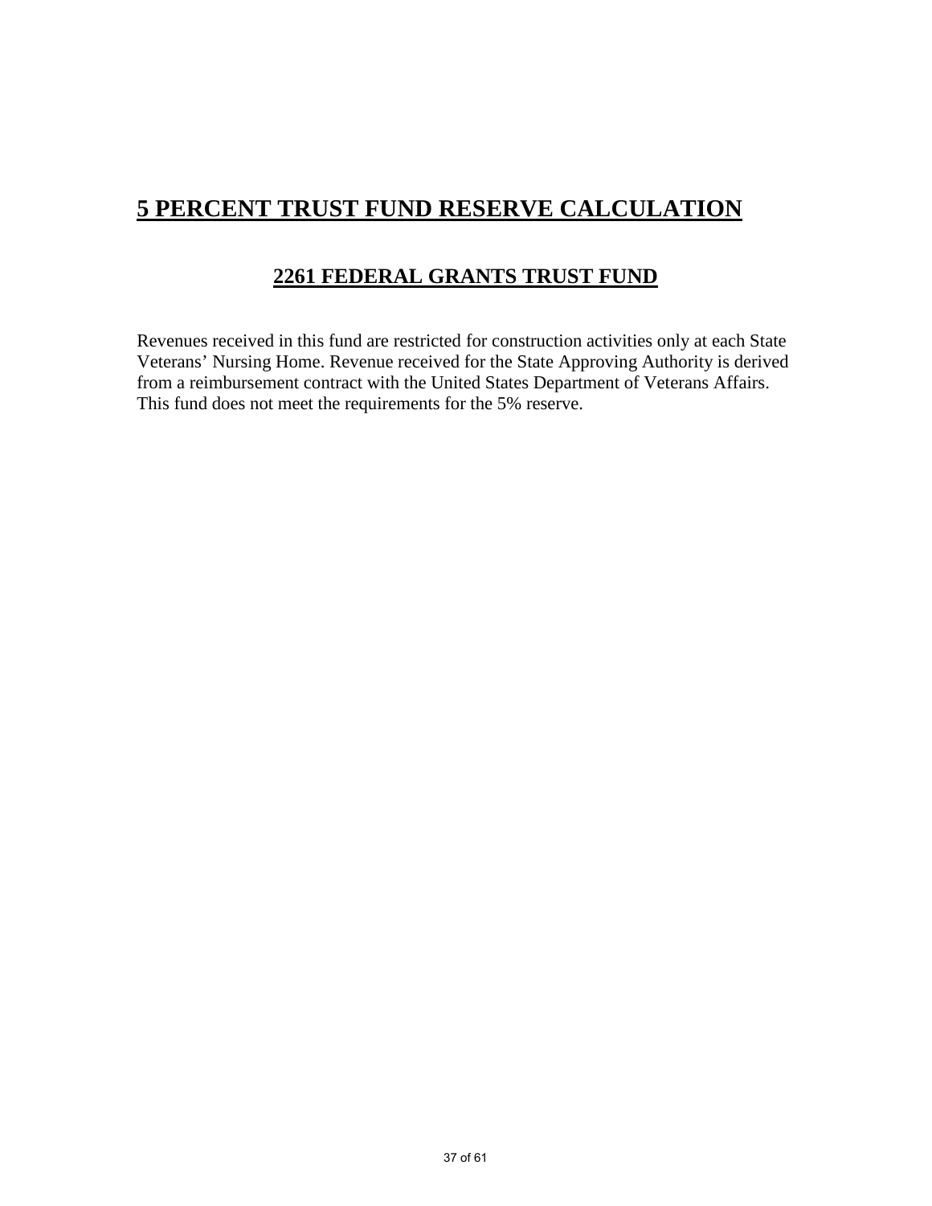# 5 PERCENT TRUST FUND RESERVE CALCULATION

## 2261 FEDERAL GRANTS TRUST FUND

Revenues received in this fund are restricted for construction activities only at each State Veterans' Nursing Home. Revenue received for the State Approving Authority is derived from a reimbursement contract with the United States Department of Veterans Affairs. This fund does not meet the requirements for the 5% reserve.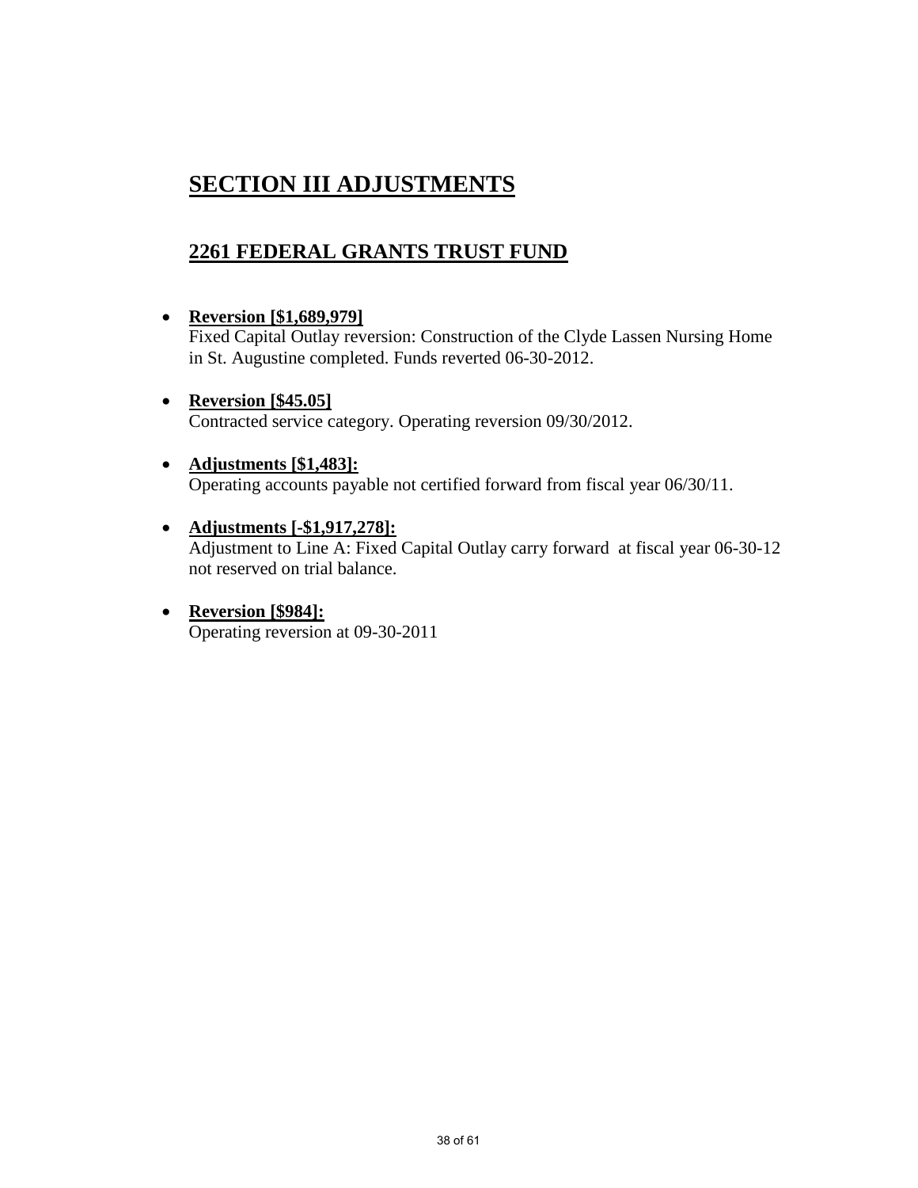# SECTION III ADJUSTMENTS

## 2261 FEDERAL GRANTS TRUST FUND

- **Reversion [$1,689,979]**
  Fixed Capital Outlay reversion: Construction of the Clyde Lassen Nursing Home in St. Augustine completed. Funds reverted 06-30-2012.

- **Reversion [$45.05]**
  Contracted service category. Operating reversion 09/30/2012.

- **Adjustments [$1,483]:**
  Operating accounts payable not certified forward from fiscal year 06/30/11.

- **Adjustments [-$1,917,278]:**
  Adjustment to Line A: Fixed Capital Outlay carry forward at fiscal year 06-30-12 not reserved on trial balance.

- **Reversion [$984]:**
  Operating reversion at 09-30-2011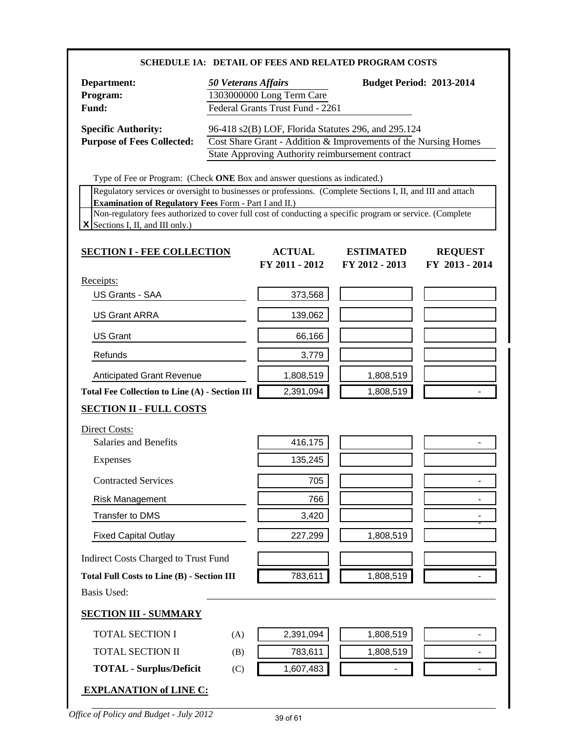## SCHEDULE 1A: DETAIL OF FEES AND RELATED PROGRAM COSTS

**Department:** *50 Veterans Affairs* **Budget Period: 2013-2014**
**Program:** 1303000000 Long Term Care
**Fund:** Federal Grants Trust Fund - 2261

**Specific Authority:** 96-418 s2(B) LOF, Florida Statutes 296, and 295.124
**Purpose of Fees Collected:** Cost Share Grant - Addition & Improvements of the Nursing Homes State Approving Authority reimbursement contract

Type of Fee or Program: (Check **ONE** Box and answer questions as indicated.)

| | |
|---|---|
| | Regulatory services or oversight to businesses or professions. (Complete Sections I, II, and III and attach **Examination of Regulatory Fees** Form - Part I and II.) |
| X | Non-regulatory fees authorized to cover full cost of conducting a specific program or service. (Complete Sections I, II, and III only.) |

| **SECTION I - FEE COLLECTION** | **ACTUAL FY 2011 - 2012** | **ESTIMATED FY 2012 - 2013** | **REQUEST FY 2013 - 2014** |
|---|---|---|---|
| Receipts: | | | |
| US Grants - SAA | 373,568 | | |
| US Grant ARRA | 139,062 | | |
| US Grant | 66,166 | | |
| Refunds | 3,779 | | |
| Anticipated Grant Revenue | 1,808,519 | 1,808,519 | |
| **Total Fee Collection to Line (A) - Section III** | 2,391,094 | 1,808,519 | - |
| **SECTION II - FULL COSTS** | | | |
| Direct Costs: | | | |
| Salaries and Benefits | 416,175 | | - |
| Expenses | 135,245 | | |
| Contracted Services | 705 | | - |
| Risk Management | 766 | | - |
| Transfer to DMS | 3,420 | | - |
| Fixed Capital Outlay | 227,299 | 1,808,519 | |
| Indirect Costs Charged to Trust Fund | | | |
| **Total Full Costs to Line (B) - Section III** | 783,611 | 1,808,519 | - |
| Basis Used: | | | |

**SECTION III - SUMMARY**

| | | | | |
|---|---|---|---|---|
| TOTAL SECTION I | (A) | 2,391,094 | 1,808,519 | - |
| TOTAL SECTION II | (B) | 783,611 | 1,808,519 | - |
| **TOTAL - Surplus/Deficit** | (C) | 1,607,483 | - | - |

**EXPLANATION of LINE C:**

*Office of Policy and Budget - July 2012*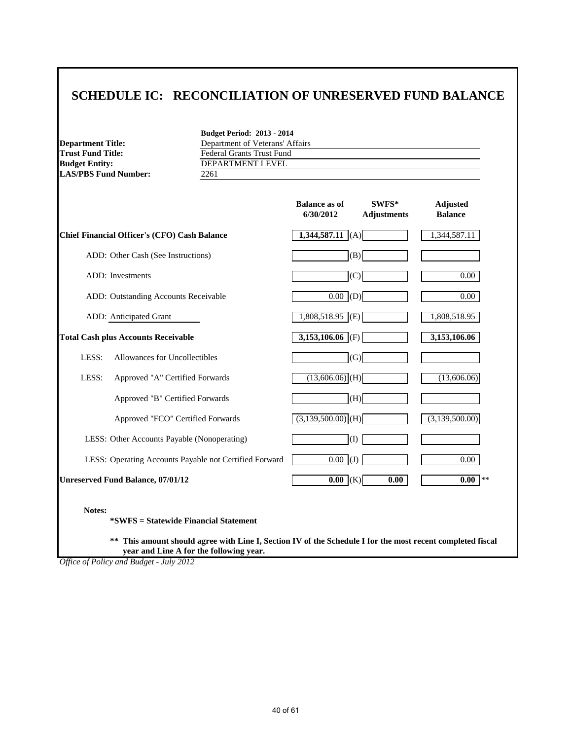# SCHEDULE IC: RECONCILIATION OF UNRESERVED FUND BALANCE

**Budget Period: 2013 - 2014**

**Department Title:** Department of Veterans' Affairs
**Trust Fund Title:** Federal Grants Trust Fund
**Budget Entity:** DEPARTMENT LEVEL
**LAS/PBS Fund Number:** 2261

| | Balance as of 6/30/2012 | | SWFS* Adjustments | Adjusted Balance |
|---|---|---|---|---|
| **Chief Financial Officer's (CFO) Cash Balance** | **1,344,587.11** | (A) | | 1,344,587.11 |
| ADD: Other Cash (See Instructions) | | (B) | | |
| ADD: Investments | | (C) | | 0.00 |
| ADD: Outstanding Accounts Receivable | 0.00 | (D) | | 0.00 |
| ADD: Anticipated Grant | 1,808,518.95 | (E) | | 1,808,518.95 |
| **Total Cash plus Accounts Receivable** | **3,153,106.06** | (F) | | **3,153,106.06** |
| LESS: Allowances for Uncollectibles | | (G) | | |
| LESS: Approved "A" Certified Forwards | (13,606.06) | (H) | | (13,606.06) |
| Approved "B" Certified Forwards | | (H) | | |
| Approved "FCO" Certified Forwards | (3,139,500.00) | (H) | | (3,139,500.00) |
| LESS: Other Accounts Payable (Nonoperating) | | (I) | | |
| LESS: Operating Accounts Payable not Certified Forward | 0.00 | (J) | | 0.00 |
| **Unreserved Fund Balance, 07/01/12** | **0.00** | (K) | **0.00** | **0.00** ** |

**Notes:**

**\*SWFS = Statewide Financial Statement**

**\*\* This amount should agree with Line I, Section IV of the Schedule I for the most recent completed fiscal year and Line A for the following year.**

*Office of Policy and Budget - July 2012*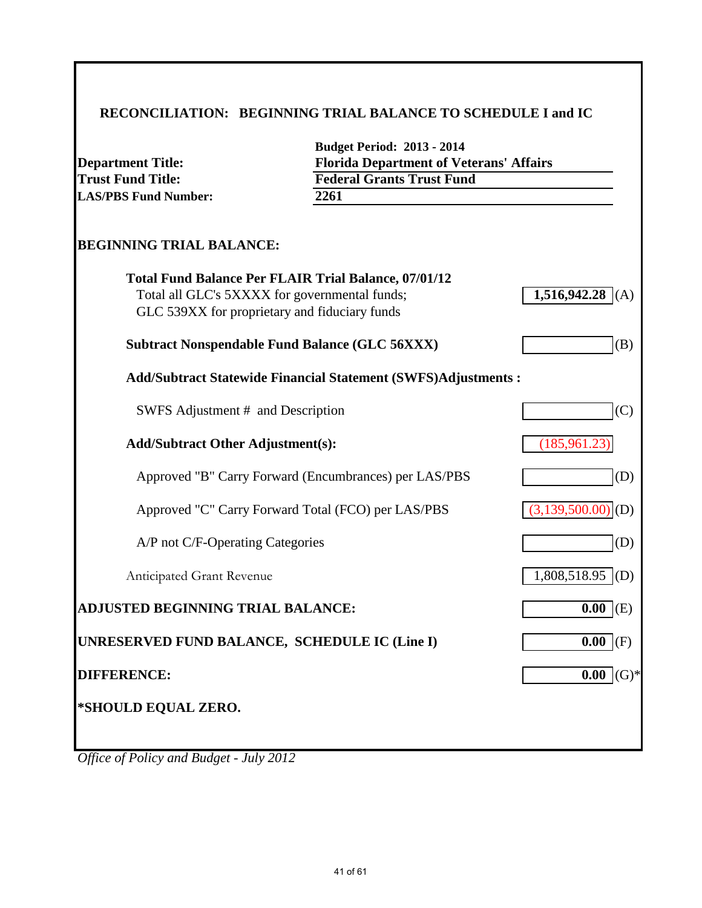## RECONCILIATION: BEGINNING TRIAL BALANCE TO SCHEDULE I and IC

| | |
|---|---|
| | **Budget Period: 2013 - 2014** |
| **Department Title:** | **Florida Department of Veterans' Affairs** |
| **Trust Fund Title:** | **Federal Grants Trust Fund** |
| **LAS/PBS Fund Number:** | **2261** |

**BEGINNING TRIAL BALANCE:**

| | | |
|---|---|---|
| **Total Fund Balance Per FLAIR Trial Balance, 07/01/12**<br>Total all GLC's 5XXXX for governmental funds;<br>GLC 539XX for proprietary and fiduciary funds | **1,516,942.28** | (A) |
| **Subtract Nonspendable Fund Balance (GLC 56XXX)** | | (B) |
| **Add/Subtract Statewide Financial Statement (SWFS)Adjustments :** | | |
| SWFS Adjustment # and Description | | (C) |
| **Add/Subtract Other Adjustment(s):** | (185,961.23) | |
| Approved "B" Carry Forward (Encumbrances) per LAS/PBS | | (D) |
| Approved "C" Carry Forward Total (FCO) per LAS/PBS | (3,139,500.00) | (D) |
| A/P not C/F-Operating Categories | | (D) |
| Anticipated Grant Revenue | 1,808,518.95 | (D) |
| **ADJUSTED BEGINNING TRIAL BALANCE:** | **0.00** | (E) |
| **UNRESERVED FUND BALANCE, SCHEDULE IC (Line I)** | **0.00** | (F) |
| **DIFFERENCE:** | **0.00** | (G)* |

**\*SHOULD EQUAL ZERO.**

*Office of Policy and Budget - July 2012*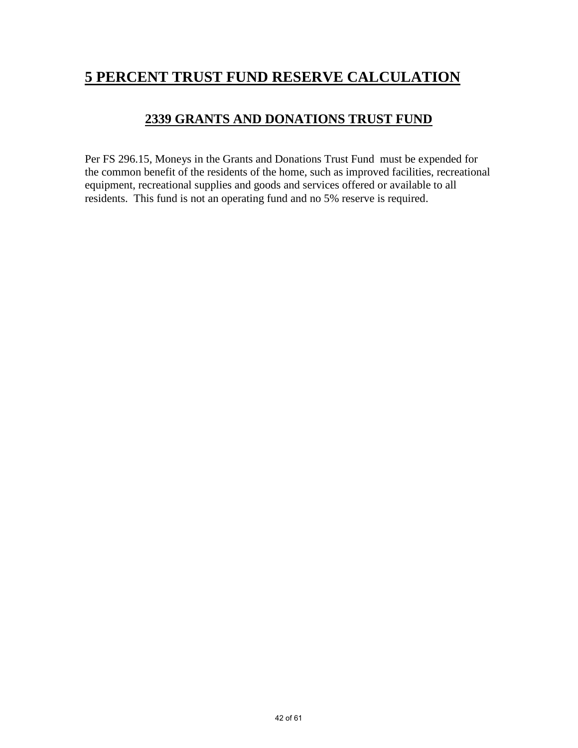# 5 PERCENT TRUST FUND RESERVE CALCULATION

## 2339 GRANTS AND DONATIONS TRUST FUND

Per FS 296.15, Moneys in the Grants and Donations Trust Fund must be expended for the common benefit of the residents of the home, such as improved facilities, recreational equipment, recreational supplies and goods and services offered or available to all residents. This fund is not an operating fund and no 5% reserve is required.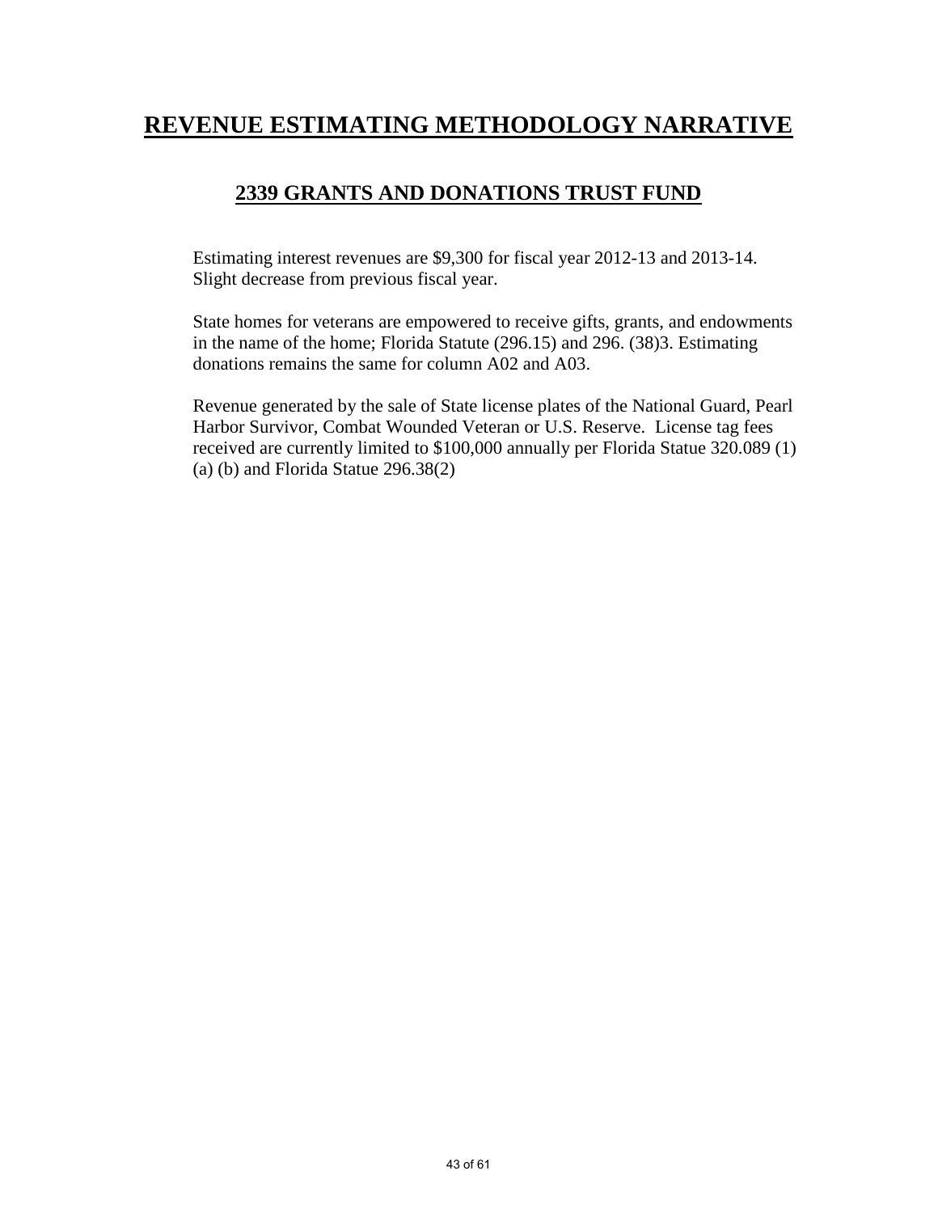# REVENUE ESTIMATING METHODOLOGY NARRATIVE

## 2339 GRANTS AND DONATIONS TRUST FUND

Estimating interest revenues are $9,300 for fiscal year 2012-13 and 2013-14. Slight decrease from previous fiscal year.

State homes for veterans are empowered to receive gifts, grants, and endowments in the name of the home; Florida Statute (296.15) and 296. (38)3. Estimating donations remains the same for column A02 and A03.

Revenue generated by the sale of State license plates of the National Guard, Pearl Harbor Survivor, Combat Wounded Veteran or U.S. Reserve. License tag fees received are currently limited to $100,000 annually per Florida Statue 320.089 (1) (a) (b) and Florida Statue 296.38(2)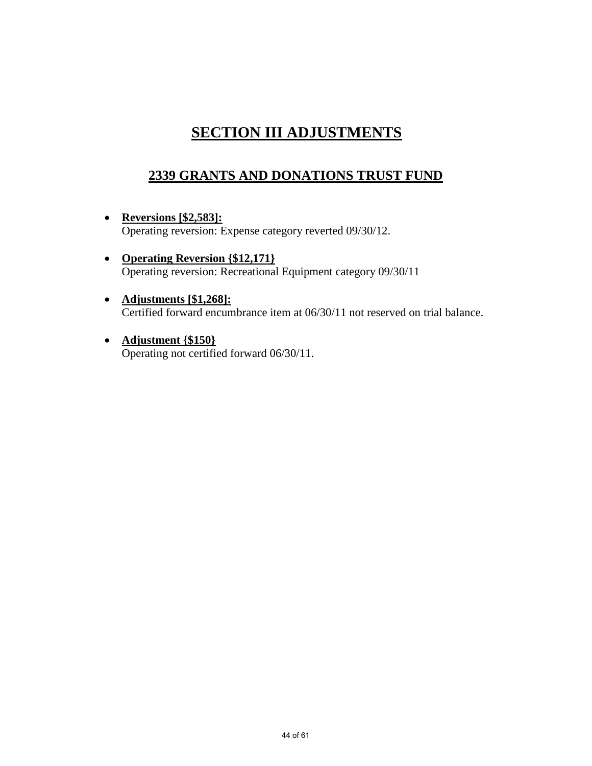# SECTION III ADJUSTMENTS

## 2339 GRANTS AND DONATIONS TRUST FUND

- **Reversions [$2,583]:**
  Operating reversion: Expense category reverted 09/30/12.

- **Operating Reversion {$12,171}**
  Operating reversion: Recreational Equipment category 09/30/11

- **Adjustments [$1,268]:**
  Certified forward encumbrance item at 06/30/11 not reserved on trial balance.

- **Adjustment {$150}**
  Operating not certified forward 06/30/11.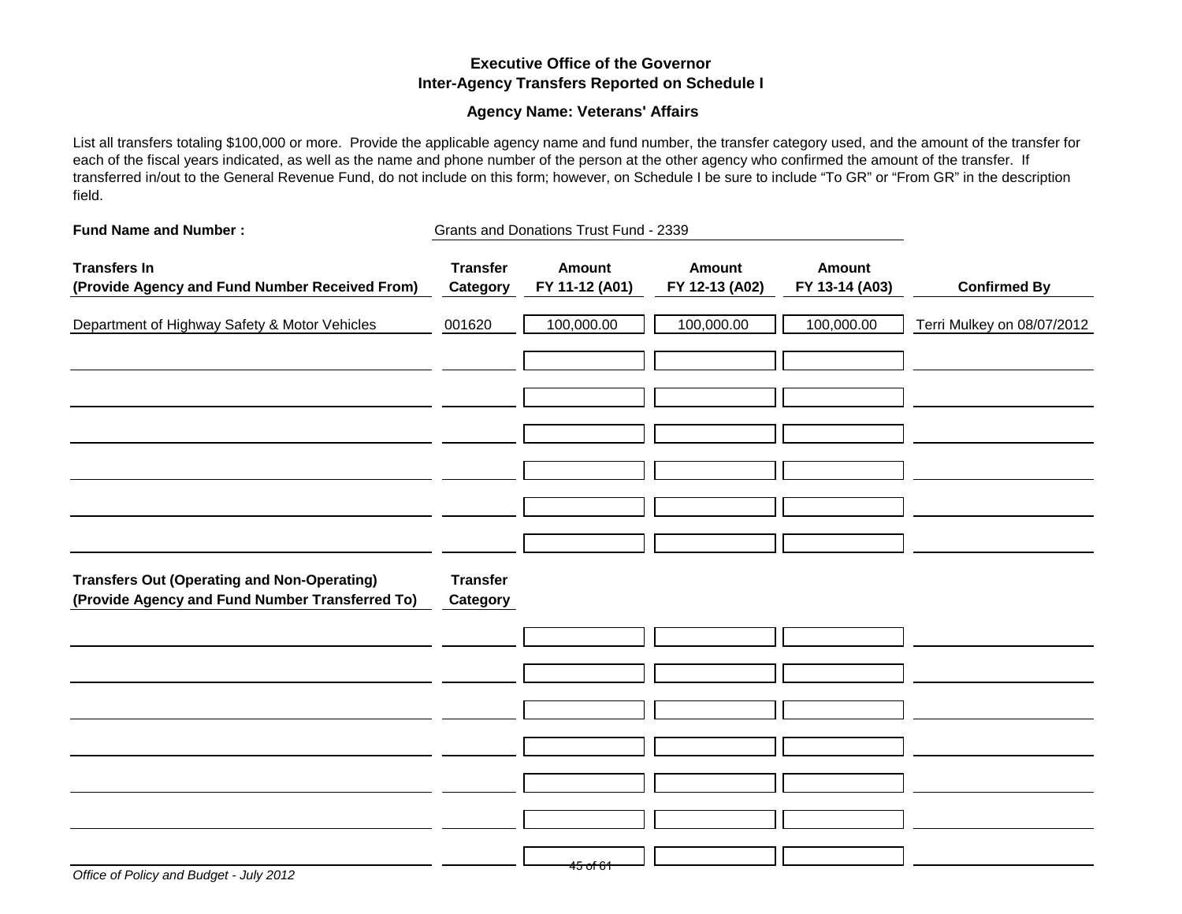**Executive Office of the Governor**
**Inter-Agency Transfers Reported on Schedule I**

**Agency Name: Veterans' Affairs**

List all transfers totaling $100,000 or more. Provide the applicable agency name and fund number, the transfer category used, and the amount of the transfer for each of the fiscal years indicated, as well as the name and phone number of the person at the other agency who confirmed the amount of the transfer. If transferred in/out to the General Revenue Fund, do not include on this form; however, on Schedule I be sure to include "To GR" or "From GR" in the description field.

**Fund Name and Number :** Grants and Donations Trust Fund - 2339

| Transfers In (Provide Agency and Fund Number Received From) | Transfer Category | Amount FY 11-12 (A01) | Amount FY 12-13 (A02) | Amount FY 13-14 (A03) | Confirmed By |
|---|---|---|---|---|---|
| Department of Highway Safety & Motor Vehicles | 001620 | 100,000.00 | 100,000.00 | 100,000.00 | Terri Mulkey on 08/07/2012 |
| | | | | | |
| | | | | | |
| | | | | | |
| | | | | | |
| | | | | | |
| | | | | | |

| Transfers Out (Operating and Non-Operating) (Provide Agency and Fund Number Transferred To) | Transfer Category | | | | |
|---|---|---|---|---|---|
| | | | | | |
| | | | | | |
| | | | | | |
| | | | | | |
| | | | | | |
| | | | | | |
| | | | | | |

*Office of Policy and Budget - July 2012*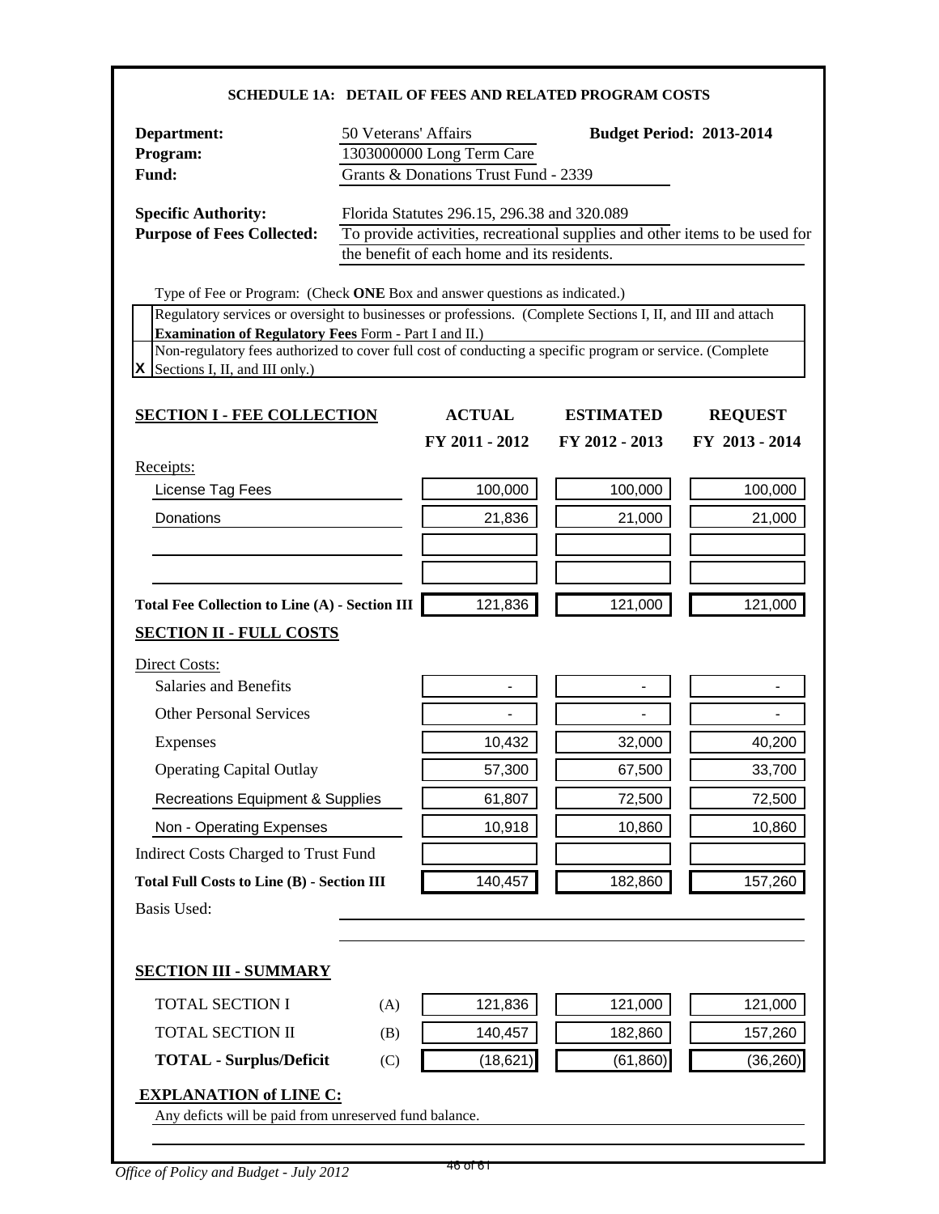## SCHEDULE 1A: DETAIL OF FEES AND RELATED PROGRAM COSTS

**Department:** 50 Veterans' Affairs **Budget Period: 2013-2014**
**Program:** 1303000000 Long Term Care
**Fund:** Grants & Donations Trust Fund - 2339

**Specific Authority:** Florida Statutes 296.15, 296.38 and 320.089
**Purpose of Fees Collected:** To provide activities, recreational supplies and other items to be used for the benefit of each home and its residents.

Type of Fee or Program: (Check **ONE** Box and answer questions as indicated.)

| | |
|---|---|
| | Regulatory services or oversight to businesses or professions. (Complete Sections I, II, and III and attach **Examination of Regulatory Fees** Form - Part I and II.) |
| X | Non-regulatory fees authorized to cover full cost of conducting a specific program or service. (Complete Sections I, II, and III only.) |

| | ACTUAL FY 2011 - 2012 | ESTIMATED FY 2012 - 2013 | REQUEST FY 2013 - 2014 |
|---|---|---|---|
| **SECTION I - FEE COLLECTION** | | | |
| Receipts: | | | |
| License Tag Fees | 100,000 | 100,000 | 100,000 |
| Donations | 21,836 | 21,000 | 21,000 |
| | | | |
| | | | |
| **Total Fee Collection to Line (A) - Section III** | 121,836 | 121,000 | 121,000 |
| **SECTION II - FULL COSTS** | | | |
| Direct Costs: | | | |
| Salaries and Benefits | - | - | - |
| Other Personal Services | - | - | - |
| Expenses | 10,432 | 32,000 | 40,200 |
| Operating Capital Outlay | 57,300 | 67,500 | 33,700 |
| Recreations Equipment & Supplies | 61,807 | 72,500 | 72,500 |
| Non - Operating Expenses | 10,918 | 10,860 | 10,860 |
| Indirect Costs Charged to Trust Fund | | | |
| **Total Full Costs to Line (B) - Section III** | 140,457 | 182,860 | 157,260 |

Basis Used:

### SECTION III - SUMMARY

| | | | | |
|---|---|---|---|---|
| TOTAL SECTION I | (A) | 121,836 | 121,000 | 121,000 |
| TOTAL SECTION II | (B) | 140,457 | 182,860 | 157,260 |
| **TOTAL - Surplus/Deficit** | (C) | (18,621) | (61,860) | (36,260) |

**EXPLANATION of LINE C:**

Any defícts will be paid from unreserved fund balance.

*Office of Policy and Budget - July 2012*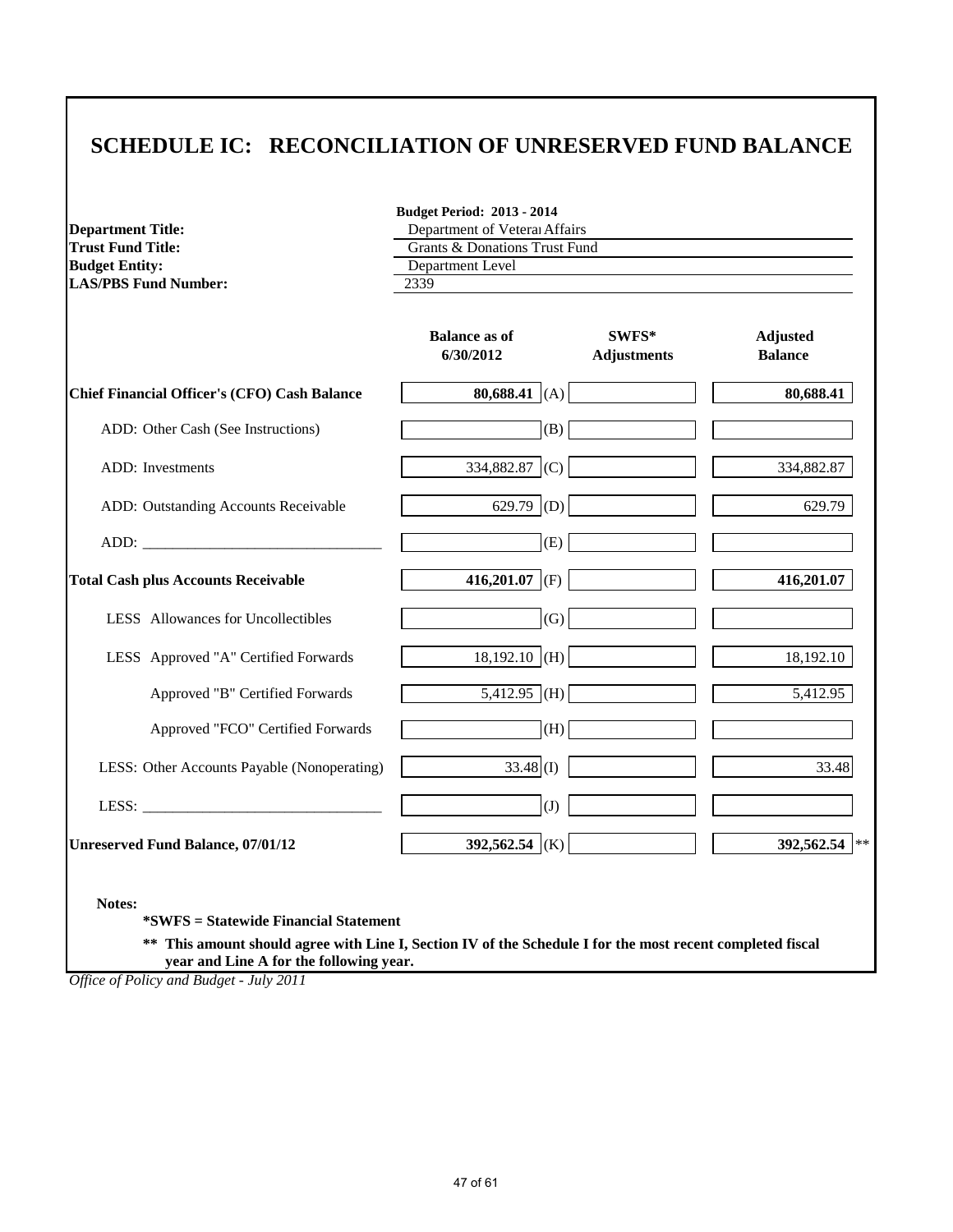# SCHEDULE IC: RECONCILIATION OF UNRESERVED FUND BALANCE

**Budget Period: 2013 - 2014**

| | |
|---|---|
| **Department Title:** | Department of Veterans Affairs |
| **Trust Fund Title:** | Grants & Donations Trust Fund |
| **Budget Entity:** | Department Level |
| **LAS/PBS Fund Number:** | 2339 |

| | Balance as of 6/30/2012 | | SWFS* Adjustments | Adjusted Balance |
|---|---|---|---|---|
| **Chief Financial Officer's (CFO) Cash Balance** | **80,688.41** | (A) | | **80,688.41** |
| ADD: Other Cash (See Instructions) | | (B) | | |
| ADD: Investments | 334,882.87 | (C) | | 334,882.87 |
| ADD: Outstanding Accounts Receivable | 629.79 | (D) | | 629.79 |
| ADD: _______________ | | (E) | | |
| **Total Cash plus Accounts Receivable** | **416,201.07** | (F) | | **416,201.07** |
| LESS Allowances for Uncollectibles | | (G) | | |
| LESS Approved "A" Certified Forwards | 18,192.10 | (H) | | 18,192.10 |
| Approved "B" Certified Forwards | 5,412.95 | (H) | | 5,412.95 |
| Approved "FCO" Certified Forwards | | (H) | | |
| LESS: Other Accounts Payable (Nonoperating) | 33.48 | (I) | | 33.48 |
| LESS: _______________ | | (J) | | |
| **Unreserved Fund Balance, 07/01/12** | **392,562.54** | (K) | | **392,562.54** ** |

**Notes:**

**\*SWFS = Statewide Financial Statement**

**\*\* This amount should agree with Line I, Section IV of the Schedule I for the most recent completed fiscal year and Line A for the following year.**

*Office of Policy and Budget - July 2011*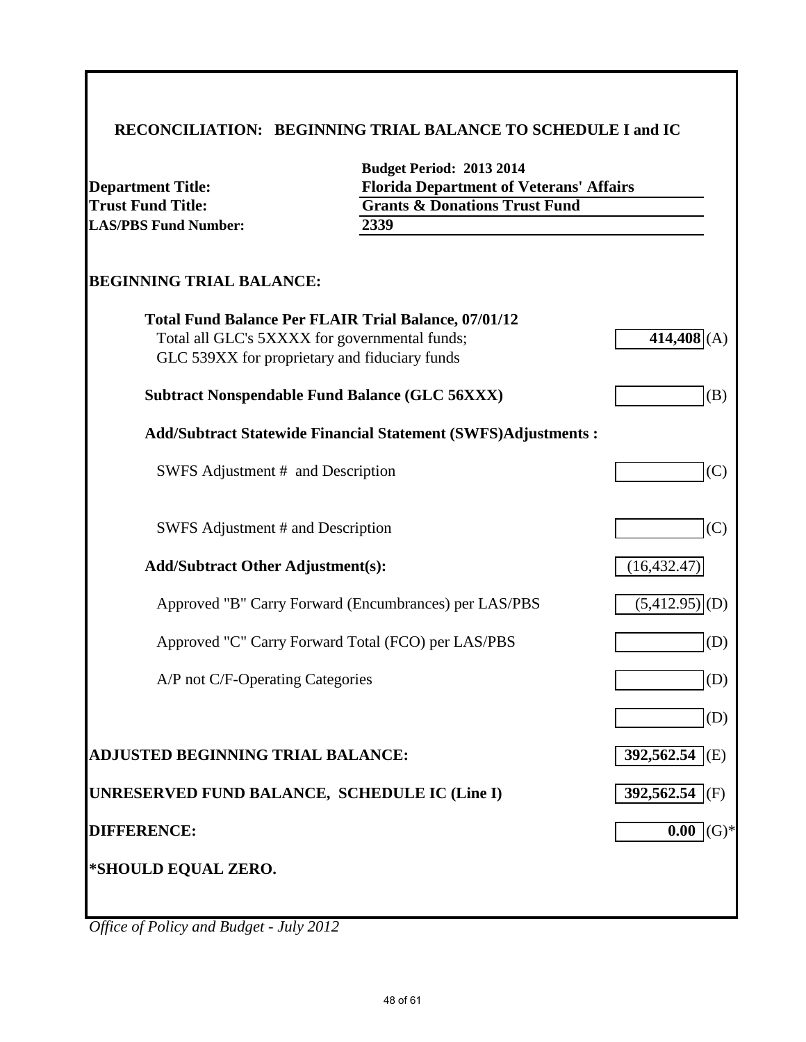## RECONCILIATION: BEGINNING TRIAL BALANCE TO SCHEDULE I and IC

| | |
|---|---|
| | **Budget Period: 2013 2014** |
| **Department Title:** | **Florida Department of Veterans' Affairs** |
| **Trust Fund Title:** | **Grants & Donations Trust Fund** |
| **LAS/PBS Fund Number:** | **2339** |

### BEGINNING TRIAL BALANCE:

| | | |
|---|---|---|
| **Total Fund Balance Per FLAIR Trial Balance, 07/01/12**<br>Total all GLC's 5XXXX for governmental funds;<br>GLC 539XX for proprietary and fiduciary funds | **414,408** | (A) |
| **Subtract Nonspendable Fund Balance (GLC 56XXX)** | | (B) |
| **Add/Subtract Statewide Financial Statement (SWFS)Adjustments :** | | |
| SWFS Adjustment # and Description | | (C) |
| SWFS Adjustment # and Description | | (C) |
| **Add/Subtract Other Adjustment(s):** | (16,432.47) | |
| Approved "B" Carry Forward (Encumbrances) per LAS/PBS | (5,412.95) | (D) |
| Approved "C" Carry Forward Total (FCO) per LAS/PBS | | (D) |
| A/P not C/F-Operating Categories | | (D) |
| | | (D) |
| **ADJUSTED BEGINNING TRIAL BALANCE:** | **392,562.54** | (E) |
| **UNRESERVED FUND BALANCE, SCHEDULE IC (Line I)** | **392,562.54** | (F) |
| **DIFFERENCE:** | **0.00** | (G)* |

**\*SHOULD EQUAL ZERO.**

*Office of Policy and Budget - July 2012*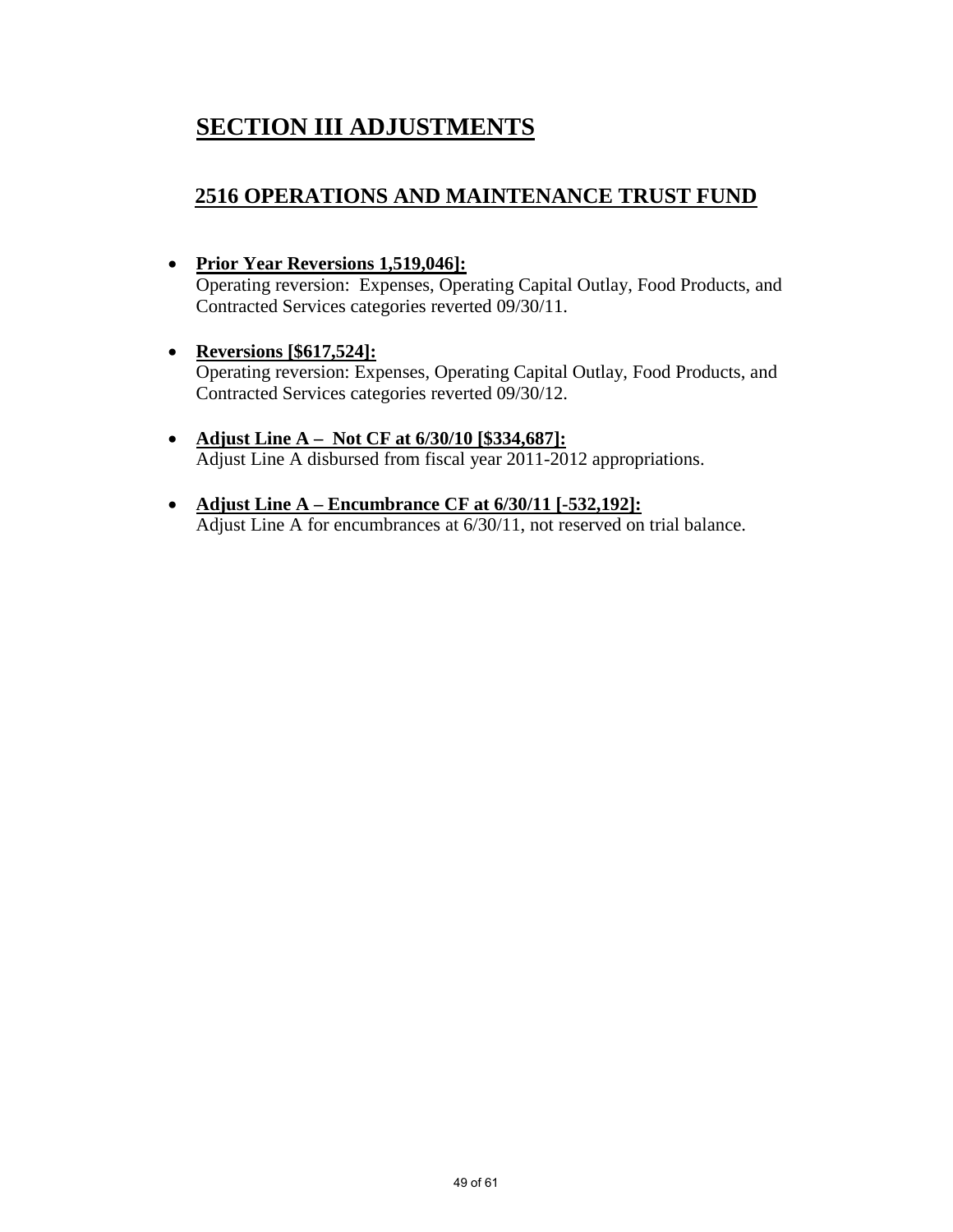# SECTION III ADJUSTMENTS

## 2516 OPERATIONS AND MAINTENANCE TRUST FUND

- **Prior Year Reversions 1,519,046]:**
  Operating reversion: Expenses, Operating Capital Outlay, Food Products, and Contracted Services categories reverted 09/30/11.

- **Reversions [$617,524]:**
  Operating reversion: Expenses, Operating Capital Outlay, Food Products, and Contracted Services categories reverted 09/30/12.

- **Adjust Line A – Not CF at 6/30/10 [$334,687]:**
  Adjust Line A disbursed from fiscal year 2011-2012 appropriations.

- **Adjust Line A – Encumbrance CF at 6/30/11 [-532,192]:**
  Adjust Line A for encumbrances at 6/30/11, not reserved on trial balance.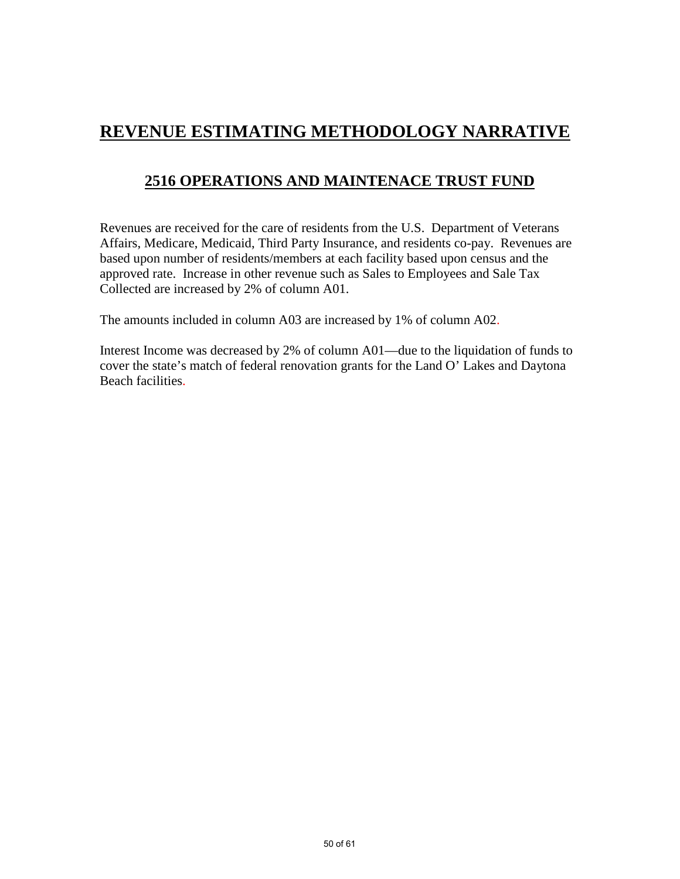# REVENUE ESTIMATING METHODOLOGY NARRATIVE

## 2516 OPERATIONS AND MAINTENACE TRUST FUND

Revenues are received for the care of residents from the U.S. Department of Veterans Affairs, Medicare, Medicaid, Third Party Insurance, and residents co-pay. Revenues are based upon number of residents/members at each facility based upon census and the approved rate. Increase in other revenue such as Sales to Employees and Sale Tax Collected are increased by 2% of column A01.

The amounts included in column A03 are increased by 1% of column A02.

Interest Income was decreased by 2% of column A01—due to the liquidation of funds to cover the state's match of federal renovation grants for the Land O' Lakes and Daytona Beach facilities.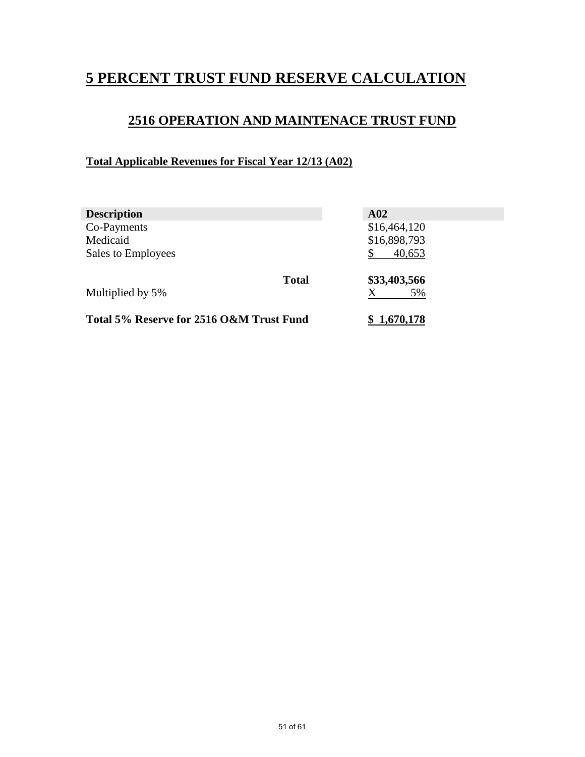# 5 PERCENT TRUST FUND RESERVE CALCULATION

## 2516 OPERATION AND MAINTENACE TRUST FUND

**Total Applicable Revenues for Fiscal Year 12/13 (A02)**

| Description | A02 |
|---|---|
| Co-Payments | $16,464,120 |
| Medicaid | $16,898,793 |
| Sales to Employees | $ 40,653 |
| **Total** | **$33,403,566** |
| Multiplied by 5% | X 5% |
| **Total 5% Reserve for 2516 O&M Trust Fund** | **$ 1,670,178** |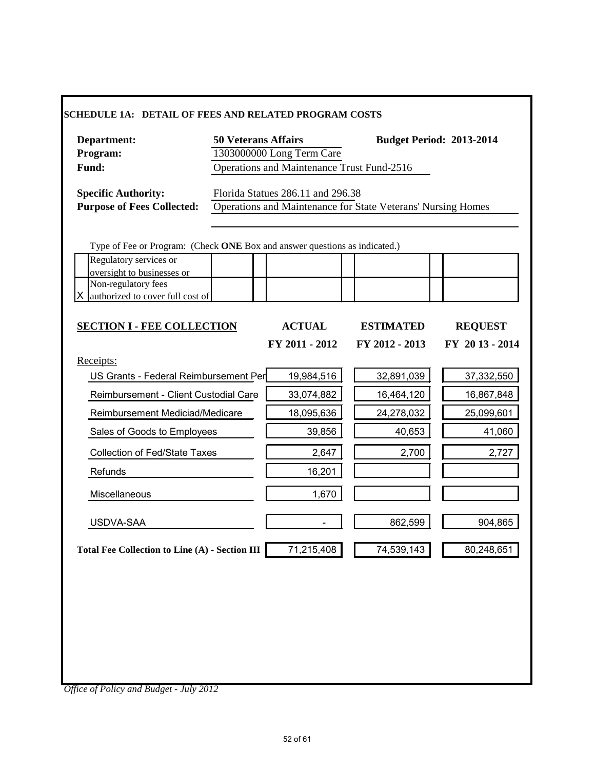## SCHEDULE 1A: DETAIL OF FEES AND RELATED PROGRAM COSTS

**Department:** **50 Veterans Affairs** **Budget Period: 2013-2014**

**Program:** 1303000000 Long Term Care

**Fund:** Operations and Maintenance Trust Fund-2516

**Specific Authority:** Florida Statues 286.11 and 296.38

**Purpose of Fees Collected:** Operations and Maintenance for State Veterans' Nursing Homes

Type of Fee or Program: (Check **ONE** Box and answer questions as indicated.)

| | | | | | |
|---|---|---|---|---|---|
| | Regulatory services or oversight to businesses or | | | | |
| X | Non-regulatory fees authorized to cover full cost of | | | | |

| SECTION I - FEE COLLECTION | ACTUAL FY 2011 - 2012 | ESTIMATED FY 2012 - 2013 | REQUEST FY 20 13 - 2014 |
|---|---|---|---|
| Receipts: | | | |
| US Grants - Federal Reimbursement Per | 19,984,516 | 32,891,039 | 37,332,550 |
| Reimbursement - Client Custodial Care | 33,074,882 | 16,464,120 | 16,867,848 |
| Reimbursement Mediciad/Medicare | 18,095,636 | 24,278,032 | 25,099,601 |
| Sales of Goods to Employees | 39,856 | 40,653 | 41,060 |
| Collection of Fed/State Taxes | 2,647 | 2,700 | 2,727 |
| Refunds | 16,201 | | |
| Miscellaneous | 1,670 | | |
| USDVA-SAA | - | 862,599 | 904,865 |
| **Total Fee Collection to Line (A) - Section III** | 71,215,408 | 74,539,143 | 80,248,651 |

*Office of Policy and Budget - July 2012*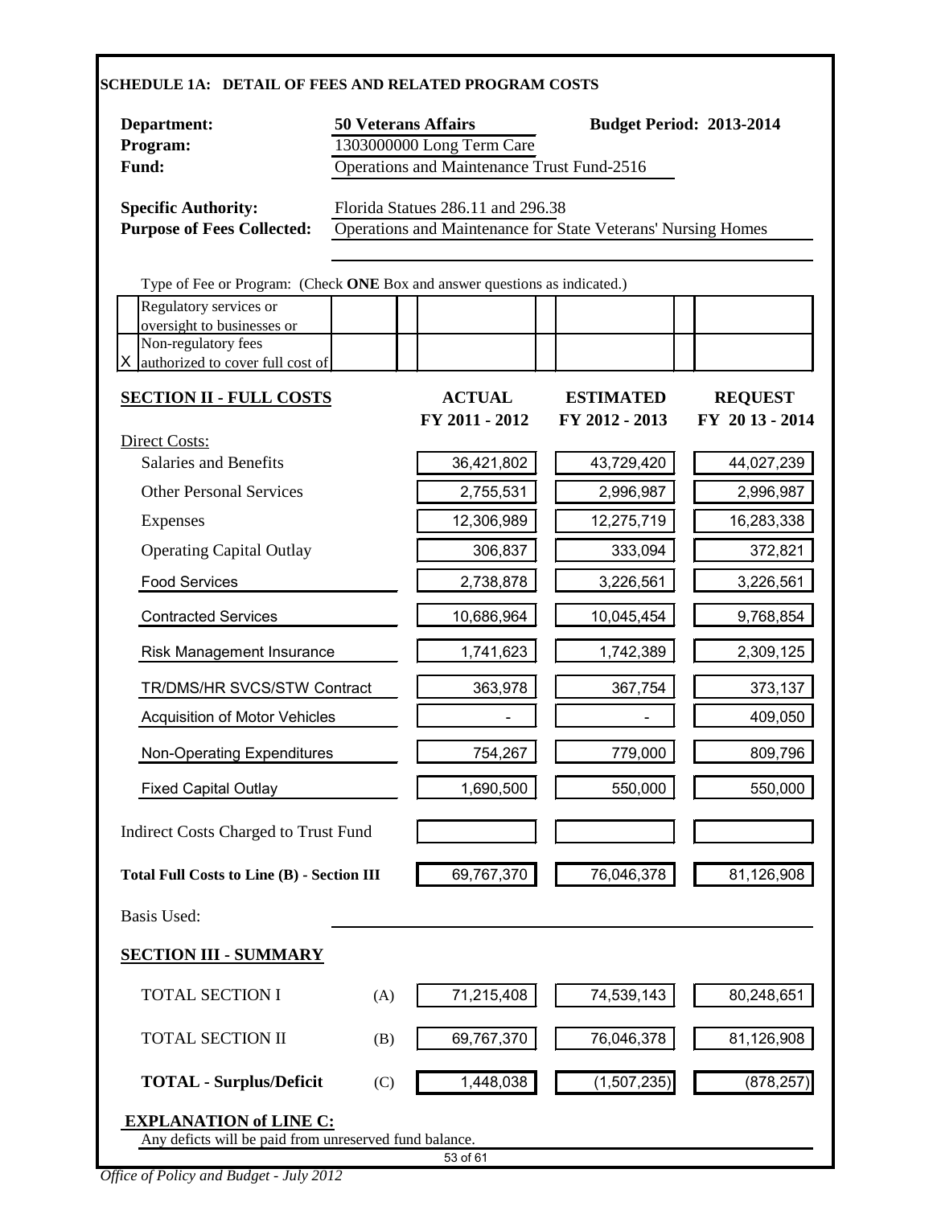## SCHEDULE 1A: DETAIL OF FEES AND RELATED PROGRAM COSTS

**Department:** 50 Veterans Affairs **Budget Period: 2013-2014**
**Program:** 1303000000 Long Term Care
**Fund:** Operations and Maintenance Trust Fund-2516

**Specific Authority:** Florida Statues 286.11 and 296.38
**Purpose of Fees Collected:** Operations and Maintenance for State Veterans' Nursing Homes

Type of Fee or Program: (Check **ONE** Box and answer questions as indicated.)

| | |
|---|---|
| | Regulatory services or oversight to businesses or |
| X | Non-regulatory fees authorized to cover full cost of |

| **SECTION II - FULL COSTS** | **ACTUAL FY 2011 - 2012** | **ESTIMATED FY 2012 - 2013** | **REQUEST FY 2013 - 2014** |
|---|---|---|---|
| Direct Costs: | | | |
| Salaries and Benefits | 36,421,802 | 43,729,420 | 44,027,239 |
| Other Personal Services | 2,755,531 | 2,996,987 | 2,996,987 |
| Expenses | 12,306,989 | 12,275,719 | 16,283,338 |
| Operating Capital Outlay | 306,837 | 333,094 | 372,821 |
| Food Services | 2,738,878 | 3,226,561 | 3,226,561 |
| Contracted Services | 10,686,964 | 10,045,454 | 9,768,854 |
| Risk Management Insurance | 1,741,623 | 1,742,389 | 2,309,125 |
| TR/DMS/HR SVCS/STW Contract | 363,978 | 367,754 | 373,137 |
| Acquisition of Motor Vehicles | - | - | 409,050 |
| Non-Operating Expenditures | 754,267 | 779,000 | 809,796 |
| Fixed Capital Outlay | 1,690,500 | 550,000 | 550,000 |
| Indirect Costs Charged to Trust Fund | | | |
| **Total Full Costs to Line (B) - Section III** | 69,767,370 | 76,046,378 | 81,126,908 |

Basis Used:

**SECTION III - SUMMARY**

| | | | | |
|---|---|---|---|---|
| TOTAL SECTION I | (A) | 71,215,408 | 74,539,143 | 80,248,651 |
| TOTAL SECTION II | (B) | 69,767,370 | 76,046,378 | 81,126,908 |
| **TOTAL - Surplus/Deficit** | (C) | 1,448,038 | (1,507,235) | (878,257) |

**EXPLANATION of LINE C:**
Any deficts will be paid from unreserved fund balance.

*Office of Policy and Budget - July 2012*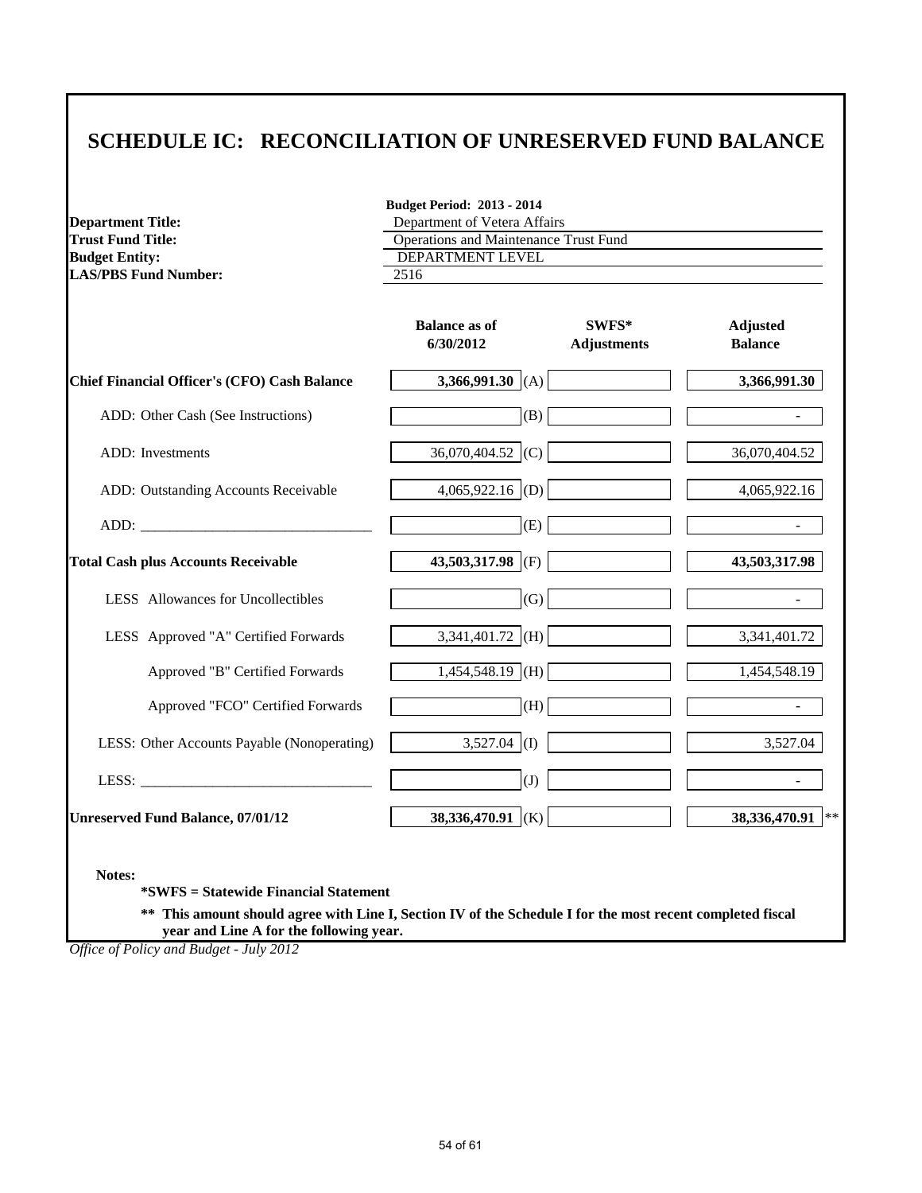# SCHEDULE IC: RECONCILIATION OF UNRESERVED FUND BALANCE

**Budget Period: 2013 - 2014**

**Department Title:** Department of Vetera Affairs
**Trust Fund Title:** Operations and Maintenance Trust Fund
**Budget Entity:** DEPARTMENT LEVEL
**LAS/PBS Fund Number:** 2516

| | Balance as of 6/30/2012 | | SWFS* Adjustments | Adjusted Balance |
|---|---|---|---|---|
| **Chief Financial Officer's (CFO) Cash Balance** | **3,366,991.30** | (A) | | **3,366,991.30** |
| ADD: Other Cash (See Instructions) | | (B) | | - |
| ADD: Investments | 36,070,404.52 | (C) | | 36,070,404.52 |
| ADD: Outstanding Accounts Receivable | 4,065,922.16 | (D) | | 4,065,922.16 |
| ADD: ________________________________ | | (E) | | - |
| **Total Cash plus Accounts Receivable** | **43,503,317.98** | (F) | | **43,503,317.98** |
| LESS Allowances for Uncollectibles | | (G) | | - |
| LESS Approved "A" Certified Forwards | 3,341,401.72 | (H) | | 3,341,401.72 |
| Approved "B" Certified Forwards | 1,454,548.19 | (H) | | 1,454,548.19 |
| Approved "FCO" Certified Forwards | | (H) | | - |
| LESS: Other Accounts Payable (Nonoperating) | 3,527.04 | (I) | | 3,527.04 |
| LESS: ________________________________ | | (J) | | - |
| **Unreserved Fund Balance, 07/01/12** | **38,336,470.91** | (K) | | **38,336,470.91** ** |

**Notes:**

**\*SWFS = Statewide Financial Statement**

**\*\* This amount should agree with Line I, Section IV of the Schedule I for the most recent completed fiscal year and Line A for the following year.**

*Office of Policy and Budget - July 2012*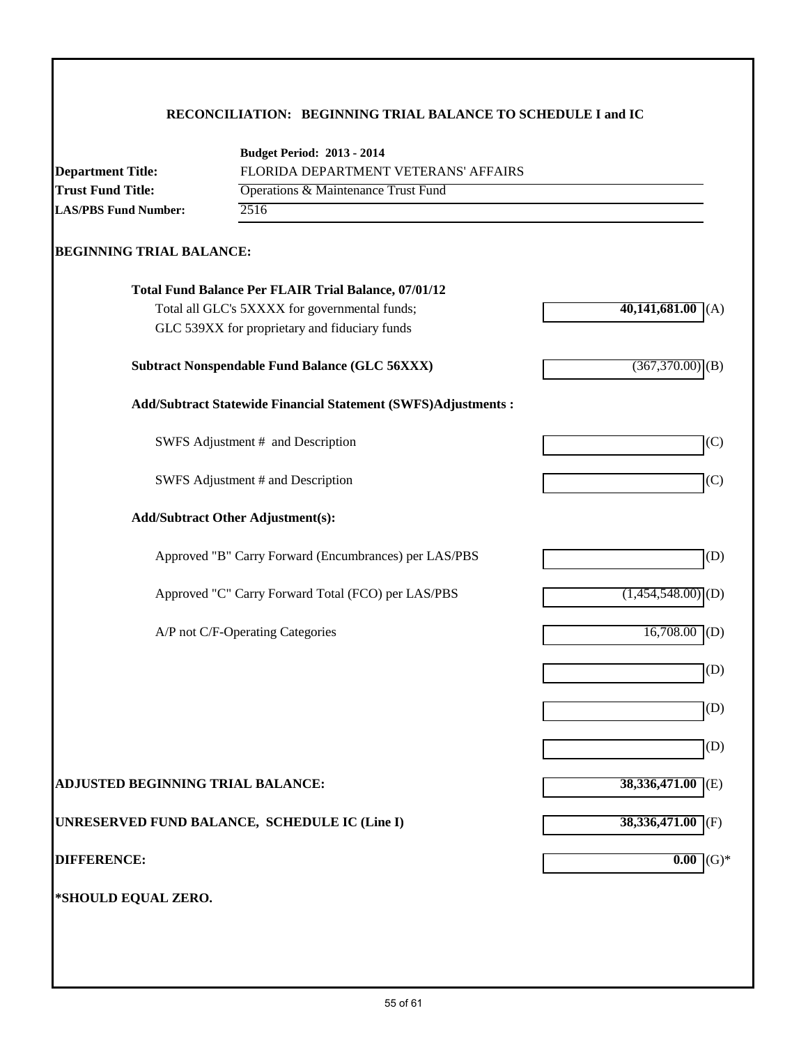## RECONCILIATION: BEGINNING TRIAL BALANCE TO SCHEDULE I and IC

**Budget Period: 2013 - 2014**

**Department Title:** FLORIDA DEPARTMENT VETERANS' AFFAIRS

**Trust Fund Title:** Operations & Maintenance Trust Fund

**LAS/PBS Fund Number:** 2516

### BEGINNING TRIAL BALANCE:

| | | |
|---|---|---|
| **Total Fund Balance Per FLAIR Trial Balance, 07/01/12**<br>Total all GLC's 5XXXX for governmental funds;<br>GLC 539XX for proprietary and fiduciary funds | **40,141,681.00** | (A) |
| **Subtract Nonspendable Fund Balance (GLC 56XXX)** | (367,370.00) | (B) |
| **Add/Subtract Statewide Financial Statement (SWFS)Adjustments :** | | |
| SWFS Adjustment # and Description | | (C) |
| SWFS Adjustment # and Description | | (C) |
| **Add/Subtract Other Adjustment(s):** | | |
| Approved "B" Carry Forward (Encumbrances) per LAS/PBS | | (D) |
| Approved "C" Carry Forward Total (FCO) per LAS/PBS | (1,454,548.00) | (D) |
| A/P not C/F-Operating Categories | 16,708.00 | (D) |
| | | (D) |
| | | (D) |
| | | (D) |
| **ADJUSTED BEGINNING TRIAL BALANCE:** | **38,336,471.00** | (E) |
| **UNRESERVED FUND BALANCE, SCHEDULE IC (Line I)** | **38,336,471.00** | (F) |
| **DIFFERENCE:** | **0.00** | (G)* |

**\*SHOULD EQUAL ZERO.**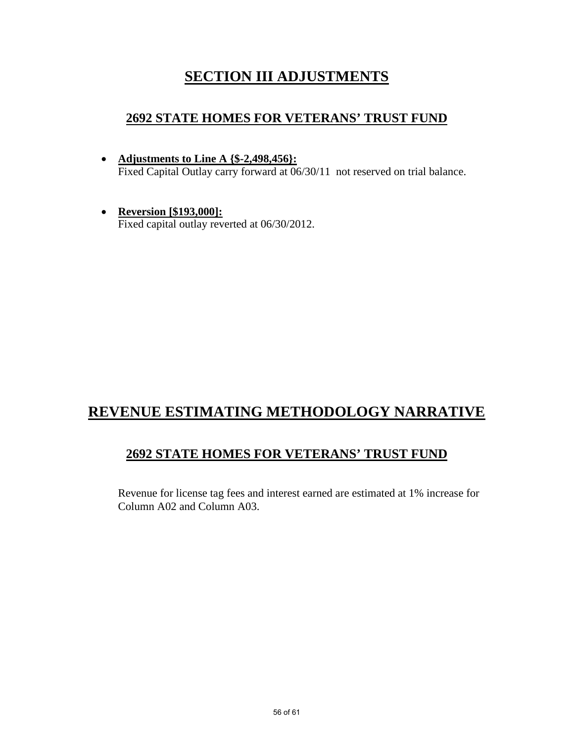# SECTION III ADJUSTMENTS

## 2692 STATE HOMES FOR VETERANS' TRUST FUND

- **Adjustments to Line A {$-2,498,456}:**
  Fixed Capital Outlay carry forward at 06/30/11 not reserved on trial balance.

- **Reversion [$193,000]:**
  Fixed capital outlay reverted at 06/30/2012.

# REVENUE ESTIMATING METHODOLOGY NARRATIVE

## 2692 STATE HOMES FOR VETERANS' TRUST FUND

Revenue for license tag fees and interest earned are estimated at 1% increase for Column A02 and Column A03.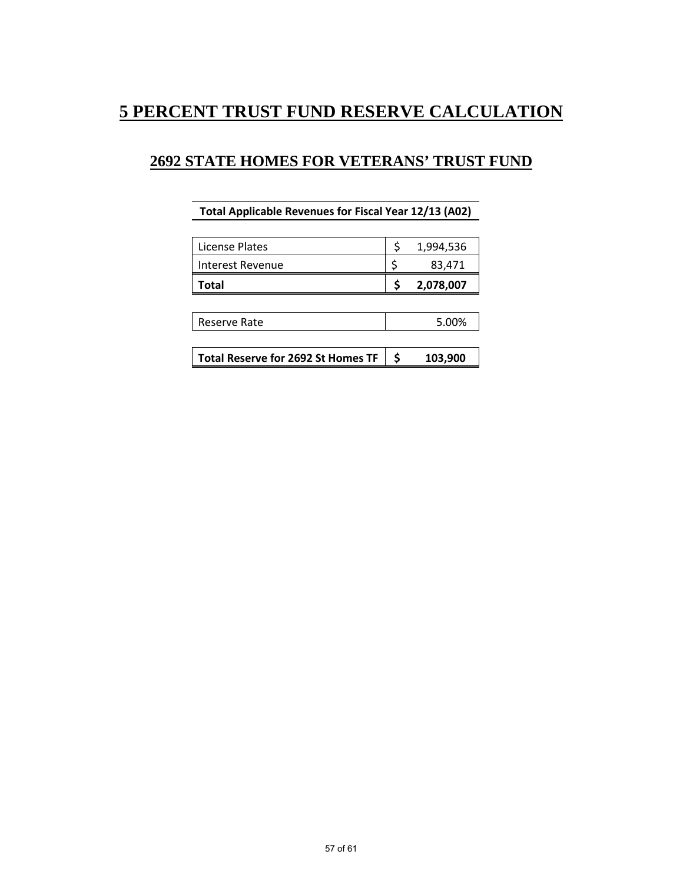# 5 PERCENT TRUST FUND RESERVE CALCULATION

## 2692 STATE HOMES FOR VETERANS' TRUST FUND

| Total Applicable Revenues for Fiscal Year 12/13 (A02) | |
|---|---|
| License Plates | $ 1,994,536 |
| Interest Revenue | $ 83,471 |
| **Total** | **$ 2,078,007** |
| Reserve Rate | 5.00% |
| **Total Reserve for 2692 St Homes TF** | **$ 103,900** |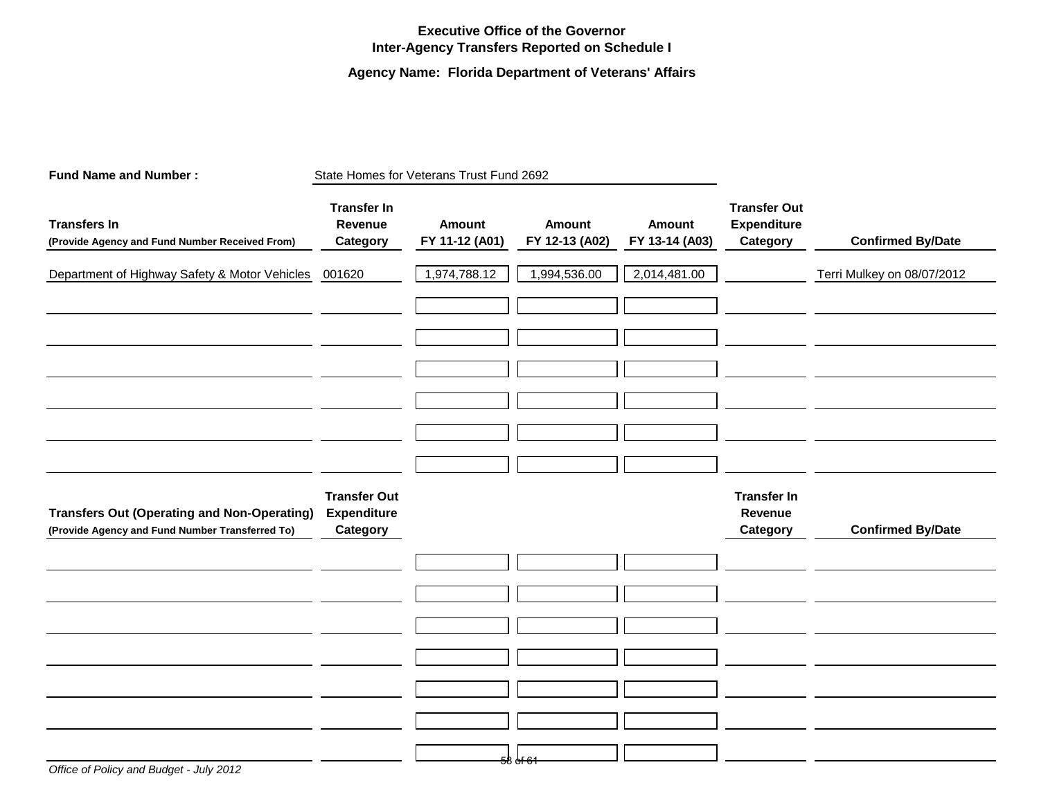**Executive Office of the Governor**
**Inter-Agency Transfers Reported on Schedule I**

**Agency Name: Florida Department of Veterans' Affairs**

**Fund Name and Number :** State Homes for Veterans Trust Fund 2692

| Transfers In (Provide Agency and Fund Number Received From) | Transfer In Revenue Category | Amount FY 11-12 (A01) | Amount FY 12-13 (A02) | Amount FY 13-14 (A03) | Transfer Out Expenditure Category | Confirmed By/Date |
|---|---|---|---|---|---|---|
| Department of Highway Safety & Motor Vehicles | 001620 | 1,974,788.12 | 1,994,536.00 | 2,014,481.00 | | Terri Mulkey on 08/07/2012 |
| | | | | | | |
| | | | | | | |
| | | | | | | |
| | | | | | | |
| | | | | | | |
| | | | | | | |

| Transfers Out (Operating and Non-Operating) (Provide Agency and Fund Number Transferred To) | Transfer Out Expenditure Category | | | | Transfer In Revenue Category | Confirmed By/Date |
|---|---|---|---|---|---|---|
| | | | | | | |
| | | | | | | |
| | | | | | | |
| | | | | | | |
| | | | | | | |
| | | | | | | |
| | | | | | | |

*Office of Policy and Budget - July 2012*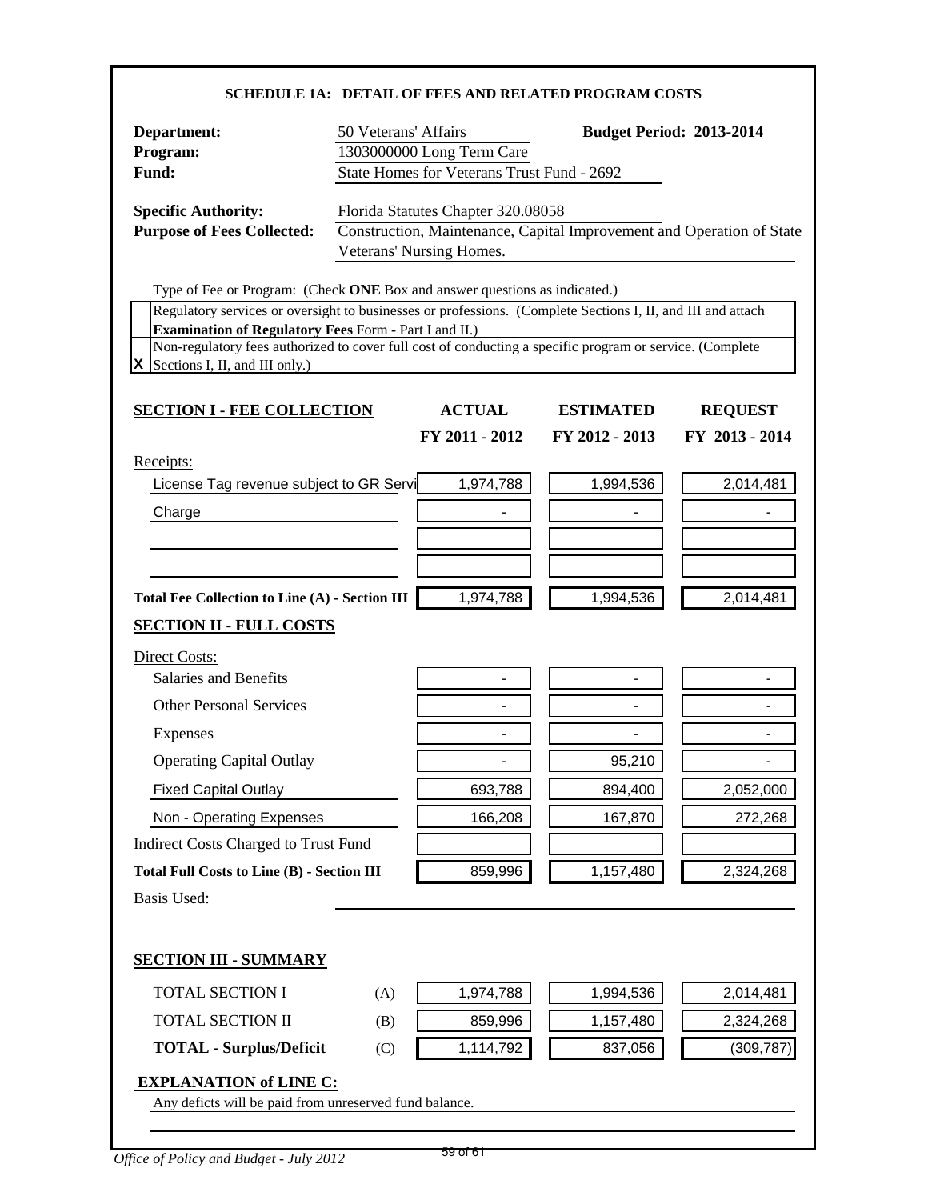# SCHEDULE 1A: DETAIL OF FEES AND RELATED PROGRAM COSTS

**Department:** 50 Veterans' Affairs **Budget Period: 2013-2014**
**Program:** 1303000000 Long Term Care
**Fund:** State Homes for Veterans Trust Fund - 2692

**Specific Authority:** Florida Statutes Chapter 320.08058
**Purpose of Fees Collected:** Construction, Maintenance, Capital Improvement and Operation of State Veterans' Nursing Homes.

Type of Fee or Program: (Check **ONE** Box and answer questions as indicated.)

| | |
|---|---|
| | Regulatory services or oversight to businesses or professions. (Complete Sections I, II, and III and attach **Examination of Regulatory Fees** Form - Part I and II.) |
| X | Non-regulatory fees authorized to cover full cost of conducting a specific program or service. (Complete Sections I, II, and III only.) |

| **SECTION I - FEE COLLECTION** | **ACTUAL FY 2011 - 2012** | **ESTIMATED FY 2012 - 2013** | **REQUEST FY 2013 - 2014** |
|---|---|---|---|
| Receipts: | | | |
| License Tag revenue subject to GR Servi | 1,974,788 | 1,994,536 | 2,014,481 |
| Charge | - | - | - |
| | | | |
| | | | |
| **Total Fee Collection to Line (A) - Section III** | 1,974,788 | 1,994,536 | 2,014,481 |
| **SECTION II - FULL COSTS** | | | |
| Direct Costs: | | | |
| Salaries and Benefits | - | - | - |
| Other Personal Services | - | - | - |
| Expenses | - | - | - |
| Operating Capital Outlay | - | 95,210 | - |
| Fixed Capital Outlay | 693,788 | 894,400 | 2,052,000 |
| Non - Operating Expenses | 166,208 | 167,870 | 272,268 |
| Indirect Costs Charged to Trust Fund | | | |
| **Total Full Costs to Line (B) - Section III** | 859,996 | 1,157,480 | 2,324,268 |

Basis Used:

| **SECTION III - SUMMARY** | | | | |
|---|---|---|---|---|
| TOTAL SECTION I | (A) | 1,974,788 | 1,994,536 | 2,014,481 |
| TOTAL SECTION II | (B) | 859,996 | 1,157,480 | 2,324,268 |
| **TOTAL - Surplus/Deficit** | (C) | 1,114,792 | 837,056 | (309,787) |

**EXPLANATION of LINE C:**

Any deficts will be paid from unreserved fund balance.

*Office of Policy and Budget - July 2012*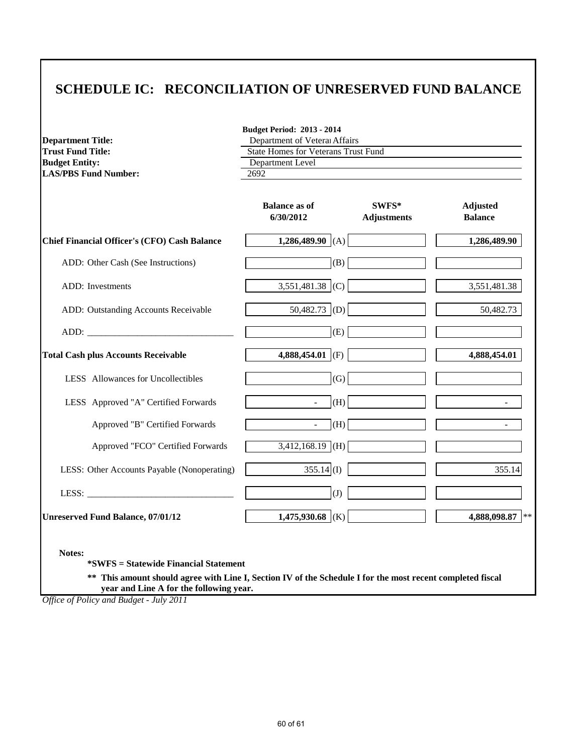# SCHEDULE IC: RECONCILIATION OF UNRESERVED FUND BALANCE

**Budget Period: 2013 - 2014**

**Department Title:** Department of Veteran Affairs
**Trust Fund Title:** State Homes for Veterans Trust Fund
**Budget Entity:** Department Level
**LAS/PBS Fund Number:** 2692

| | Balance as of 6/30/2012 | | SWFS* Adjustments | Adjusted Balance |
|---|---|---|---|---|
| **Chief Financial Officer's (CFO) Cash Balance** | **1,286,489.90** | (A) | | **1,286,489.90** |
| ADD: Other Cash (See Instructions) | | (B) | | |
| ADD: Investments | 3,551,481.38 | (C) | | 3,551,481.38 |
| ADD: Outstanding Accounts Receivable | 50,482.73 | (D) | | 50,482.73 |
| ADD: _______________________________ | | (E) | | |
| **Total Cash plus Accounts Receivable** | **4,888,454.01** | (F) | | **4,888,454.01** |
| LESS Allowances for Uncollectibles | | (G) | | |
| LESS Approved "A" Certified Forwards | - | (H) | | - |
| Approved "B" Certified Forwards | - | (H) | | - |
| Approved "FCO" Certified Forwards | 3,412,168.19 | (H) | | |
| LESS: Other Accounts Payable (Nonoperating) | 355.14 | (I) | | 355.14 |
| LESS: _______________________________ | | (J) | | |
| **Unreserved Fund Balance, 07/01/12** | **1,475,930.68** | (K) | | **4,888,098.87** ** |

**Notes:**

**\*SWFS = Statewide Financial Statement**

**\*\* This amount should agree with Line I, Section IV of the Schedule I for the most recent completed fiscal year and Line A for the following year.**

*Office of Policy and Budget - July 2011*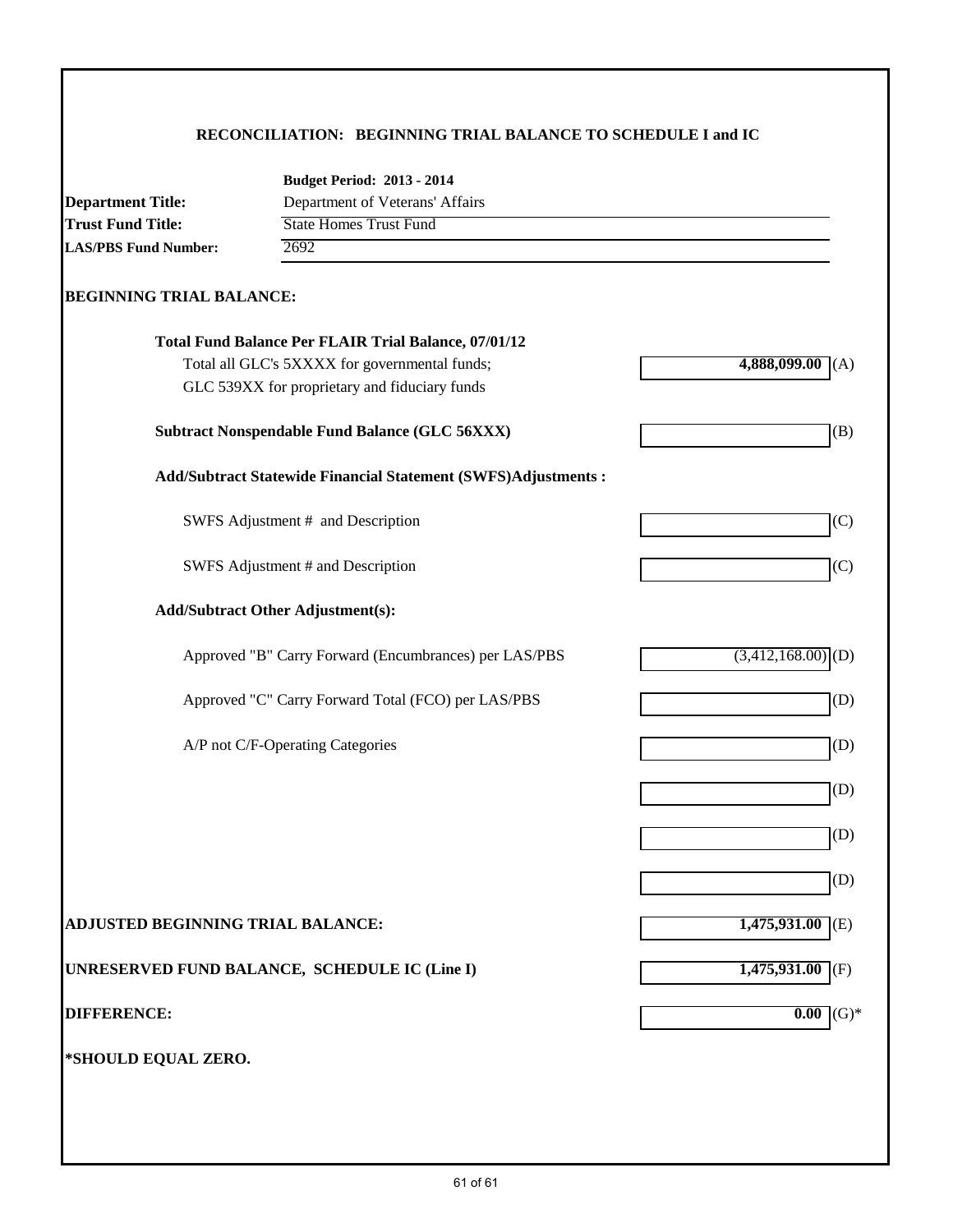## RECONCILIATION: BEGINNING TRIAL BALANCE TO SCHEDULE I and IC

**Budget Period: 2013 - 2014**

**Department Title:** Department of Veterans' Affairs
**Trust Fund Title:** State Homes Trust Fund
**LAS/PBS Fund Number:** 2692

### BEGINNING TRIAL BALANCE:

| | | |
|---|---|---|
| **Total Fund Balance Per FLAIR Trial Balance, 07/01/12** | | |
| Total all GLC's 5XXXX for governmental funds; GLC 539XX for proprietary and fiduciary funds | **4,888,099.00** | (A) |
| **Subtract Nonspendable Fund Balance (GLC 56XXX)** | | (B) |
| **Add/Subtract Statewide Financial Statement (SWFS)Adjustments :** | | |
| SWFS Adjustment # and Description | | (C) |
| SWFS Adjustment # and Description | | (C) |
| **Add/Subtract Other Adjustment(s):** | | |
| Approved "B" Carry Forward (Encumbrances) per LAS/PBS | (3,412,168.00) | (D) |
| Approved "C" Carry Forward Total (FCO) per LAS/PBS | | (D) |
| A/P not C/F-Operating Categories | | (D) |
| | | (D) |
| | | (D) |
| | | (D) |
| **ADJUSTED BEGINNING TRIAL BALANCE:** | **1,475,931.00** | (E) |
| **UNRESERVED FUND BALANCE, SCHEDULE IC (Line I)** | **1,475,931.00** | (F) |
| **DIFFERENCE:** | **0.00** | (G)* |

**\*SHOULD EQUAL ZERO.**